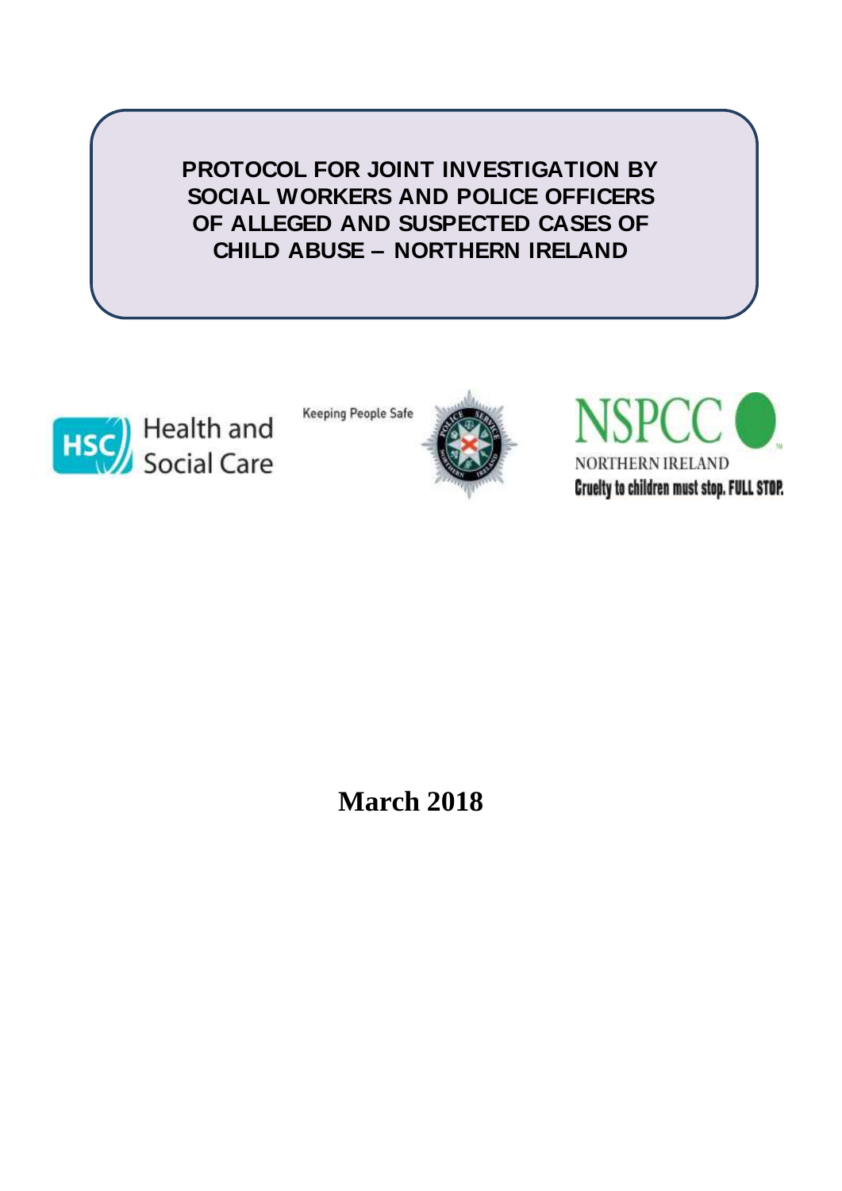# PROTOCOL FOR JOINT INVESTIGATION BY SOCIAL WORKERS AND POLICE OFFICERS OF ALLEGED AND SUSPECTED CASES OF CHILD ABUSE – NORTHERN IRELAND

HSC Health and Social Care

Keeping People Safe

NSPCC NORTHERN IRELAND

Cruelty to children must stop. FULL STOP.

**March 2018**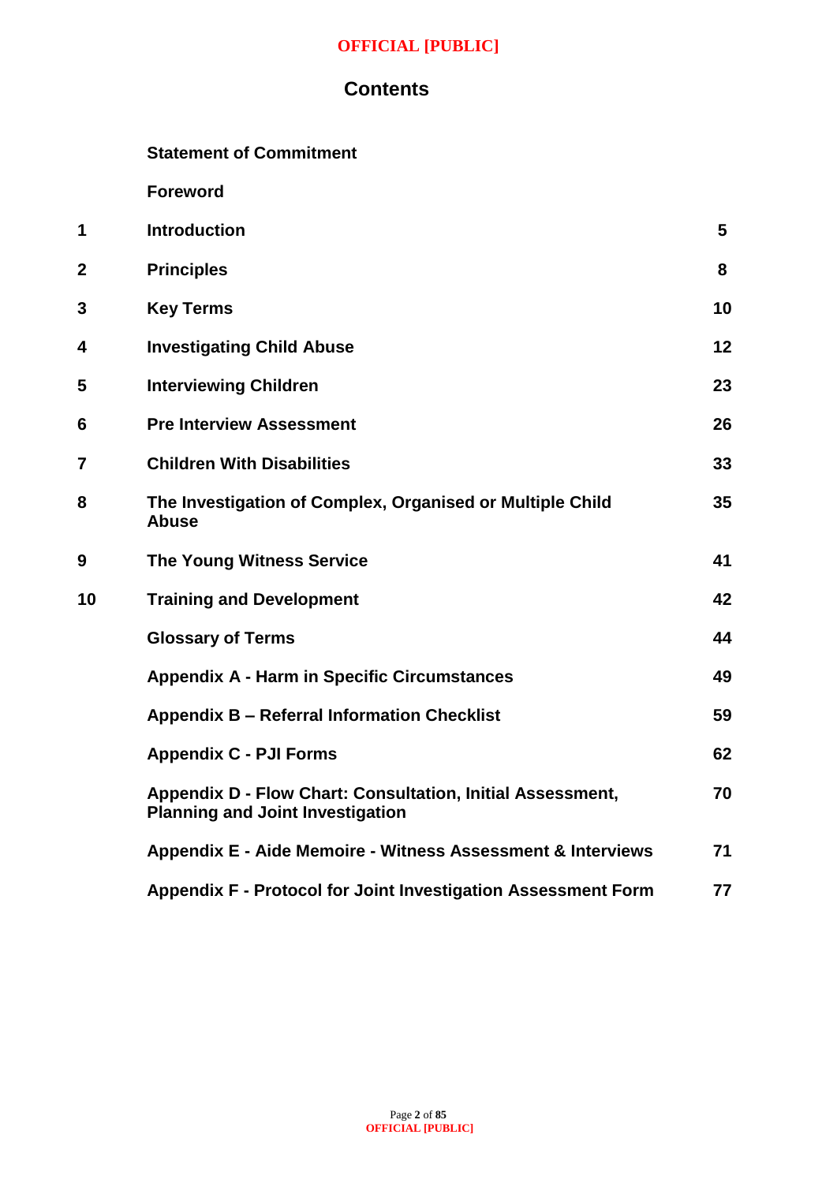# Contents

| | | |
|---|---|---|
| | **Statement of Commitment** | |
| | **Foreword** | |
| **1** | **Introduction** | **5** |
| **2** | **Principles** | **8** |
| **3** | **Key Terms** | **10** |
| **4** | **Investigating Child Abuse** | **12** |
| **5** | **Interviewing Children** | **23** |
| **6** | **Pre Interview Assessment** | **26** |
| **7** | **Children With Disabilities** | **33** |
| **8** | **The Investigation of Complex, Organised or Multiple Child Abuse** | **35** |
| **9** | **The Young Witness Service** | **41** |
| **10** | **Training and Development** | **42** |
| | **Glossary of Terms** | **44** |
| | **Appendix A - Harm in Specific Circumstances** | **49** |
| | **Appendix B – Referral Information Checklist** | **59** |
| | **Appendix C - PJI Forms** | **62** |
| | **Appendix D - Flow Chart: Consultation, Initial Assessment, Planning and Joint Investigation** | **70** |
| | **Appendix E - Aide Memoire - Witness Assessment & Interviews** | **71** |
| | **Appendix F - Protocol for Joint Investigation Assessment Form** | **77** |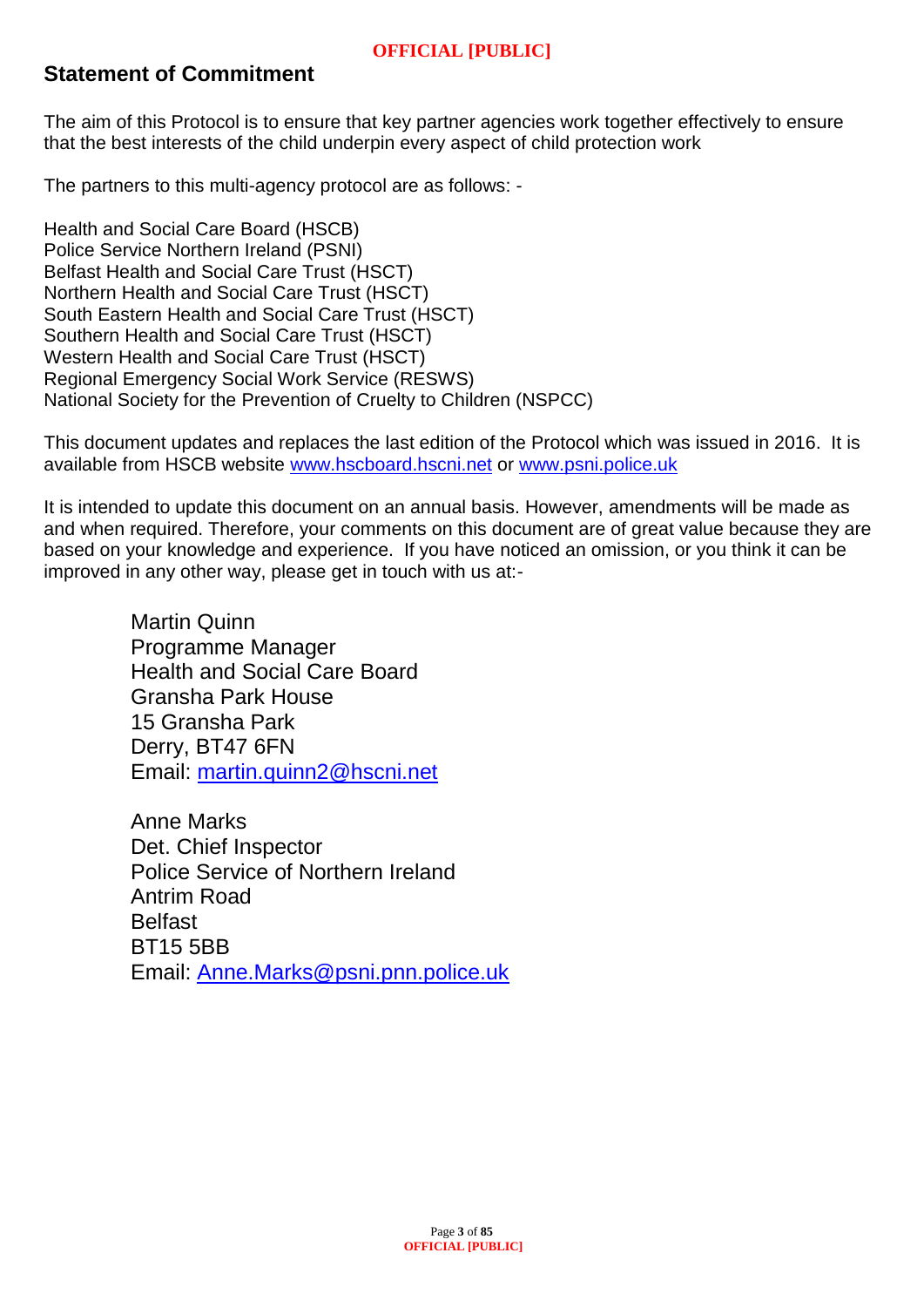## Statement of Commitment

The aim of this Protocol is to ensure that key partner agencies work together effectively to ensure that the best interests of the child underpin every aspect of child protection work

The partners to this multi-agency protocol are as follows: -

Health and Social Care Board (HSCB)
Police Service Northern Ireland (PSNI)
Belfast Health and Social Care Trust (HSCT)
Northern Health and Social Care Trust (HSCT)
South Eastern Health and Social Care Trust (HSCT)
Southern Health and Social Care Trust (HSCT)
Western Health and Social Care Trust (HSCT)
Regional Emergency Social Work Service (RESWS)
National Society for the Prevention of Cruelty to Children (NSPCC)

This document updates and replaces the last edition of the Protocol which was issued in 2016. It is available from HSCB website www.hscboard.hscni.net or www.psni.police.uk

It is intended to update this document on an annual basis. However, amendments will be made as and when required. Therefore, your comments on this document are of great value because they are based on your knowledge and experience. If you have noticed an omission, or you think it can be improved in any other way, please get in touch with us at:-

Martin Quinn
Programme Manager
Health and Social Care Board
Gransha Park House
15 Gransha Park
Derry, BT47 6FN
Email: martin.quinn2@hscni.net

Anne Marks
Det. Chief Inspector
Police Service of Northern Ireland
Antrim Road
Belfast
BT15 5BB
Email: Anne.Marks@psni.pnn.police.uk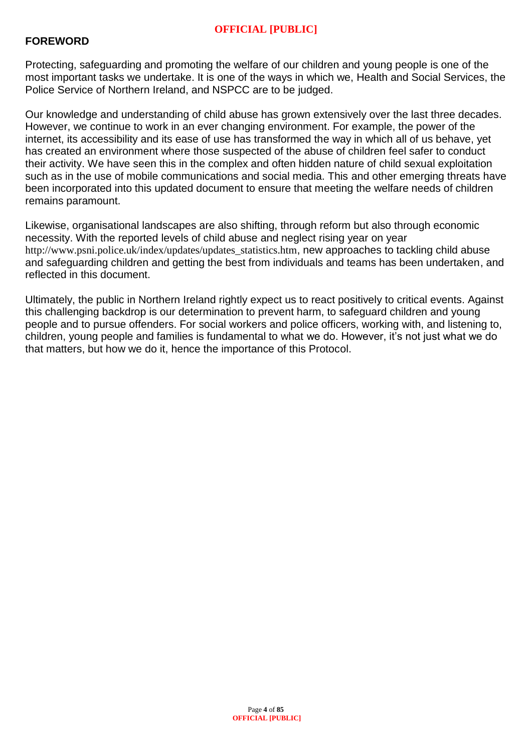## FOREWORD

Protecting, safeguarding and promoting the welfare of our children and young people is one of the most important tasks we undertake. It is one of the ways in which we, Health and Social Services, the Police Service of Northern Ireland, and NSPCC are to be judged.

Our knowledge and understanding of child abuse has grown extensively over the last three decades. However, we continue to work in an ever changing environment. For example, the power of the internet, its accessibility and its ease of use has transformed the way in which all of us behave, yet has created an environment where those suspected of the abuse of children feel safer to conduct their activity. We have seen this in the complex and often hidden nature of child sexual exploitation such as in the use of mobile communications and social media. This and other emerging threats have been incorporated into this updated document to ensure that meeting the welfare needs of children remains paramount.

Likewise, organisational landscapes are also shifting, through reform but also through economic necessity. With the reported levels of child abuse and neglect rising year on year http://www.psni.police.uk/index/updates/updates_statistics.htm, new approaches to tackling child abuse and safeguarding children and getting the best from individuals and teams has been undertaken, and reflected in this document.

Ultimately, the public in Northern Ireland rightly expect us to react positively to critical events. Against this challenging backdrop is our determination to prevent harm, to safeguard children and young people and to pursue offenders. For social workers and police officers, working with, and listening to, children, young people and families is fundamental to what we do. However, it's not just what we do that matters, but how we do it, hence the importance of this Protocol.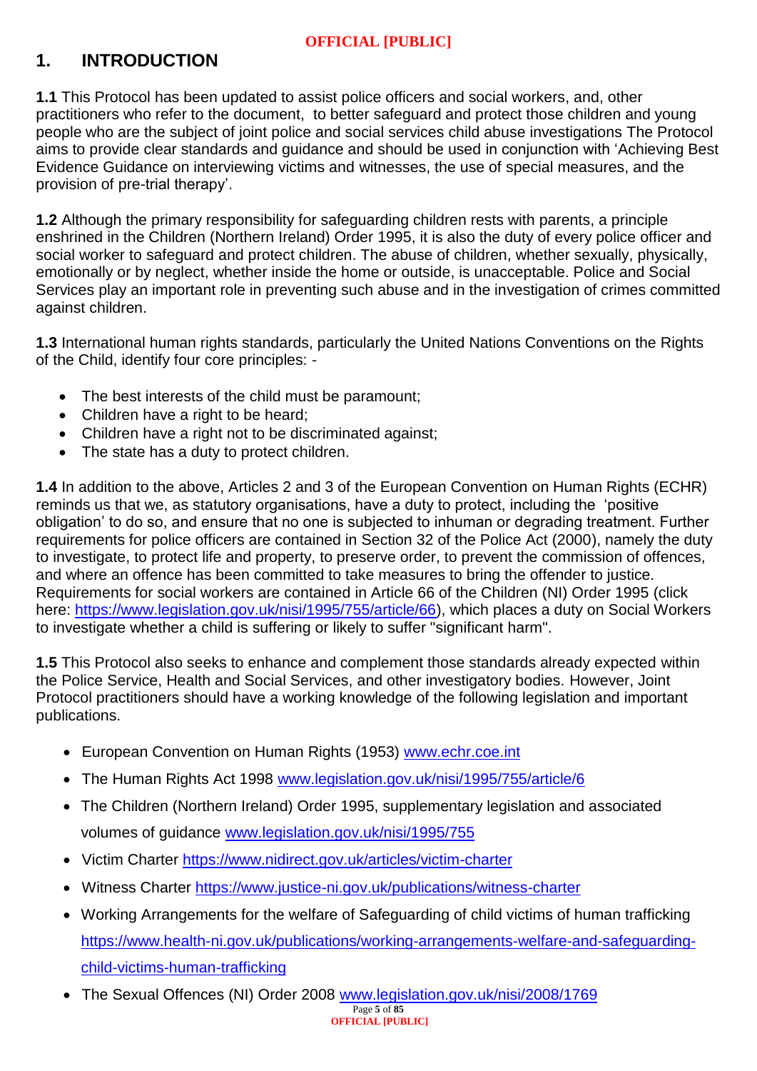# 1. INTRODUCTION

**1.1** This Protocol has been updated to assist police officers and social workers, and, other practitioners who refer to the document, to better safeguard and protect those children and young people who are the subject of joint police and social services child abuse investigations The Protocol aims to provide clear standards and guidance and should be used in conjunction with 'Achieving Best Evidence Guidance on interviewing victims and witnesses, the use of special measures, and the provision of pre-trial therapy'.

**1.2** Although the primary responsibility for safeguarding children rests with parents, a principle enshrined in the Children (Northern Ireland) Order 1995, it is also the duty of every police officer and social worker to safeguard and protect children. The abuse of children, whether sexually, physically, emotionally or by neglect, whether inside the home or outside, is unacceptable. Police and Social Services play an important role in preventing such abuse and in the investigation of crimes committed against children.

**1.3** International human rights standards, particularly the United Nations Conventions on the Rights of the Child, identify four core principles: -

- The best interests of the child must be paramount;
- Children have a right to be heard;
- Children have a right not to be discriminated against;
- The state has a duty to protect children.

**1.4** In addition to the above, Articles 2 and 3 of the European Convention on Human Rights (ECHR) reminds us that we, as statutory organisations, have a duty to protect, including the 'positive obligation' to do so, and ensure that no one is subjected to inhuman or degrading treatment. Further requirements for police officers are contained in Section 32 of the Police Act (2000), namely the duty to investigate, to protect life and property, to preserve order, to prevent the commission of offences, and where an offence has been committed to take measures to bring the offender to justice. Requirements for social workers are contained in Article 66 of the Children (NI) Order 1995 (click here: https://www.legislation.gov.uk/nisi/1995/755/article/66), which places a duty on Social Workers to investigate whether a child is suffering or likely to suffer "significant harm".

**1.5** This Protocol also seeks to enhance and complement those standards already expected within the Police Service, Health and Social Services, and other investigatory bodies. However, Joint Protocol practitioners should have a working knowledge of the following legislation and important publications.

- European Convention on Human Rights (1953) www.echr.coe.int
- The Human Rights Act 1998 www.legislation.gov.uk/nisi/1995/755/article/6
- The Children (Northern Ireland) Order 1995, supplementary legislation and associated volumes of guidance www.legislation.gov.uk/nisi/1995/755
- Victim Charter https://www.nidirect.gov.uk/articles/victim-charter
- Witness Charter https://www.justice-ni.gov.uk/publications/witness-charter
- Working Arrangements for the welfare of Safeguarding of child victims of human trafficking https://www.health-ni.gov.uk/publications/working-arrangements-welfare-and-safeguarding-child-victims-human-trafficking
- The Sexual Offences (NI) Order 2008 www.legislation.gov.uk/nisi/2008/1769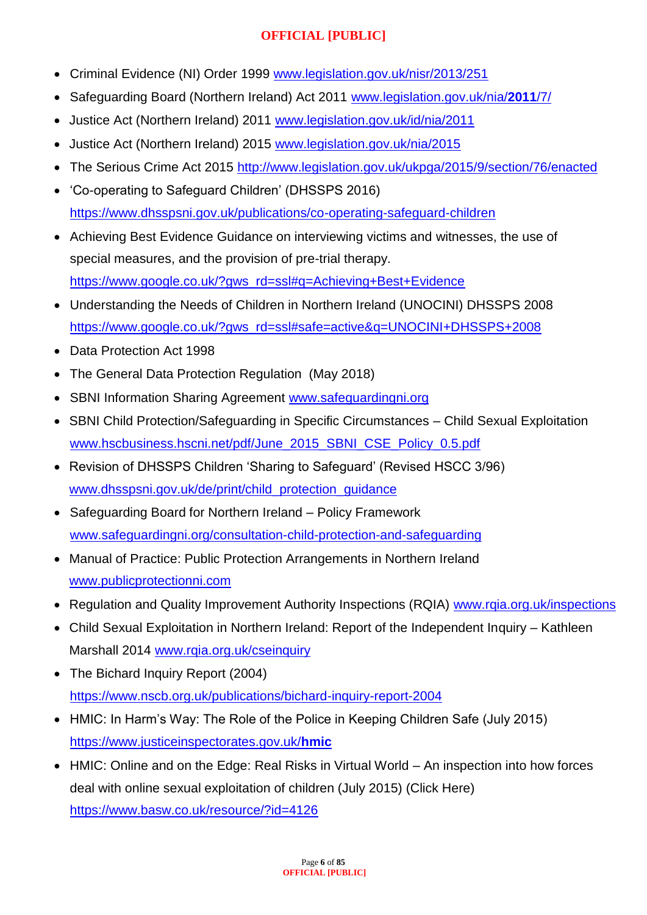- Criminal Evidence (NI) Order 1999 www.legislation.gov.uk/nisr/2013/251
- Safeguarding Board (Northern Ireland) Act 2011 www.legislation.gov.uk/nia/**2011**/7/
- Justice Act (Northern Ireland) 2011 www.legislation.gov.uk/id/nia/2011
- Justice Act (Northern Ireland) 2015 www.legislation.gov.uk/nia/2015
- The Serious Crime Act 2015 http://www.legislation.gov.uk/ukpga/2015/9/section/76/enacted
- 'Co-operating to Safeguard Children' (DHSSPS 2016) https://www.dhsspsni.gov.uk/publications/co-operating-safeguard-children
- Achieving Best Evidence Guidance on interviewing victims and witnesses, the use of special measures, and the provision of pre-trial therapy. https://www.google.co.uk/?gws_rd=ssl#q=Achieving+Best+Evidence
- Understanding the Needs of Children in Northern Ireland (UNOCINI) DHSSPS 2008 https://www.google.co.uk/?gws_rd=ssl#safe=active&q=UNOCINI+DHSSPS+2008
- Data Protection Act 1998
- The General Data Protection Regulation (May 2018)
- SBNI Information Sharing Agreement www.safeguardingni.org
- SBNI Child Protection/Safeguarding in Specific Circumstances – Child Sexual Exploitation www.hscbusiness.hscni.net/pdf/June_2015_SBNI_CSE_Policy_0.5.pdf
- Revision of DHSSPS Children 'Sharing to Safeguard' (Revised HSCC 3/96) www.dhsspsni.gov.uk/de/print/child_protection_guidance
- Safeguarding Board for Northern Ireland – Policy Framework www.safeguardingni.org/consultation-child-protection-and-safeguarding
- Manual of Practice: Public Protection Arrangements in Northern Ireland www.publicprotectionni.com
- Regulation and Quality Improvement Authority Inspections (RQIA) www.rqia.org.uk/inspections
- Child Sexual Exploitation in Northern Ireland: Report of the Independent Inquiry – Kathleen Marshall 2014 www.rqia.org.uk/cseinquiry
- The Bichard Inquiry Report (2004) https://www.nscb.org.uk/publications/bichard-inquiry-report-2004
- HMIC: In Harm's Way: The Role of the Police in Keeping Children Safe (July 2015) https://www.justiceinspectorates.gov.uk/**hmic**
- HMIC: Online and on the Edge: Real Risks in Virtual World – An inspection into how forces deal with online sexual exploitation of children (July 2015) (Click Here) https://www.basw.co.uk/resource/?id=4126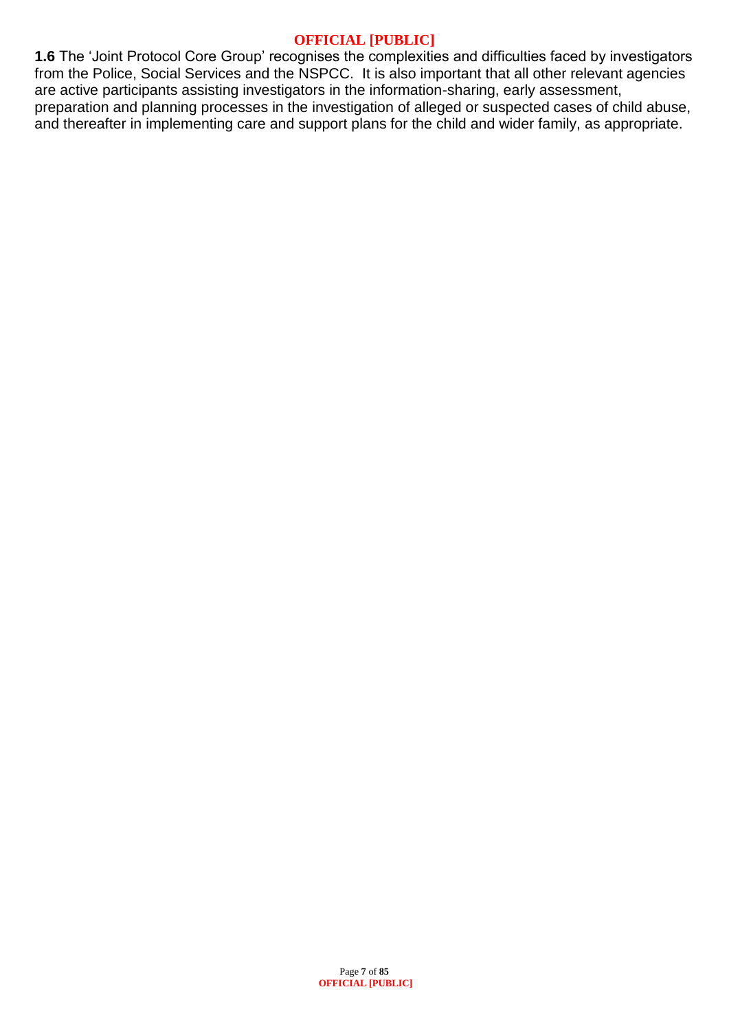**1.6** The 'Joint Protocol Core Group' recognises the complexities and difficulties faced by investigators from the Police, Social Services and the NSPCC. It is also important that all other relevant agencies are active participants assisting investigators in the information-sharing, early assessment, preparation and planning processes in the investigation of alleged or suspected cases of child abuse, and thereafter in implementing care and support plans for the child and wider family, as appropriate.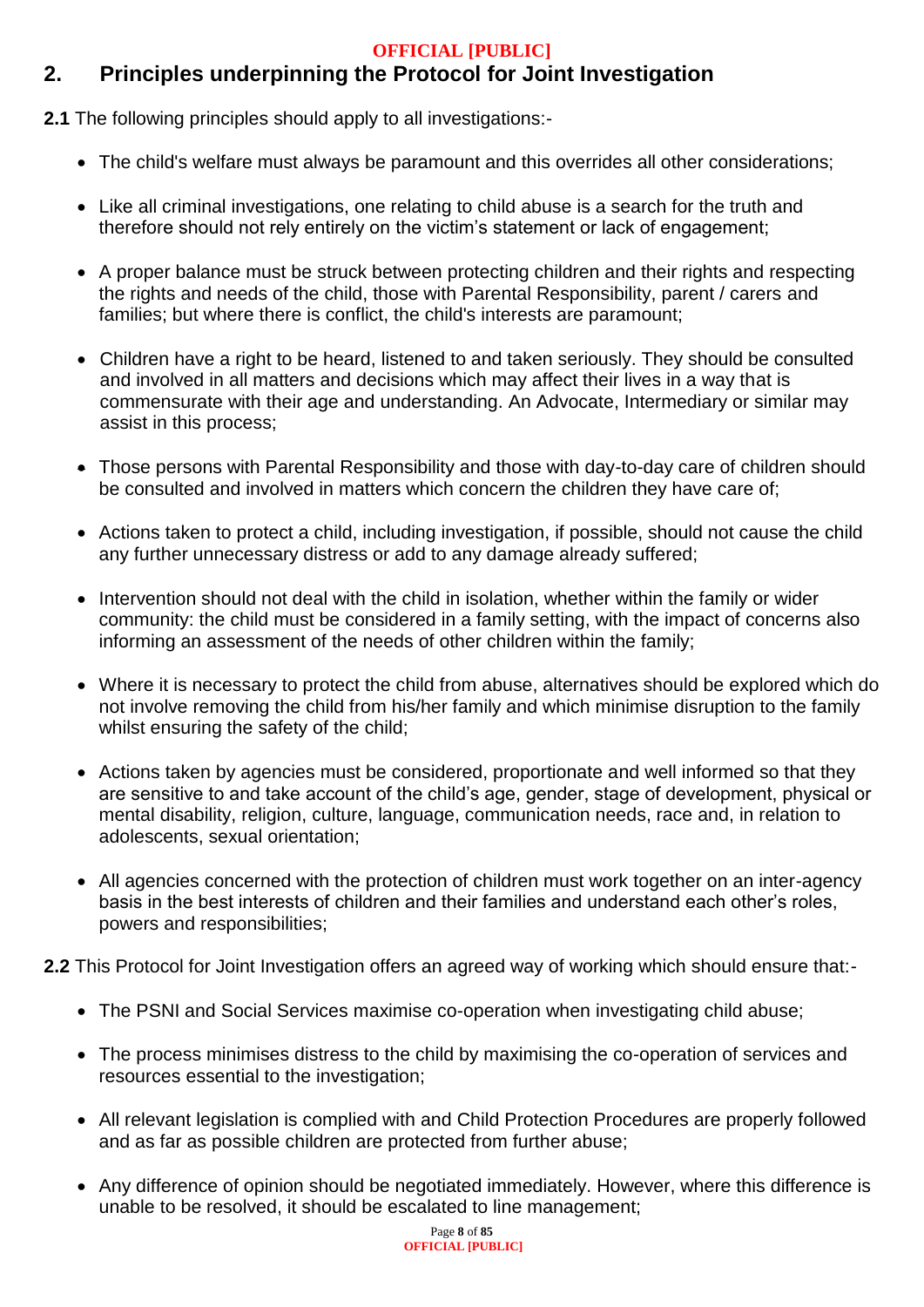## 2. Principles underpinning the Protocol for Joint Investigation

**2.1** The following principles should apply to all investigations:-

- The child's welfare must always be paramount and this overrides all other considerations;
- Like all criminal investigations, one relating to child abuse is a search for the truth and therefore should not rely entirely on the victim's statement or lack of engagement;
- A proper balance must be struck between protecting children and their rights and respecting the rights and needs of the child, those with Parental Responsibility, parent / carers and families; but where there is conflict, the child's interests are paramount;
- Children have a right to be heard, listened to and taken seriously. They should be consulted and involved in all matters and decisions which may affect their lives in a way that is commensurate with their age and understanding. An Advocate, Intermediary or similar may assist in this process;
- Those persons with Parental Responsibility and those with day-to-day care of children should be consulted and involved in matters which concern the children they have care of;
- Actions taken to protect a child, including investigation, if possible, should not cause the child any further unnecessary distress or add to any damage already suffered;
- Intervention should not deal with the child in isolation, whether within the family or wider community: the child must be considered in a family setting, with the impact of concerns also informing an assessment of the needs of other children within the family;
- Where it is necessary to protect the child from abuse, alternatives should be explored which do not involve removing the child from his/her family and which minimise disruption to the family whilst ensuring the safety of the child;
- Actions taken by agencies must be considered, proportionate and well informed so that they are sensitive to and take account of the child's age, gender, stage of development, physical or mental disability, religion, culture, language, communication needs, race and, in relation to adolescents, sexual orientation;
- All agencies concerned with the protection of children must work together on an inter-agency basis in the best interests of children and their families and understand each other's roles, powers and responsibilities;

**2.2** This Protocol for Joint Investigation offers an agreed way of working which should ensure that:-

- The PSNI and Social Services maximise co-operation when investigating child abuse;
- The process minimises distress to the child by maximising the co-operation of services and resources essential to the investigation;
- All relevant legislation is complied with and Child Protection Procedures are properly followed and as far as possible children are protected from further abuse;
- Any difference of opinion should be negotiated immediately. However, where this difference is unable to be resolved, it should be escalated to line management;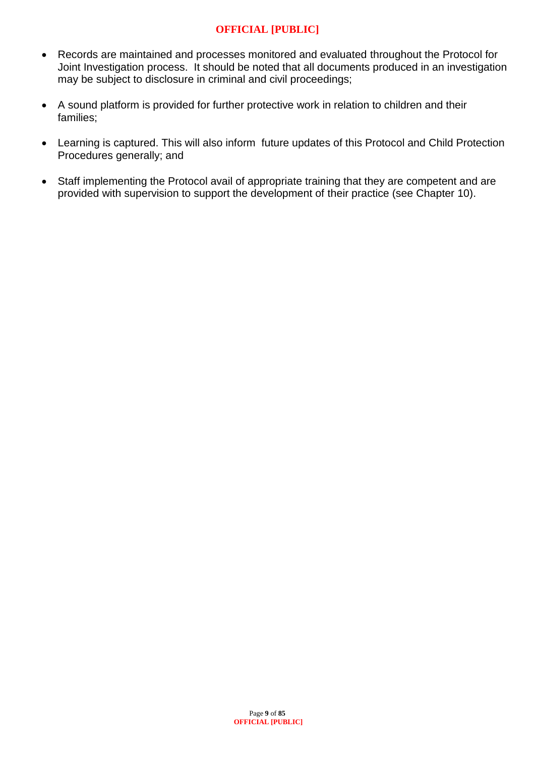- Records are maintained and processes monitored and evaluated throughout the Protocol for Joint Investigation process. It should be noted that all documents produced in an investigation may be subject to disclosure in criminal and civil proceedings;

- A sound platform is provided for further protective work in relation to children and their families;

- Learning is captured. This will also inform future updates of this Protocol and Child Protection Procedures generally; and

- Staff implementing the Protocol avail of appropriate training that they are competent and are provided with supervision to support the development of their practice (see Chapter 10).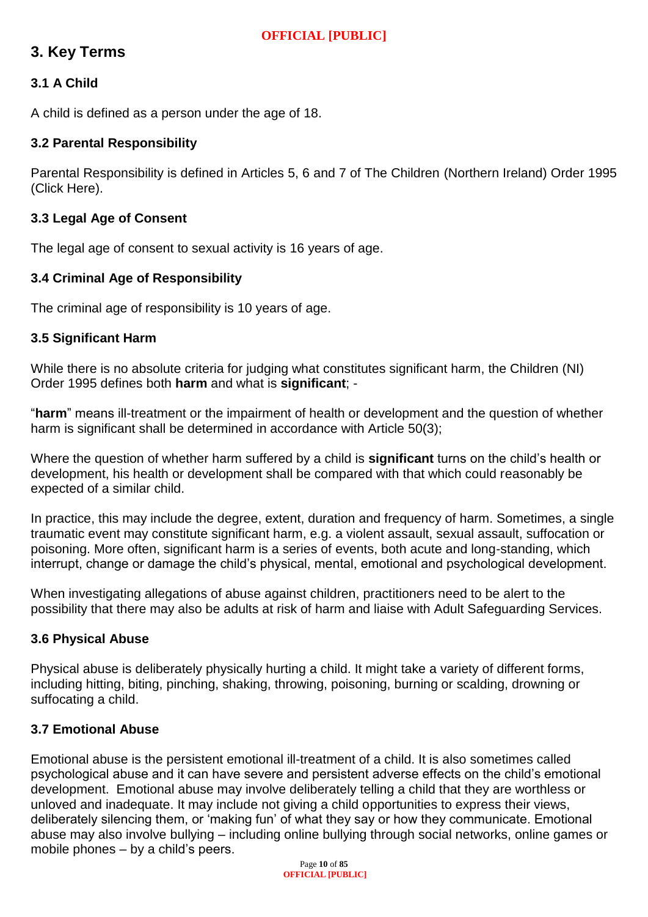## 3. Key Terms

### 3.1 A Child

A child is defined as a person under the age of 18.

### 3.2 Parental Responsibility

Parental Responsibility is defined in Articles 5, 6 and 7 of The Children (Northern Ireland) Order 1995 (Click Here).

### 3.3 Legal Age of Consent

The legal age of consent to sexual activity is 16 years of age.

### 3.4 Criminal Age of Responsibility

The criminal age of responsibility is 10 years of age.

### 3.5 Significant Harm

While there is no absolute criteria for judging what constitutes significant harm, the Children (NI) Order 1995 defines both **harm** and what is **significant**; -

"**harm**" means ill-treatment or the impairment of health or development and the question of whether harm is significant shall be determined in accordance with Article 50(3);

Where the question of whether harm suffered by a child is **significant** turns on the child's health or development, his health or development shall be compared with that which could reasonably be expected of a similar child.

In practice, this may include the degree, extent, duration and frequency of harm. Sometimes, a single traumatic event may constitute significant harm, e.g. a violent assault, sexual assault, suffocation or poisoning. More often, significant harm is a series of events, both acute and long-standing, which interrupt, change or damage the child's physical, mental, emotional and psychological development.

When investigating allegations of abuse against children, practitioners need to be alert to the possibility that there may also be adults at risk of harm and liaise with Adult Safeguarding Services.

### 3.6 Physical Abuse

Physical abuse is deliberately physically hurting a child. It might take a variety of different forms, including hitting, biting, pinching, shaking, throwing, poisoning, burning or scalding, drowning or suffocating a child.

### 3.7 Emotional Abuse

Emotional abuse is the persistent emotional ill-treatment of a child. It is also sometimes called psychological abuse and it can have severe and persistent adverse effects on the child's emotional development. Emotional abuse may involve deliberately telling a child that they are worthless or unloved and inadequate. It may include not giving a child opportunities to express their views, deliberately silencing them, or 'making fun' of what they say or how they communicate. Emotional abuse may also involve bullying – including online bullying through social networks, online games or mobile phones – by a child's peers.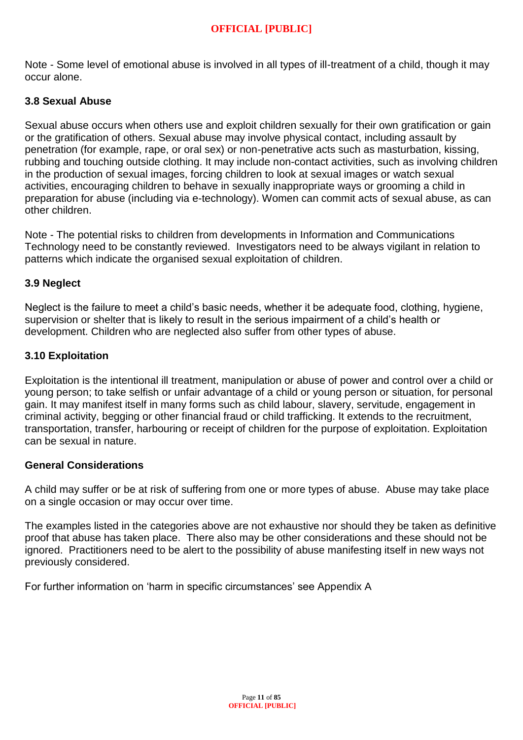Note - Some level of emotional abuse is involved in all types of ill-treatment of a child, though it may occur alone.

### 3.8 Sexual Abuse

Sexual abuse occurs when others use and exploit children sexually for their own gratification or gain or the gratification of others. Sexual abuse may involve physical contact, including assault by penetration (for example, rape, or oral sex) or non-penetrative acts such as masturbation, kissing, rubbing and touching outside clothing. It may include non-contact activities, such as involving children in the production of sexual images, forcing children to look at sexual images or watch sexual activities, encouraging children to behave in sexually inappropriate ways or grooming a child in preparation for abuse (including via e-technology). Women can commit acts of sexual abuse, as can other children.

Note - The potential risks to children from developments in Information and Communications Technology need to be constantly reviewed. Investigators need to be always vigilant in relation to patterns which indicate the organised sexual exploitation of children.

### 3.9 Neglect

Neglect is the failure to meet a child's basic needs, whether it be adequate food, clothing, hygiene, supervision or shelter that is likely to result in the serious impairment of a child's health or development. Children who are neglected also suffer from other types of abuse.

### 3.10 Exploitation

Exploitation is the intentional ill treatment, manipulation or abuse of power and control over a child or young person; to take selfish or unfair advantage of a child or young person or situation, for personal gain. It may manifest itself in many forms such as child labour, slavery, servitude, engagement in criminal activity, begging or other financial fraud or child trafficking. It extends to the recruitment, transportation, transfer, harbouring or receipt of children for the purpose of exploitation. Exploitation can be sexual in nature.

### General Considerations

A child may suffer or be at risk of suffering from one or more types of abuse. Abuse may take place on a single occasion or may occur over time.

The examples listed in the categories above are not exhaustive nor should they be taken as definitive proof that abuse has taken place. There also may be other considerations and these should not be ignored. Practitioners need to be alert to the possibility of abuse manifesting itself in new ways not previously considered.

For further information on 'harm in specific circumstances' see Appendix A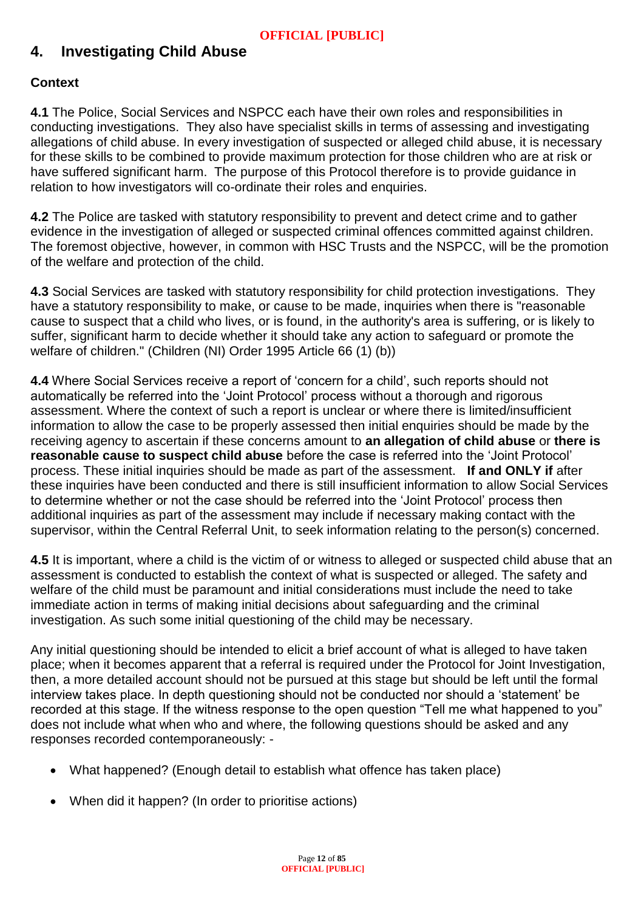## 4. Investigating Child Abuse

### Context

**4.1** The Police, Social Services and NSPCC each have their own roles and responsibilities in conducting investigations. They also have specialist skills in terms of assessing and investigating allegations of child abuse. In every investigation of suspected or alleged child abuse, it is necessary for these skills to be combined to provide maximum protection for those children who are at risk or have suffered significant harm. The purpose of this Protocol therefore is to provide guidance in relation to how investigators will co-ordinate their roles and enquiries.

**4.2** The Police are tasked with statutory responsibility to prevent and detect crime and to gather evidence in the investigation of alleged or suspected criminal offences committed against children. The foremost objective, however, in common with HSC Trusts and the NSPCC, will be the promotion of the welfare and protection of the child.

**4.3** Social Services are tasked with statutory responsibility for child protection investigations. They have a statutory responsibility to make, or cause to be made, inquiries when there is "reasonable cause to suspect that a child who lives, or is found, in the authority's area is suffering, or is likely to suffer, significant harm to decide whether it should take any action to safeguard or promote the welfare of children." (Children (NI) Order 1995 Article 66 (1) (b))

**4.4** Where Social Services receive a report of 'concern for a child', such reports should not automatically be referred into the 'Joint Protocol' process without a thorough and rigorous assessment. Where the context of such a report is unclear or where there is limited/insufficient information to allow the case to be properly assessed then initial enquiries should be made by the receiving agency to ascertain if these concerns amount to **an allegation of child abuse** or **there is reasonable cause to suspect child abuse** before the case is referred into the 'Joint Protocol' process. These initial inquiries should be made as part of the assessment. **If and ONLY if** after these inquiries have been conducted and there is still insufficient information to allow Social Services to determine whether or not the case should be referred into the 'Joint Protocol' process then additional inquiries as part of the assessment may include if necessary making contact with the supervisor, within the Central Referral Unit, to seek information relating to the person(s) concerned.

**4.5** It is important, where a child is the victim of or witness to alleged or suspected child abuse that an assessment is conducted to establish the context of what is suspected or alleged. The safety and welfare of the child must be paramount and initial considerations must include the need to take immediate action in terms of making initial decisions about safeguarding and the criminal investigation. As such some initial questioning of the child may be necessary.

Any initial questioning should be intended to elicit a brief account of what is alleged to have taken place; when it becomes apparent that a referral is required under the Protocol for Joint Investigation, then, a more detailed account should not be pursued at this stage but should be left until the formal interview takes place. In depth questioning should not be conducted nor should a 'statement' be recorded at this stage. If the witness response to the open question "Tell me what happened to you" does not include what when who and where, the following questions should be asked and any responses recorded contemporaneously: -

- What happened? (Enough detail to establish what offence has taken place)
- When did it happen? (In order to prioritise actions)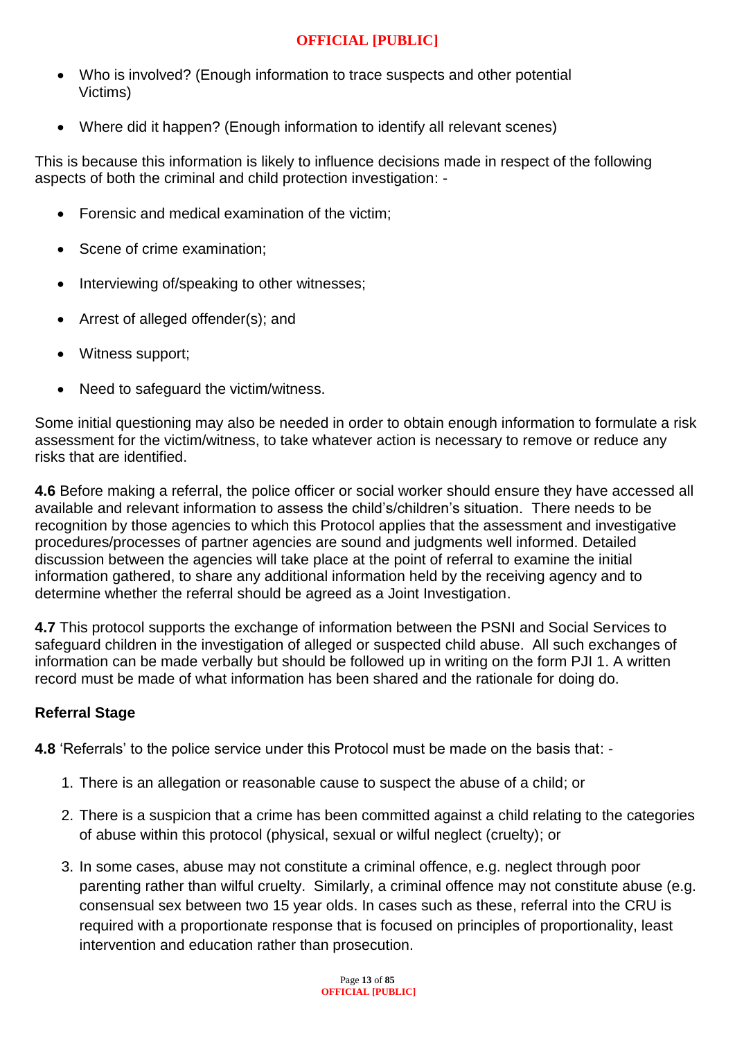- Who is involved? (Enough information to trace suspects and other potential Victims)
- Where did it happen? (Enough information to identify all relevant scenes)

This is because this information is likely to influence decisions made in respect of the following aspects of both the criminal and child protection investigation: -

- Forensic and medical examination of the victim;
- Scene of crime examination;
- Interviewing of/speaking to other witnesses;
- Arrest of alleged offender(s); and
- Witness support;
- Need to safeguard the victim/witness.

Some initial questioning may also be needed in order to obtain enough information to formulate a risk assessment for the victim/witness, to take whatever action is necessary to remove or reduce any risks that are identified.

**4.6** Before making a referral, the police officer or social worker should ensure they have accessed all available and relevant information to assess the child's/children's situation. There needs to be recognition by those agencies to which this Protocol applies that the assessment and investigative procedures/processes of partner agencies are sound and judgments well informed. Detailed discussion between the agencies will take place at the point of referral to examine the initial information gathered, to share any additional information held by the receiving agency and to determine whether the referral should be agreed as a Joint Investigation.

**4.7** This protocol supports the exchange of information between the PSNI and Social Services to safeguard children in the investigation of alleged or suspected child abuse. All such exchanges of information can be made verbally but should be followed up in writing on the form PJI 1. A written record must be made of what information has been shared and the rationale for doing do.

### Referral Stage

**4.8** 'Referrals' to the police service under this Protocol must be made on the basis that: -

1. There is an allegation or reasonable cause to suspect the abuse of a child; or
2. There is a suspicion that a crime has been committed against a child relating to the categories of abuse within this protocol (physical, sexual or wilful neglect (cruelty); or
3. In some cases, abuse may not constitute a criminal offence, e.g. neglect through poor parenting rather than wilful cruelty. Similarly, a criminal offence may not constitute abuse (e.g. consensual sex between two 15 year olds. In cases such as these, referral into the CRU is required with a proportionate response that is focused on principles of proportionality, least intervention and education rather than prosecution.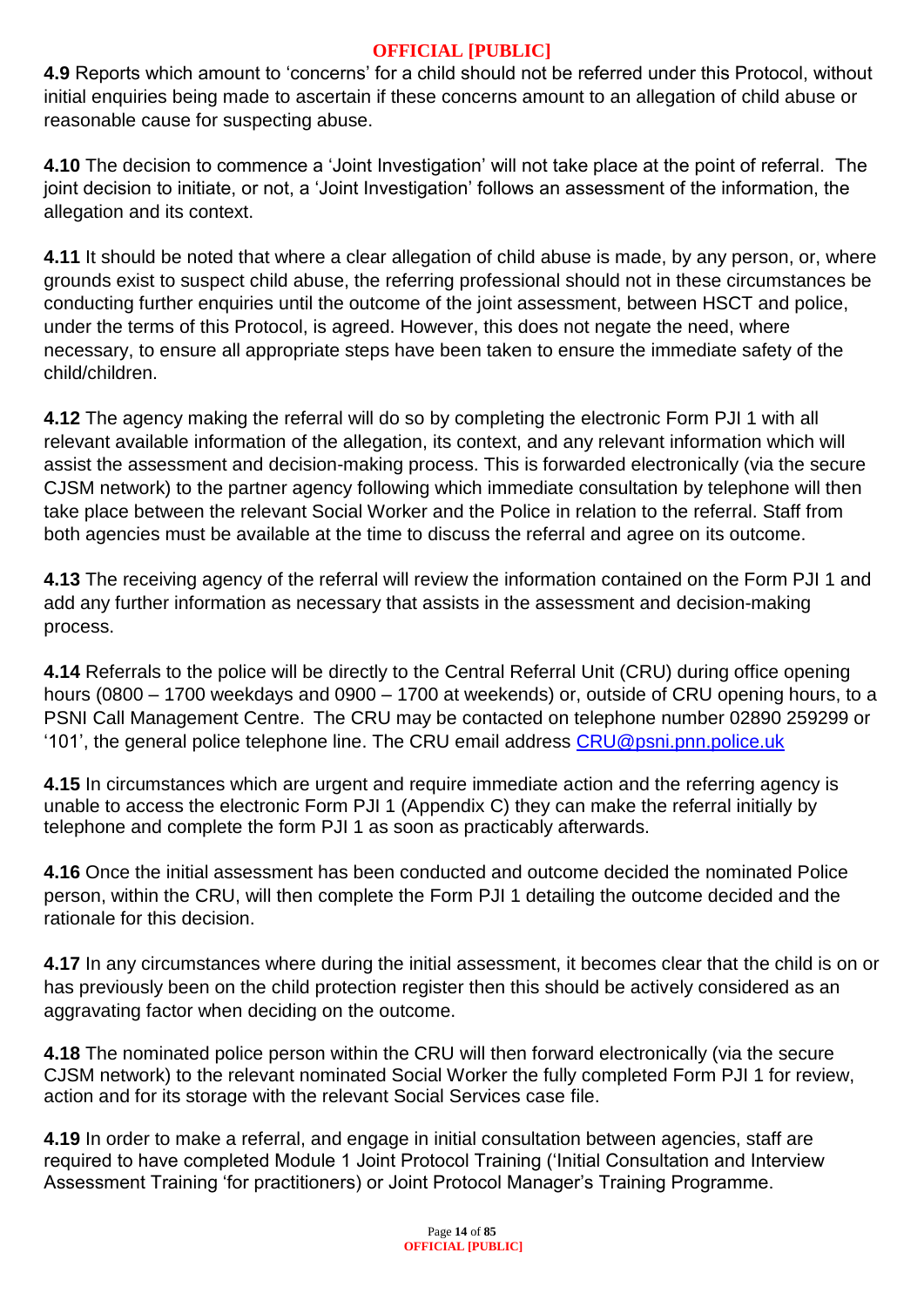**4.9** Reports which amount to 'concerns' for a child should not be referred under this Protocol, without initial enquiries being made to ascertain if these concerns amount to an allegation of child abuse or reasonable cause for suspecting abuse.

**4.10** The decision to commence a 'Joint Investigation' will not take place at the point of referral. The joint decision to initiate, or not, a 'Joint Investigation' follows an assessment of the information, the allegation and its context.

**4.11** It should be noted that where a clear allegation of child abuse is made, by any person, or, where grounds exist to suspect child abuse, the referring professional should not in these circumstances be conducting further enquiries until the outcome of the joint assessment, between HSCT and police, under the terms of this Protocol, is agreed. However, this does not negate the need, where necessary, to ensure all appropriate steps have been taken to ensure the immediate safety of the child/children.

**4.12** The agency making the referral will do so by completing the electronic Form PJI 1 with all relevant available information of the allegation, its context, and any relevant information which will assist the assessment and decision-making process. This is forwarded electronically (via the secure CJSM network) to the partner agency following which immediate consultation by telephone will then take place between the relevant Social Worker and the Police in relation to the referral. Staff from both agencies must be available at the time to discuss the referral and agree on its outcome.

**4.13** The receiving agency of the referral will review the information contained on the Form PJI 1 and add any further information as necessary that assists in the assessment and decision-making process.

**4.14** Referrals to the police will be directly to the Central Referral Unit (CRU) during office opening hours (0800 – 1700 weekdays and 0900 – 1700 at weekends) or, outside of CRU opening hours, to a PSNI Call Management Centre. The CRU may be contacted on telephone number 02890 259299 or '101', the general police telephone line. The CRU email address CRU@psni.pnn.police.uk

**4.15** In circumstances which are urgent and require immediate action and the referring agency is unable to access the electronic Form PJI 1 (Appendix C) they can make the referral initially by telephone and complete the form PJI 1 as soon as practicably afterwards.

**4.16** Once the initial assessment has been conducted and outcome decided the nominated Police person, within the CRU, will then complete the Form PJI 1 detailing the outcome decided and the rationale for this decision.

**4.17** In any circumstances where during the initial assessment, it becomes clear that the child is on or has previously been on the child protection register then this should be actively considered as an aggravating factor when deciding on the outcome.

**4.18** The nominated police person within the CRU will then forward electronically (via the secure CJSM network) to the relevant nominated Social Worker the fully completed Form PJI 1 for review, action and for its storage with the relevant Social Services case file.

**4.19** In order to make a referral, and engage in initial consultation between agencies, staff are required to have completed Module 1 Joint Protocol Training ('Initial Consultation and Interview Assessment Training 'for practitioners) or Joint Protocol Manager's Training Programme.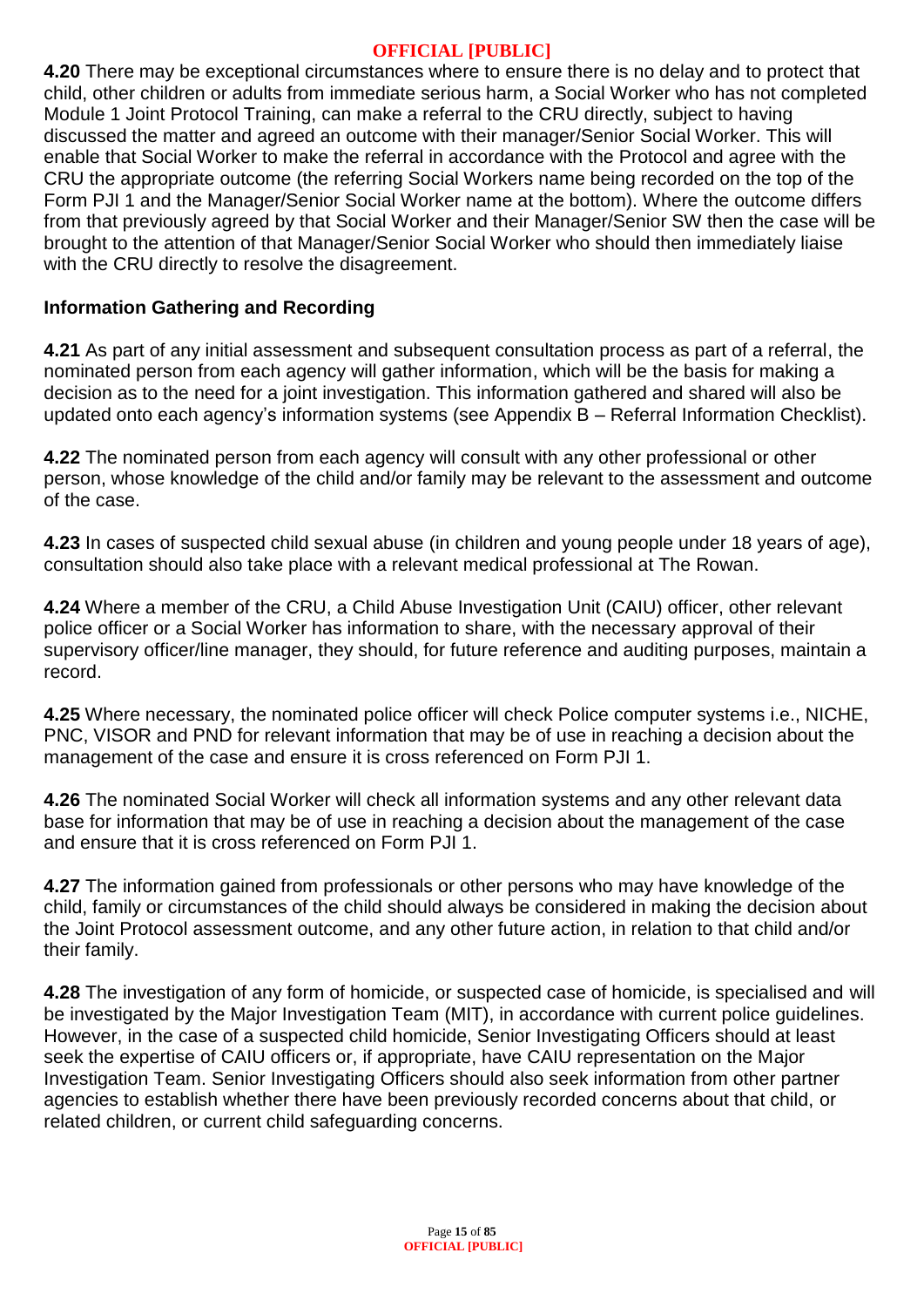**4.20** There may be exceptional circumstances where to ensure there is no delay and to protect that child, other children or adults from immediate serious harm, a Social Worker who has not completed Module 1 Joint Protocol Training, can make a referral to the CRU directly, subject to having discussed the matter and agreed an outcome with their manager/Senior Social Worker. This will enable that Social Worker to make the referral in accordance with the Protocol and agree with the CRU the appropriate outcome (the referring Social Workers name being recorded on the top of the Form PJI 1 and the Manager/Senior Social Worker name at the bottom). Where the outcome differs from that previously agreed by that Social Worker and their Manager/Senior SW then the case will be brought to the attention of that Manager/Senior Social Worker who should then immediately liaise with the CRU directly to resolve the disagreement.

## Information Gathering and Recording

**4.21** As part of any initial assessment and subsequent consultation process as part of a referral, the nominated person from each agency will gather information, which will be the basis for making a decision as to the need for a joint investigation. This information gathered and shared will also be updated onto each agency's information systems (see Appendix B – Referral Information Checklist).

**4.22** The nominated person from each agency will consult with any other professional or other person, whose knowledge of the child and/or family may be relevant to the assessment and outcome of the case.

**4.23** In cases of suspected child sexual abuse (in children and young people under 18 years of age), consultation should also take place with a relevant medical professional at The Rowan.

**4.24** Where a member of the CRU, a Child Abuse Investigation Unit (CAIU) officer, other relevant police officer or a Social Worker has information to share, with the necessary approval of their supervisory officer/line manager, they should, for future reference and auditing purposes, maintain a record.

**4.25** Where necessary, the nominated police officer will check Police computer systems i.e., NICHE, PNC, VISOR and PND for relevant information that may be of use in reaching a decision about the management of the case and ensure it is cross referenced on Form PJI 1.

**4.26** The nominated Social Worker will check all information systems and any other relevant data base for information that may be of use in reaching a decision about the management of the case and ensure that it is cross referenced on Form PJI 1.

**4.27** The information gained from professionals or other persons who may have knowledge of the child, family or circumstances of the child should always be considered in making the decision about the Joint Protocol assessment outcome, and any other future action, in relation to that child and/or their family.

**4.28** The investigation of any form of homicide, or suspected case of homicide, is specialised and will be investigated by the Major Investigation Team (MIT), in accordance with current police guidelines. However, in the case of a suspected child homicide, Senior Investigating Officers should at least seek the expertise of CAIU officers or, if appropriate, have CAIU representation on the Major Investigation Team. Senior Investigating Officers should also seek information from other partner agencies to establish whether there have been previously recorded concerns about that child, or related children, or current child safeguarding concerns.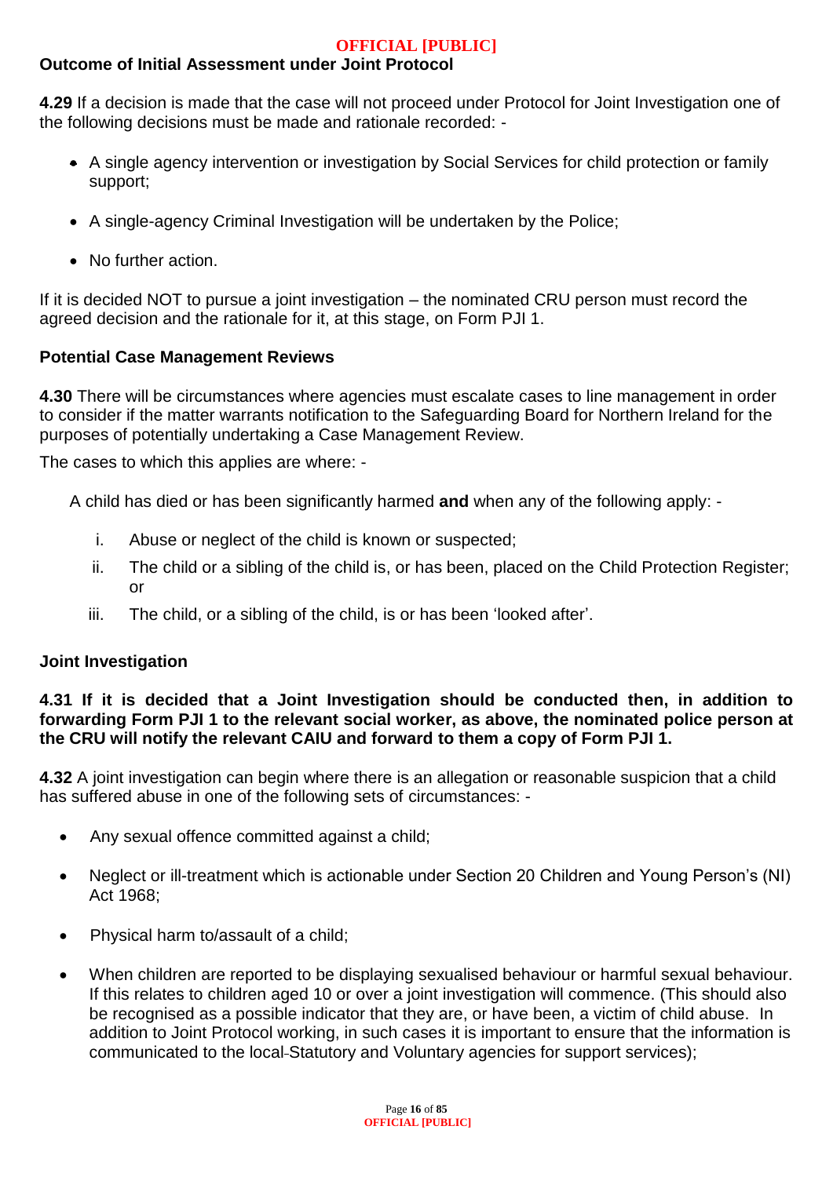### Outcome of Initial Assessment under Joint Protocol

**4.29** If a decision is made that the case will not proceed under Protocol for Joint Investigation one of the following decisions must be made and rationale recorded: -

- A single agency intervention or investigation by Social Services for child protection or family support;
- A single-agency Criminal Investigation will be undertaken by the Police;
- No further action.

If it is decided NOT to pursue a joint investigation – the nominated CRU person must record the agreed decision and the rationale for it, at this stage, on Form PJI 1.

### Potential Case Management Reviews

**4.30** There will be circumstances where agencies must escalate cases to line management in order to consider if the matter warrants notification to the Safeguarding Board for Northern Ireland for the purposes of potentially undertaking a Case Management Review.

The cases to which this applies are where: -

A child has died or has been significantly harmed **and** when any of the following apply: -

i. Abuse or neglect of the child is known or suspected;
ii. The child or a sibling of the child is, or has been, placed on the Child Protection Register; or
iii. The child, or a sibling of the child, is or has been 'looked after'.

### Joint Investigation

**4.31 If it is decided that a Joint Investigation should be conducted then, in addition to forwarding Form PJI 1 to the relevant social worker, as above, the nominated police person at the CRU will notify the relevant CAIU and forward to them a copy of Form PJI 1.**

**4.32** A joint investigation can begin where there is an allegation or reasonable suspicion that a child has suffered abuse in one of the following sets of circumstances: -

- Any sexual offence committed against a child;
- Neglect or ill-treatment which is actionable under Section 20 Children and Young Person's (NI) Act 1968;
- Physical harm to/assault of a child;
- When children are reported to be displaying sexualised behaviour or harmful sexual behaviour. If this relates to children aged 10 or over a joint investigation will commence. (This should also be recognised as a possible indicator that they are, or have been, a victim of child abuse. In addition to Joint Protocol working, in such cases it is important to ensure that the information is communicated to the local Statutory and Voluntary agencies for support services);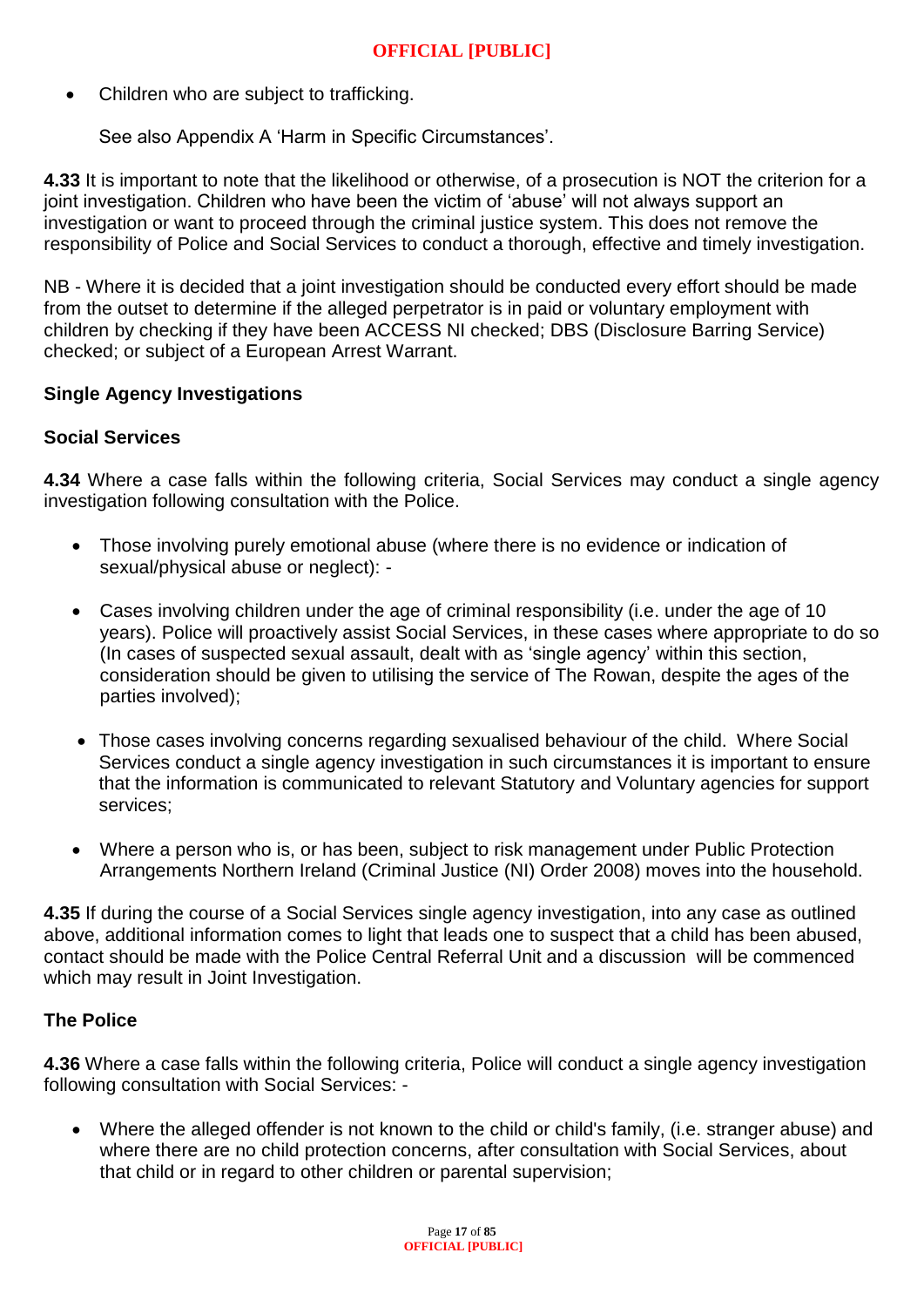- Children who are subject to trafficking.

  See also Appendix A 'Harm in Specific Circumstances'.

**4.33** It is important to note that the likelihood or otherwise, of a prosecution is NOT the criterion for a joint investigation. Children who have been the victim of 'abuse' will not always support an investigation or want to proceed through the criminal justice system. This does not remove the responsibility of Police and Social Services to conduct a thorough, effective and timely investigation.

NB - Where it is decided that a joint investigation should be conducted every effort should be made from the outset to determine if the alleged perpetrator is in paid or voluntary employment with children by checking if they have been ACCESS NI checked; DBS (Disclosure Barring Service) checked; or subject of a European Arrest Warrant.

### Single Agency Investigations

#### Social Services

**4.34** Where a case falls within the following criteria, Social Services may conduct a single agency investigation following consultation with the Police.

- Those involving purely emotional abuse (where there is no evidence or indication of sexual/physical abuse or neglect): -

- Cases involving children under the age of criminal responsibility (i.e. under the age of 10 years). Police will proactively assist Social Services, in these cases where appropriate to do so (In cases of suspected sexual assault, dealt with as 'single agency' within this section, consideration should be given to utilising the service of The Rowan, despite the ages of the parties involved);

- Those cases involving concerns regarding sexualised behaviour of the child. Where Social Services conduct a single agency investigation in such circumstances it is important to ensure that the information is communicated to relevant Statutory and Voluntary agencies for support services;

- Where a person who is, or has been, subject to risk management under Public Protection Arrangements Northern Ireland (Criminal Justice (NI) Order 2008) moves into the household.

**4.35** If during the course of a Social Services single agency investigation, into any case as outlined above, additional information comes to light that leads one to suspect that a child has been abused, contact should be made with the Police Central Referral Unit and a discussion will be commenced which may result in Joint Investigation.

#### The Police

**4.36** Where a case falls within the following criteria, Police will conduct a single agency investigation following consultation with Social Services: -

- Where the alleged offender is not known to the child or child's family, (i.e. stranger abuse) and where there are no child protection concerns, after consultation with Social Services, about that child or in regard to other children or parental supervision;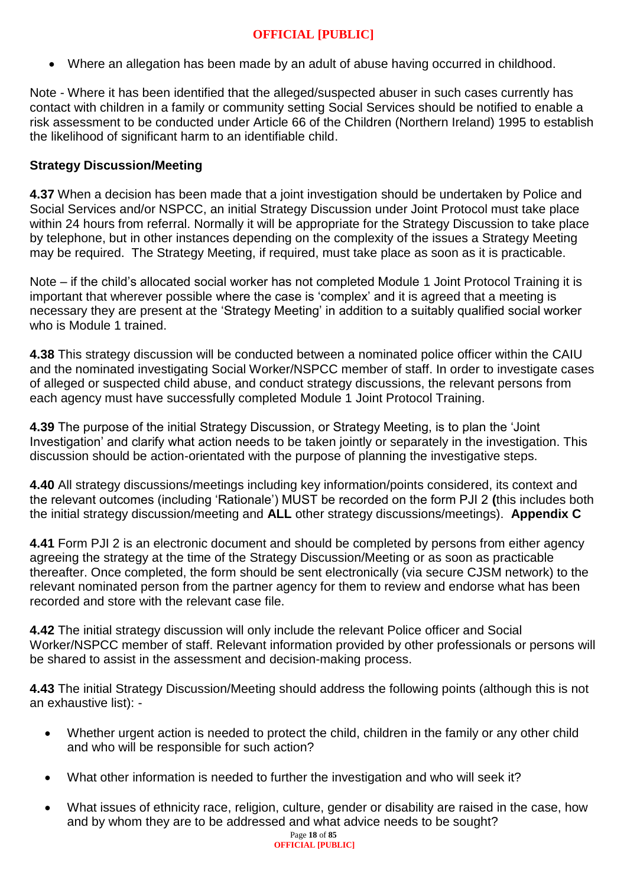- Where an allegation has been made by an adult of abuse having occurred in childhood.

Note - Where it has been identified that the alleged/suspected abuser in such cases currently has contact with children in a family or community setting Social Services should be notified to enable a risk assessment to be conducted under Article 66 of the Children (Northern Ireland) 1995 to establish the likelihood of significant harm to an identifiable child.

**Strategy Discussion/Meeting**

**4.37** When a decision has been made that a joint investigation should be undertaken by Police and Social Services and/or NSPCC, an initial Strategy Discussion under Joint Protocol must take place within 24 hours from referral. Normally it will be appropriate for the Strategy Discussion to take place by telephone, but in other instances depending on the complexity of the issues a Strategy Meeting may be required. The Strategy Meeting, if required, must take place as soon as it is practicable.

Note – if the child's allocated social worker has not completed Module 1 Joint Protocol Training it is important that wherever possible where the case is 'complex' and it is agreed that a meeting is necessary they are present at the 'Strategy Meeting' in addition to a suitably qualified social worker who is Module 1 trained.

**4.38** This strategy discussion will be conducted between a nominated police officer within the CAIU and the nominated investigating Social Worker/NSPCC member of staff. In order to investigate cases of alleged or suspected child abuse, and conduct strategy discussions, the relevant persons from each agency must have successfully completed Module 1 Joint Protocol Training.

**4.39** The purpose of the initial Strategy Discussion, or Strategy Meeting, is to plan the 'Joint Investigation' and clarify what action needs to be taken jointly or separately in the investigation. This discussion should be action-orientated with the purpose of planning the investigative steps.

**4.40** All strategy discussions/meetings including key information/points considered, its context and the relevant outcomes (including 'Rationale') MUST be recorded on the form PJI 2 **(**this includes both the initial strategy discussion/meeting and **ALL** other strategy discussions/meetings). **Appendix C**

**4.41** Form PJI 2 is an electronic document and should be completed by persons from either agency agreeing the strategy at the time of the Strategy Discussion/Meeting or as soon as practicable thereafter. Once completed, the form should be sent electronically (via secure CJSM network) to the relevant nominated person from the partner agency for them to review and endorse what has been recorded and store with the relevant case file.

**4.42** The initial strategy discussion will only include the relevant Police officer and Social Worker/NSPCC member of staff. Relevant information provided by other professionals or persons will be shared to assist in the assessment and decision-making process.

**4.43** The initial Strategy Discussion/Meeting should address the following points (although this is not an exhaustive list): -

- Whether urgent action is needed to protect the child, children in the family or any other child and who will be responsible for such action?
- What other information is needed to further the investigation and who will seek it?
- What issues of ethnicity race, religion, culture, gender or disability are raised in the case, how and by whom they are to be addressed and what advice needs to be sought?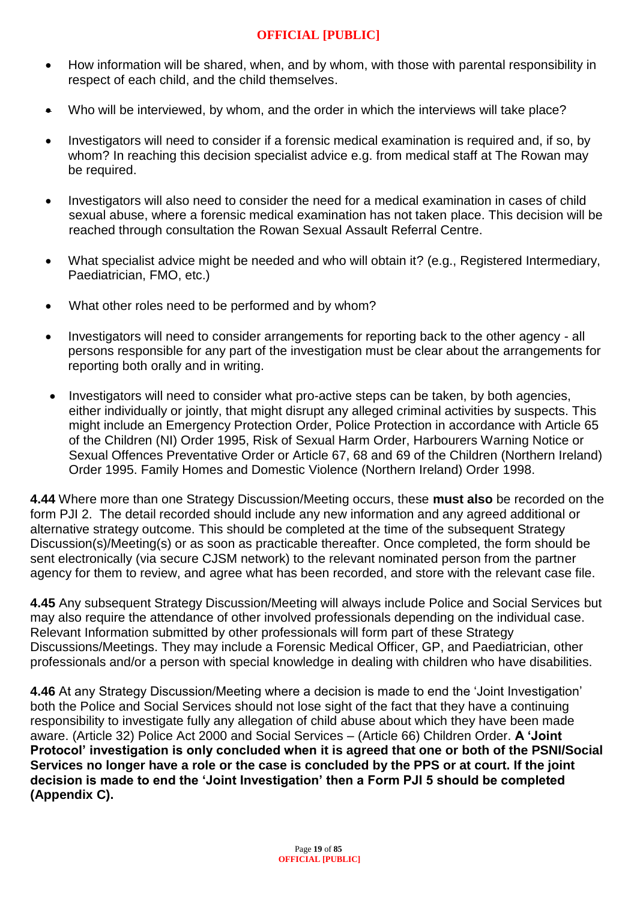- How information will be shared, when, and by whom, with those with parental responsibility in respect of each child, and the child themselves.
- Who will be interviewed, by whom, and the order in which the interviews will take place?
- Investigators will need to consider if a forensic medical examination is required and, if so, by whom? In reaching this decision specialist advice e.g. from medical staff at The Rowan may be required.
- Investigators will also need to consider the need for a medical examination in cases of child sexual abuse, where a forensic medical examination has not taken place. This decision will be reached through consultation the Rowan Sexual Assault Referral Centre.
- What specialist advice might be needed and who will obtain it? (e.g., Registered Intermediary, Paediatrician, FMO, etc.)
- What other roles need to be performed and by whom?
- Investigators will need to consider arrangements for reporting back to the other agency - all persons responsible for any part of the investigation must be clear about the arrangements for reporting both orally and in writing.
- Investigators will need to consider what pro-active steps can be taken, by both agencies, either individually or jointly, that might disrupt any alleged criminal activities by suspects. This might include an Emergency Protection Order, Police Protection in accordance with Article 65 of the Children (NI) Order 1995, Risk of Sexual Harm Order, Harbourers Warning Notice or Sexual Offences Preventative Order or Article 67, 68 and 69 of the Children (Northern Ireland) Order 1995. Family Homes and Domestic Violence (Northern Ireland) Order 1998.

**4.44** Where more than one Strategy Discussion/Meeting occurs, these **must also** be recorded on the form PJI 2. The detail recorded should include any new information and any agreed additional or alternative strategy outcome. This should be completed at the time of the subsequent Strategy Discussion(s)/Meeting(s) or as soon as practicable thereafter. Once completed, the form should be sent electronically (via secure CJSM network) to the relevant nominated person from the partner agency for them to review, and agree what has been recorded, and store with the relevant case file.

**4.45** Any subsequent Strategy Discussion/Meeting will always include Police and Social Services but may also require the attendance of other involved professionals depending on the individual case. Relevant Information submitted by other professionals will form part of these Strategy Discussions/Meetings. They may include a Forensic Medical Officer, GP, and Paediatrician, other professionals and/or a person with special knowledge in dealing with children who have disabilities.

**4.46** At any Strategy Discussion/Meeting where a decision is made to end the 'Joint Investigation' both the Police and Social Services should not lose sight of the fact that they have a continuing responsibility to investigate fully any allegation of child abuse about which they have been made aware. (Article 32) Police Act 2000 and Social Services – (Article 66) Children Order. **A 'Joint Protocol' investigation is only concluded when it is agreed that one or both of the PSNI/Social Services no longer have a role or the case is concluded by the PPS or at court. If the joint decision is made to end the 'Joint Investigation' then a Form PJI 5 should be completed (Appendix C).**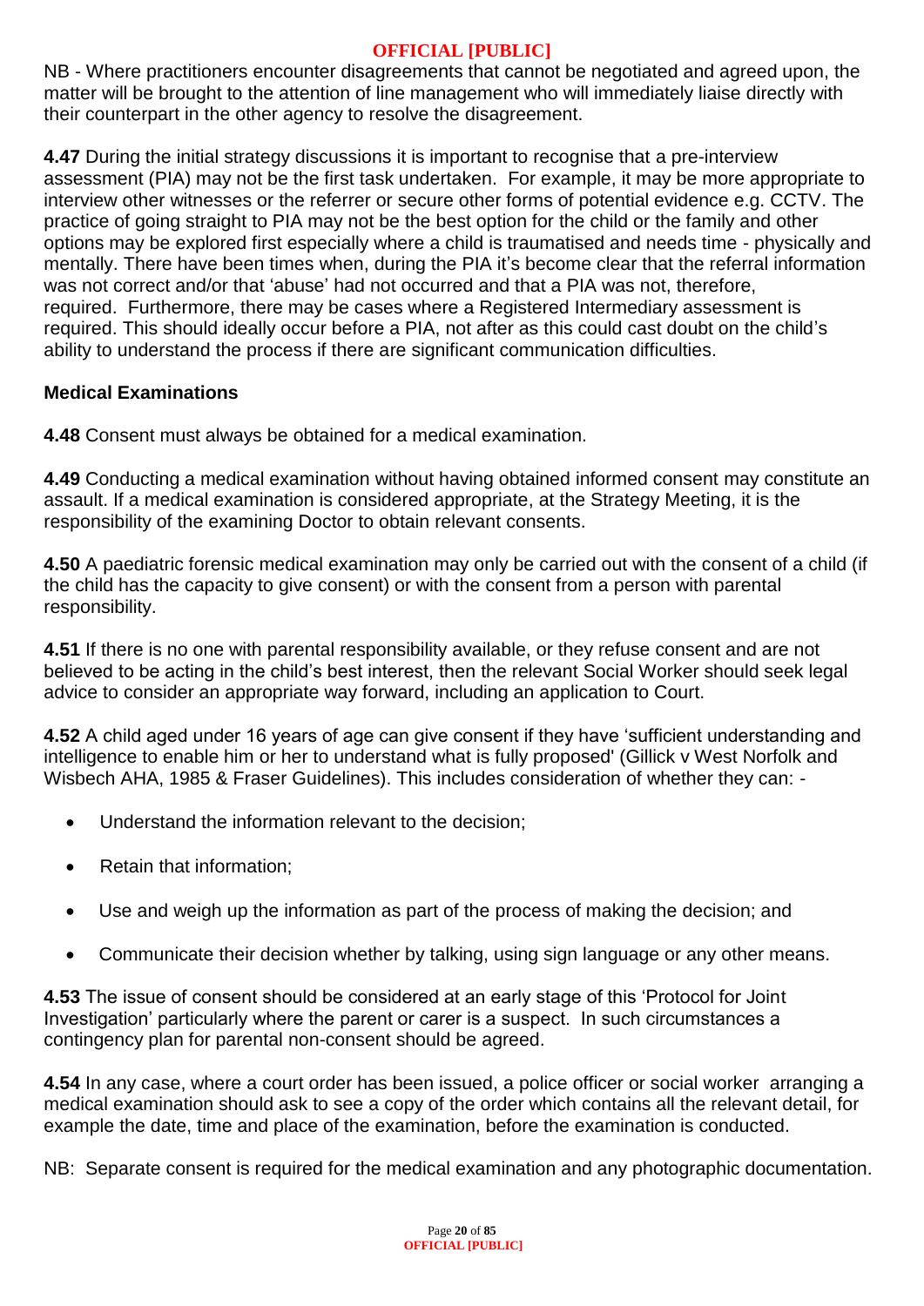NB - Where practitioners encounter disagreements that cannot be negotiated and agreed upon, the matter will be brought to the attention of line management who will immediately liaise directly with their counterpart in the other agency to resolve the disagreement.

**4.47** During the initial strategy discussions it is important to recognise that a pre-interview assessment (PIA) may not be the first task undertaken. For example, it may be more appropriate to interview other witnesses or the referrer or secure other forms of potential evidence e.g. CCTV. The practice of going straight to PIA may not be the best option for the child or the family and other options may be explored first especially where a child is traumatised and needs time - physically and mentally. There have been times when, during the PIA it's become clear that the referral information was not correct and/or that 'abuse' had not occurred and that a PIA was not, therefore, required. Furthermore, there may be cases where a Registered Intermediary assessment is required. This should ideally occur before a PIA, not after as this could cast doubt on the child's ability to understand the process if there are significant communication difficulties.

**Medical Examinations**

**4.48** Consent must always be obtained for a medical examination.

**4.49** Conducting a medical examination without having obtained informed consent may constitute an assault. If a medical examination is considered appropriate, at the Strategy Meeting, it is the responsibility of the examining Doctor to obtain relevant consents.

**4.50** A paediatric forensic medical examination may only be carried out with the consent of a child (if the child has the capacity to give consent) or with the consent from a person with parental responsibility.

**4.51** If there is no one with parental responsibility available, or they refuse consent and are not believed to be acting in the child's best interest, then the relevant Social Worker should seek legal advice to consider an appropriate way forward, including an application to Court.

**4.52** A child aged under 16 years of age can give consent if they have 'sufficient understanding and intelligence to enable him or her to understand what is fully proposed' (Gillick v West Norfolk and Wisbech AHA, 1985 & Fraser Guidelines). This includes consideration of whether they can: -

- Understand the information relevant to the decision;
- Retain that information;
- Use and weigh up the information as part of the process of making the decision; and
- Communicate their decision whether by talking, using sign language or any other means.

**4.53** The issue of consent should be considered at an early stage of this 'Protocol for Joint Investigation' particularly where the parent or carer is a suspect. In such circumstances a contingency plan for parental non-consent should be agreed.

**4.54** In any case, where a court order has been issued, a police officer or social worker arranging a medical examination should ask to see a copy of the order which contains all the relevant detail, for example the date, time and place of the examination, before the examination is conducted.

NB: Separate consent is required for the medical examination and any photographic documentation.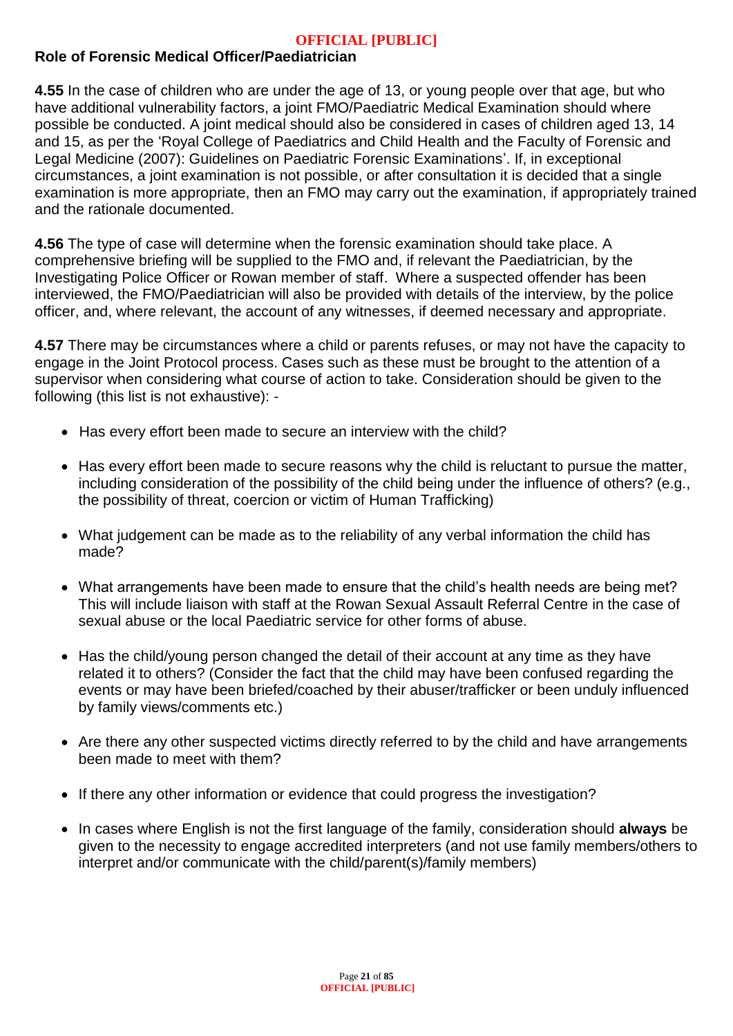## Role of Forensic Medical Officer/Paediatrician

**4.55** In the case of children who are under the age of 13, or young people over that age, but who have additional vulnerability factors, a joint FMO/Paediatric Medical Examination should where possible be conducted. A joint medical should also be considered in cases of children aged 13, 14 and 15, as per the 'Royal College of Paediatrics and Child Health and the Faculty of Forensic and Legal Medicine (2007): Guidelines on Paediatric Forensic Examinations'. If, in exceptional circumstances, a joint examination is not possible, or after consultation it is decided that a single examination is more appropriate, then an FMO may carry out the examination, if appropriately trained and the rationale documented.

**4.56** The type of case will determine when the forensic examination should take place. A comprehensive briefing will be supplied to the FMO and, if relevant the Paediatrician, by the Investigating Police Officer or Rowan member of staff. Where a suspected offender has been interviewed, the FMO/Paediatrician will also be provided with details of the interview, by the police officer, and, where relevant, the account of any witnesses, if deemed necessary and appropriate.

**4.57** There may be circumstances where a child or parents refuses, or may not have the capacity to engage in the Joint Protocol process. Cases such as these must be brought to the attention of a supervisor when considering what course of action to take. Consideration should be given to the following (this list is not exhaustive): -

- Has every effort been made to secure an interview with the child?
- Has every effort been made to secure reasons why the child is reluctant to pursue the matter, including consideration of the possibility of the child being under the influence of others? (e.g., the possibility of threat, coercion or victim of Human Trafficking)
- What judgement can be made as to the reliability of any verbal information the child has made?
- What arrangements have been made to ensure that the child's health needs are being met? This will include liaison with staff at the Rowan Sexual Assault Referral Centre in the case of sexual abuse or the local Paediatric service for other forms of abuse.
- Has the child/young person changed the detail of their account at any time as they have related it to others? (Consider the fact that the child may have been confused regarding the events or may have been briefed/coached by their abuser/trafficker or been unduly influenced by family views/comments etc.)
- Are there any other suspected victims directly referred to by the child and have arrangements been made to meet with them?
- If there any other information or evidence that could progress the investigation?
- In cases where English is not the first language of the family, consideration should **always** be given to the necessity to engage accredited interpreters (and not use family members/others to interpret and/or communicate with the child/parent(s)/family members)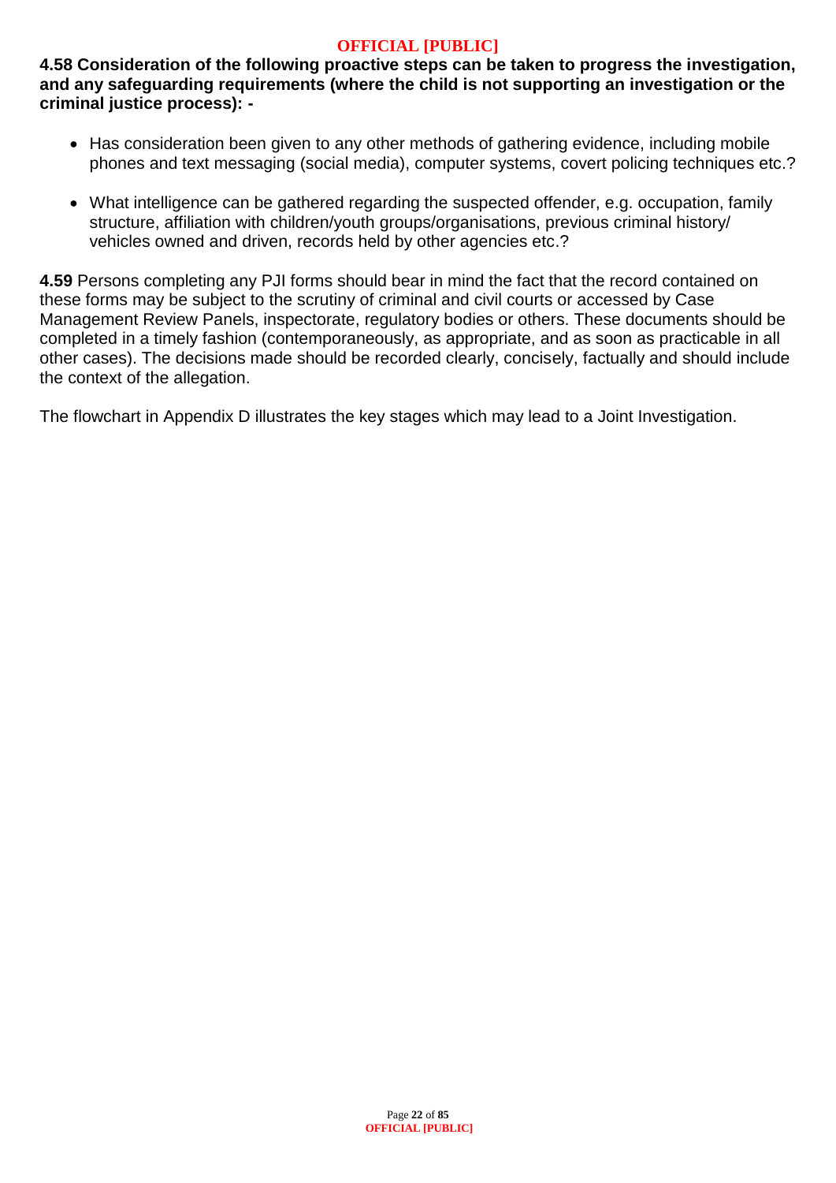**4.58 Consideration of the following proactive steps can be taken to progress the investigation, and any safeguarding requirements (where the child is not supporting an investigation or the criminal justice process): -**

- Has consideration been given to any other methods of gathering evidence, including mobile phones and text messaging (social media), computer systems, covert policing techniques etc.?
- What intelligence can be gathered regarding the suspected offender, e.g. occupation, family structure, affiliation with children/youth groups/organisations, previous criminal history/ vehicles owned and driven, records held by other agencies etc.?

**4.59** Persons completing any PJI forms should bear in mind the fact that the record contained on these forms may be subject to the scrutiny of criminal and civil courts or accessed by Case Management Review Panels, inspectorate, regulatory bodies or others. These documents should be completed in a timely fashion (contemporaneously, as appropriate, and as soon as practicable in all other cases). The decisions made should be recorded clearly, concisely, factually and should include the context of the allegation.

The flowchart in Appendix D illustrates the key stages which may lead to a Joint Investigation.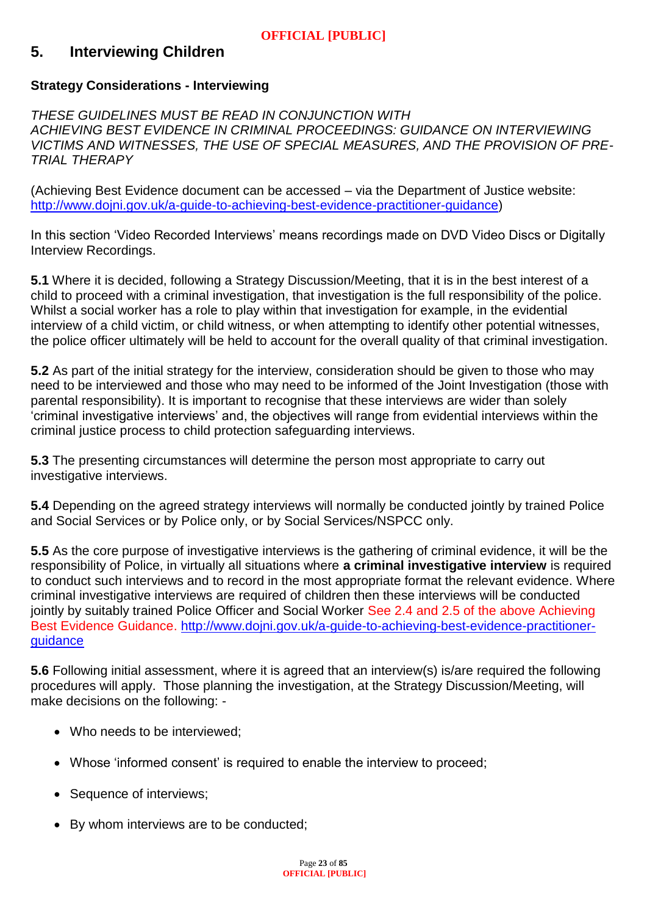## 5. Interviewing Children

### Strategy Considerations - Interviewing

*THESE GUIDELINES MUST BE READ IN CONJUNCTION WITH ACHIEVING BEST EVIDENCE IN CRIMINAL PROCEEDINGS: GUIDANCE ON INTERVIEWING VICTIMS AND WITNESSES, THE USE OF SPECIAL MEASURES, AND THE PROVISION OF PRE-TRIAL THERAPY*

(Achieving Best Evidence document can be accessed – via the Department of Justice website: http://www.dojni.gov.uk/a-guide-to-achieving-best-evidence-practitioner-guidance)

In this section 'Video Recorded Interviews' means recordings made on DVD Video Discs or Digitally Interview Recordings.

**5.1** Where it is decided, following a Strategy Discussion/Meeting, that it is in the best interest of a child to proceed with a criminal investigation, that investigation is the full responsibility of the police. Whilst a social worker has a role to play within that investigation for example, in the evidential interview of a child victim, or child witness, or when attempting to identify other potential witnesses, the police officer ultimately will be held to account for the overall quality of that criminal investigation.

**5.2** As part of the initial strategy for the interview, consideration should be given to those who may need to be interviewed and those who may need to be informed of the Joint Investigation (those with parental responsibility). It is important to recognise that these interviews are wider than solely 'criminal investigative interviews' and, the objectives will range from evidential interviews within the criminal justice process to child protection safeguarding interviews.

**5.3** The presenting circumstances will determine the person most appropriate to carry out investigative interviews.

**5.4** Depending on the agreed strategy interviews will normally be conducted jointly by trained Police and Social Services or by Police only, or by Social Services/NSPCC only.

**5.5** As the core purpose of investigative interviews is the gathering of criminal evidence, it will be the responsibility of Police, in virtually all situations where **a criminal investigative interview** is required to conduct such interviews and to record in the most appropriate format the relevant evidence. Where criminal investigative interviews are required of children then these interviews will be conducted jointly by suitably trained Police Officer and Social Worker See 2.4 and 2.5 of the above Achieving Best Evidence Guidance. http://www.dojni.gov.uk/a-guide-to-achieving-best-evidence-practitioner-guidance

**5.6** Following initial assessment, where it is agreed that an interview(s) is/are required the following procedures will apply. Those planning the investigation, at the Strategy Discussion/Meeting, will make decisions on the following: -

- Who needs to be interviewed;
- Whose 'informed consent' is required to enable the interview to proceed;
- Sequence of interviews;
- By whom interviews are to be conducted;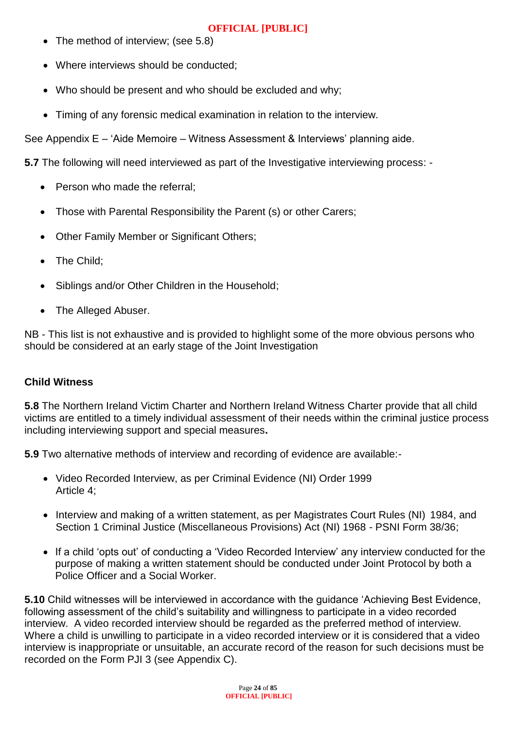- The method of interview; (see 5.8)
- Where interviews should be conducted;
- Who should be present and who should be excluded and why;
- Timing of any forensic medical examination in relation to the interview.

See Appendix E – 'Aide Memoire – Witness Assessment & Interviews' planning aide.

**5.7** The following will need interviewed as part of the Investigative interviewing process: -

- Person who made the referral;
- Those with Parental Responsibility the Parent (s) or other Carers;
- Other Family Member or Significant Others;
- The Child;
- Siblings and/or Other Children in the Household;
- The Alleged Abuser.

NB - This list is not exhaustive and is provided to highlight some of the more obvious persons who should be considered at an early stage of the Joint Investigation

**Child Witness**

**5.8** The Northern Ireland Victim Charter and Northern Ireland Witness Charter provide that all child victims are entitled to a timely individual assessment of their needs within the criminal justice process including interviewing support and special measures**.**

**5.9** Two alternative methods of interview and recording of evidence are available:-

- Video Recorded Interview, as per Criminal Evidence (NI) Order 1999 Article 4;
- Interview and making of a written statement, as per Magistrates Court Rules (NI) 1984, and Section 1 Criminal Justice (Miscellaneous Provisions) Act (NI) 1968 - PSNI Form 38/36;
- If a child 'opts out' of conducting a 'Video Recorded Interview' any interview conducted for the purpose of making a written statement should be conducted under Joint Protocol by both a Police Officer and a Social Worker.

**5.10** Child witnesses will be interviewed in accordance with the guidance 'Achieving Best Evidence, following assessment of the child's suitability and willingness to participate in a video recorded interview. A video recorded interview should be regarded as the preferred method of interview. Where a child is unwilling to participate in a video recorded interview or it is considered that a video interview is inappropriate or unsuitable, an accurate record of the reason for such decisions must be recorded on the Form PJI 3 (see Appendix C).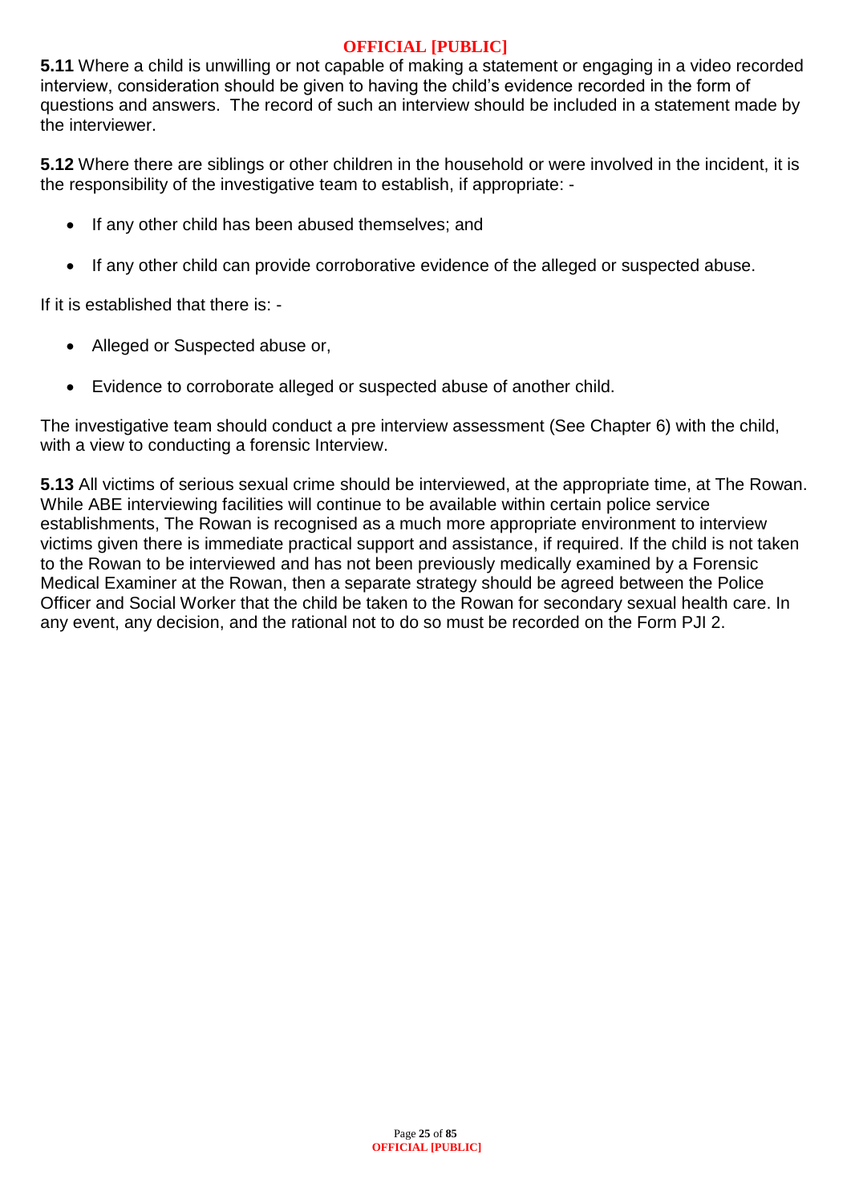**5.11** Where a child is unwilling or not capable of making a statement or engaging in a video recorded interview, consideration should be given to having the child's evidence recorded in the form of questions and answers. The record of such an interview should be included in a statement made by the interviewer.

**5.12** Where there are siblings or other children in the household or were involved in the incident, it is the responsibility of the investigative team to establish, if appropriate: -

- If any other child has been abused themselves; and
- If any other child can provide corroborative evidence of the alleged or suspected abuse.

If it is established that there is: -

- Alleged or Suspected abuse or,
- Evidence to corroborate alleged or suspected abuse of another child.

The investigative team should conduct a pre interview assessment (See Chapter 6) with the child, with a view to conducting a forensic Interview.

**5.13** All victims of serious sexual crime should be interviewed, at the appropriate time, at The Rowan. While ABE interviewing facilities will continue to be available within certain police service establishments, The Rowan is recognised as a much more appropriate environment to interview victims given there is immediate practical support and assistance, if required. If the child is not taken to the Rowan to be interviewed and has not been previously medically examined by a Forensic Medical Examiner at the Rowan, then a separate strategy should be agreed between the Police Officer and Social Worker that the child be taken to the Rowan for secondary sexual health care. In any event, any decision, and the rational not to do so must be recorded on the Form PJI 2.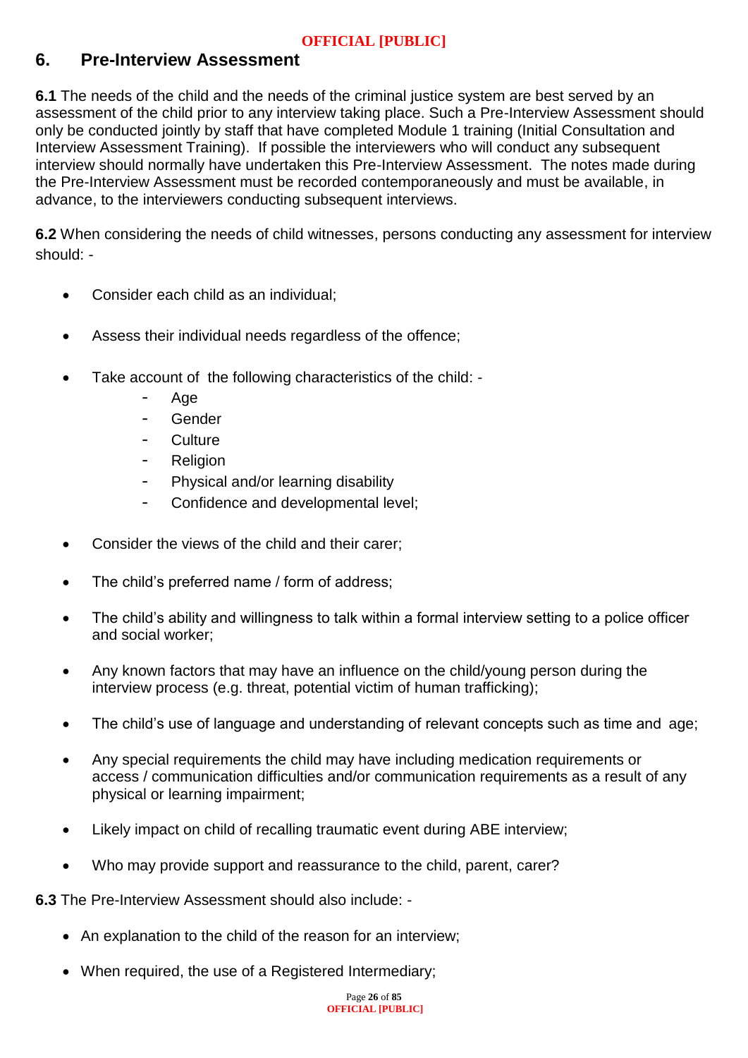## 6. Pre-Interview Assessment

**6.1** The needs of the child and the needs of the criminal justice system are best served by an assessment of the child prior to any interview taking place. Such a Pre-Interview Assessment should only be conducted jointly by staff that have completed Module 1 training (Initial Consultation and Interview Assessment Training). If possible the interviewers who will conduct any subsequent interview should normally have undertaken this Pre-Interview Assessment. The notes made during the Pre-Interview Assessment must be recorded contemporaneously and must be available, in advance, to the interviewers conducting subsequent interviews.

**6.2** When considering the needs of child witnesses, persons conducting any assessment for interview should: -

- Consider each child as an individual;
- Assess their individual needs regardless of the offence;
- Take account of the following characteristics of the child: -
  - Age
  - Gender
  - Culture
  - Religion
  - Physical and/or learning disability
  - Confidence and developmental level;
- Consider the views of the child and their carer;
- The child's preferred name / form of address;
- The child's ability and willingness to talk within a formal interview setting to a police officer and social worker;
- Any known factors that may have an influence on the child/young person during the interview process (e.g. threat, potential victim of human trafficking);
- The child's use of language and understanding of relevant concepts such as time and age;
- Any special requirements the child may have including medication requirements or access / communication difficulties and/or communication requirements as a result of any physical or learning impairment;
- Likely impact on child of recalling traumatic event during ABE interview;
- Who may provide support and reassurance to the child, parent, carer?

**6.3** The Pre-Interview Assessment should also include: -

- An explanation to the child of the reason for an interview;
- When required, the use of a Registered Intermediary;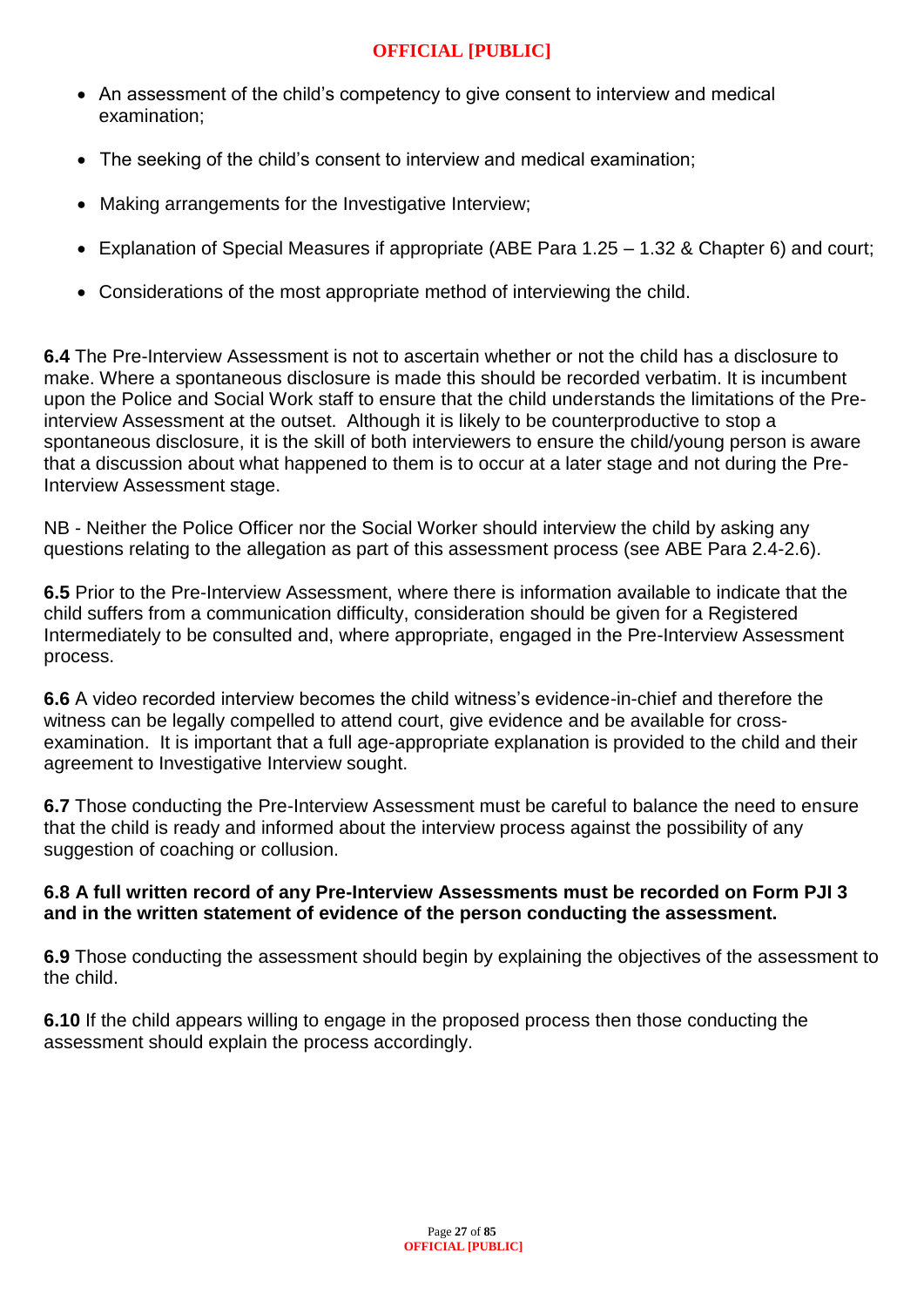- An assessment of the child's competency to give consent to interview and medical examination;
- The seeking of the child's consent to interview and medical examination;
- Making arrangements for the Investigative Interview;
- Explanation of Special Measures if appropriate (ABE Para 1.25 – 1.32 & Chapter 6) and court;
- Considerations of the most appropriate method of interviewing the child.

**6.4** The Pre-Interview Assessment is not to ascertain whether or not the child has a disclosure to make. Where a spontaneous disclosure is made this should be recorded verbatim. It is incumbent upon the Police and Social Work staff to ensure that the child understands the limitations of the Pre-interview Assessment at the outset. Although it is likely to be counterproductive to stop a spontaneous disclosure, it is the skill of both interviewers to ensure the child/young person is aware that a discussion about what happened to them is to occur at a later stage and not during the Pre-Interview Assessment stage.

NB - Neither the Police Officer nor the Social Worker should interview the child by asking any questions relating to the allegation as part of this assessment process (see ABE Para 2.4-2.6).

**6.5** Prior to the Pre-Interview Assessment, where there is information available to indicate that the child suffers from a communication difficulty, consideration should be given for a Registered Intermediately to be consulted and, where appropriate, engaged in the Pre-Interview Assessment process.

**6.6** A video recorded interview becomes the child witness's evidence-in-chief and therefore the witness can be legally compelled to attend court, give evidence and be available for cross-examination. It is important that a full age-appropriate explanation is provided to the child and their agreement to Investigative Interview sought.

**6.7** Those conducting the Pre-Interview Assessment must be careful to balance the need to ensure that the child is ready and informed about the interview process against the possibility of any suggestion of coaching or collusion.

**6.8 A full written record of any Pre-Interview Assessments must be recorded on Form PJI 3 and in the written statement of evidence of the person conducting the assessment.**

**6.9** Those conducting the assessment should begin by explaining the objectives of the assessment to the child.

**6.10** If the child appears willing to engage in the proposed process then those conducting the assessment should explain the process accordingly.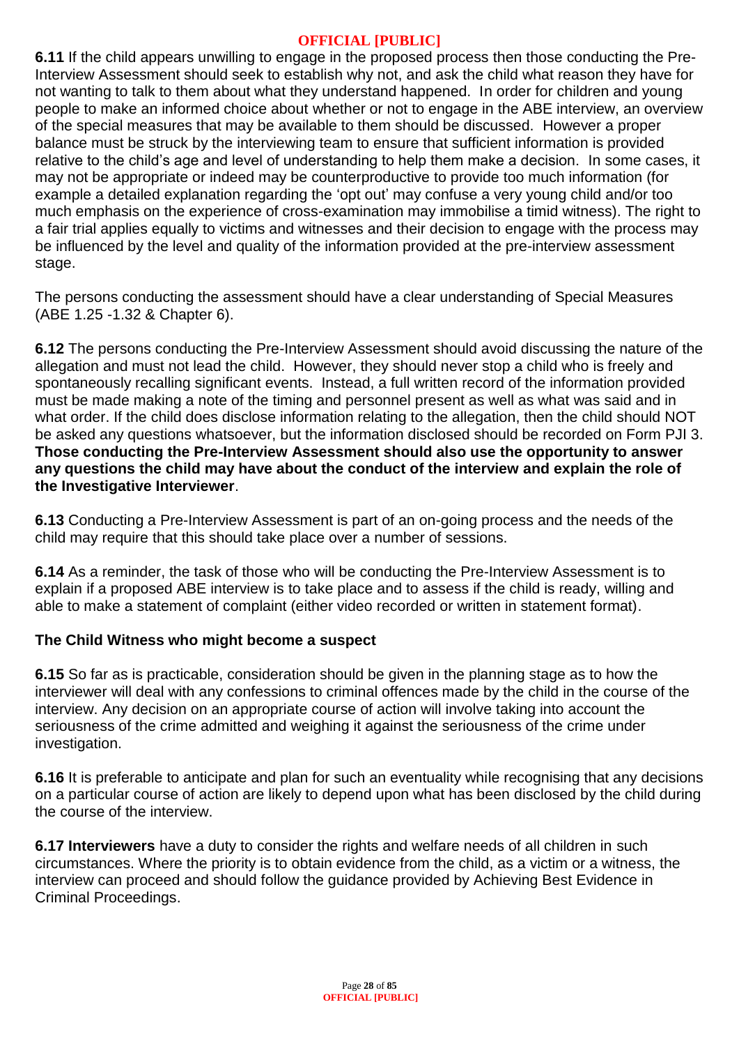**6.11** If the child appears unwilling to engage in the proposed process then those conducting the Pre-Interview Assessment should seek to establish why not, and ask the child what reason they have for not wanting to talk to them about what they understand happened. In order for children and young people to make an informed choice about whether or not to engage in the ABE interview, an overview of the special measures that may be available to them should be discussed. However a proper balance must be struck by the interviewing team to ensure that sufficient information is provided relative to the child's age and level of understanding to help them make a decision. In some cases, it may not be appropriate or indeed may be counterproductive to provide too much information (for example a detailed explanation regarding the 'opt out' may confuse a very young child and/or too much emphasis on the experience of cross-examination may immobilise a timid witness). The right to a fair trial applies equally to victims and witnesses and their decision to engage with the process may be influenced by the level and quality of the information provided at the pre-interview assessment stage.

The persons conducting the assessment should have a clear understanding of Special Measures (ABE 1.25 -1.32 & Chapter 6).

**6.12** The persons conducting the Pre-Interview Assessment should avoid discussing the nature of the allegation and must not lead the child. However, they should never stop a child who is freely and spontaneously recalling significant events. Instead, a full written record of the information provided must be made making a note of the timing and personnel present as well as what was said and in what order. If the child does disclose information relating to the allegation, then the child should NOT be asked any questions whatsoever, but the information disclosed should be recorded on Form PJI 3. **Those conducting the Pre-Interview Assessment should also use the opportunity to answer any questions the child may have about the conduct of the interview and explain the role of the Investigative Interviewer**.

**6.13** Conducting a Pre-Interview Assessment is part of an on-going process and the needs of the child may require that this should take place over a number of sessions.

**6.14** As a reminder, the task of those who will be conducting the Pre-Interview Assessment is to explain if a proposed ABE interview is to take place and to assess if the child is ready, willing and able to make a statement of complaint (either video recorded or written in statement format).

### The Child Witness who might become a suspect

**6.15** So far as is practicable, consideration should be given in the planning stage as to how the interviewer will deal with any confessions to criminal offences made by the child in the course of the interview. Any decision on an appropriate course of action will involve taking into account the seriousness of the crime admitted and weighing it against the seriousness of the crime under investigation.

**6.16** It is preferable to anticipate and plan for such an eventuality while recognising that any decisions on a particular course of action are likely to depend upon what has been disclosed by the child during the course of the interview.

**6.17 Interviewers** have a duty to consider the rights and welfare needs of all children in such circumstances. Where the priority is to obtain evidence from the child, as a victim or a witness, the interview can proceed and should follow the guidance provided by Achieving Best Evidence in Criminal Proceedings.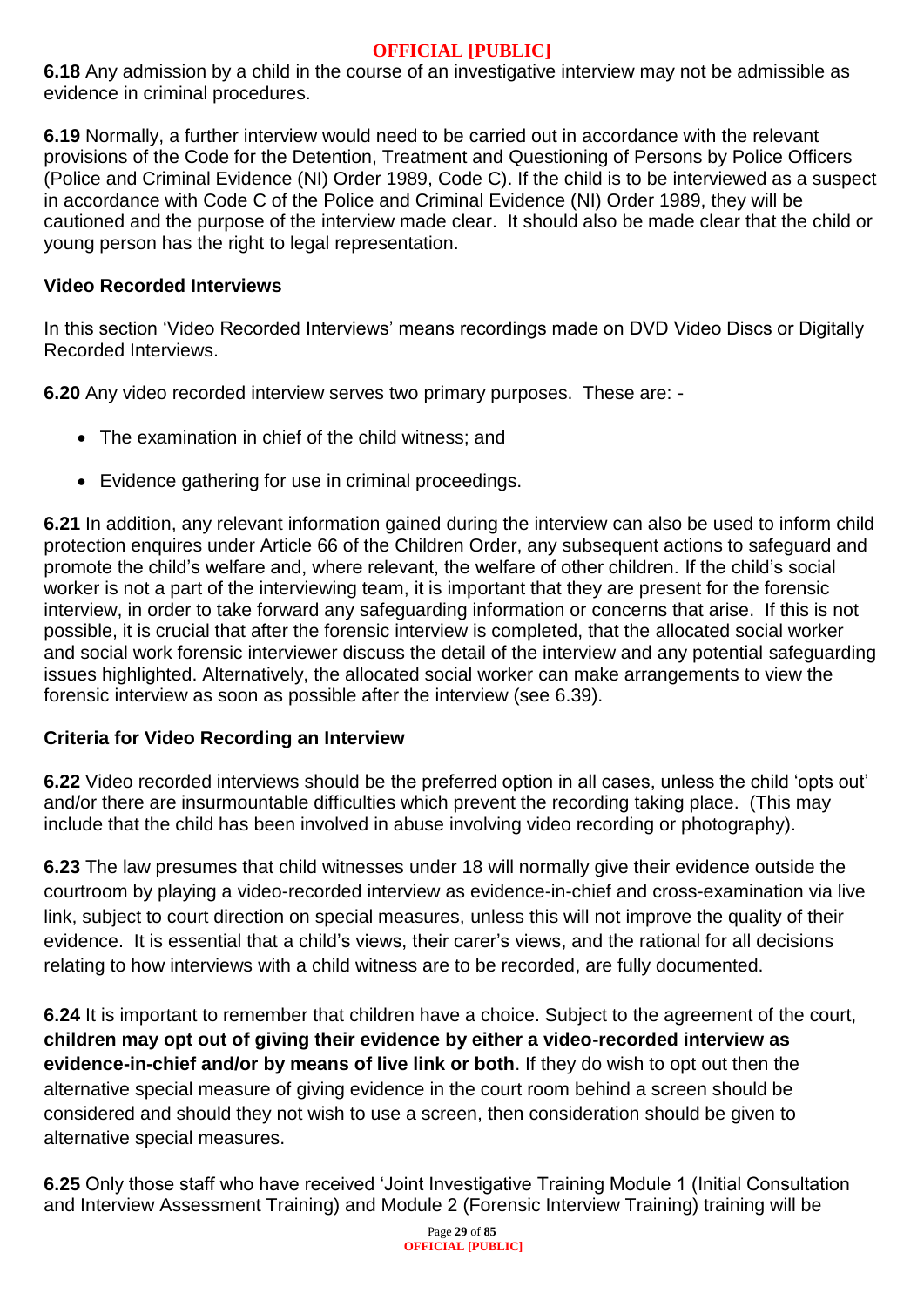**6.18** Any admission by a child in the course of an investigative interview may not be admissible as evidence in criminal procedures.

**6.19** Normally, a further interview would need to be carried out in accordance with the relevant provisions of the Code for the Detention, Treatment and Questioning of Persons by Police Officers (Police and Criminal Evidence (NI) Order 1989, Code C). If the child is to be interviewed as a suspect in accordance with Code C of the Police and Criminal Evidence (NI) Order 1989, they will be cautioned and the purpose of the interview made clear. It should also be made clear that the child or young person has the right to legal representation.

### Video Recorded Interviews

In this section 'Video Recorded Interviews' means recordings made on DVD Video Discs or Digitally Recorded Interviews.

**6.20** Any video recorded interview serves two primary purposes. These are: -

- The examination in chief of the child witness; and
- Evidence gathering for use in criminal proceedings.

**6.21** In addition, any relevant information gained during the interview can also be used to inform child protection enquires under Article 66 of the Children Order, any subsequent actions to safeguard and promote the child's welfare and, where relevant, the welfare of other children. If the child's social worker is not a part of the interviewing team, it is important that they are present for the forensic interview, in order to take forward any safeguarding information or concerns that arise. If this is not possible, it is crucial that after the forensic interview is completed, that the allocated social worker and social work forensic interviewer discuss the detail of the interview and any potential safeguarding issues highlighted. Alternatively, the allocated social worker can make arrangements to view the forensic interview as soon as possible after the interview (see 6.39).

### Criteria for Video Recording an Interview

**6.22** Video recorded interviews should be the preferred option in all cases, unless the child 'opts out' and/or there are insurmountable difficulties which prevent the recording taking place. (This may include that the child has been involved in abuse involving video recording or photography).

**6.23** The law presumes that child witnesses under 18 will normally give their evidence outside the courtroom by playing a video-recorded interview as evidence-in-chief and cross-examination via live link, subject to court direction on special measures, unless this will not improve the quality of their evidence. It is essential that a child's views, their carer's views, and the rational for all decisions relating to how interviews with a child witness are to be recorded, are fully documented.

**6.24** It is important to remember that children have a choice. Subject to the agreement of the court, **children may opt out of giving their evidence by either a video-recorded interview as evidence-in-chief and/or by means of live link or both**. If they do wish to opt out then the alternative special measure of giving evidence in the court room behind a screen should be considered and should they not wish to use a screen, then consideration should be given to alternative special measures.

**6.25** Only those staff who have received 'Joint Investigative Training Module 1 (Initial Consultation and Interview Assessment Training) and Module 2 (Forensic Interview Training) training will be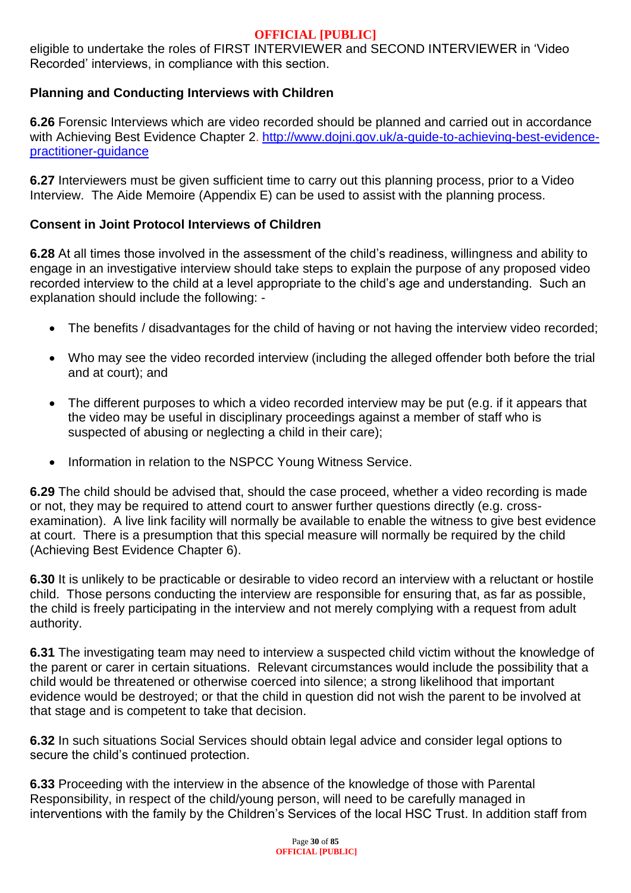eligible to undertake the roles of FIRST INTERVIEWER and SECOND INTERVIEWER in 'Video Recorded' interviews, in compliance with this section.

**Planning and Conducting Interviews with Children**

**6.26** Forensic Interviews which are video recorded should be planned and carried out in accordance with Achieving Best Evidence Chapter 2. [http://www.dojni.gov.uk/a-guide-to-achieving-best-evidence-practitioner-guidance](http://www.dojni.gov.uk/a-guide-to-achieving-best-evidence-practitioner-guidance)

**6.27** Interviewers must be given sufficient time to carry out this planning process, prior to a Video Interview. The Aide Memoire (Appendix E) can be used to assist with the planning process.

**Consent in Joint Protocol Interviews of Children**

**6.28** At all times those involved in the assessment of the child's readiness, willingness and ability to engage in an investigative interview should take steps to explain the purpose of any proposed video recorded interview to the child at a level appropriate to the child's age and understanding. Such an explanation should include the following: -

- The benefits / disadvantages for the child of having or not having the interview video recorded;
- Who may see the video recorded interview (including the alleged offender both before the trial and at court); and
- The different purposes to which a video recorded interview may be put (e.g. if it appears that the video may be useful in disciplinary proceedings against a member of staff who is suspected of abusing or neglecting a child in their care);
- Information in relation to the NSPCC Young Witness Service.

**6.29** The child should be advised that, should the case proceed, whether a video recording is made or not, they may be required to attend court to answer further questions directly (e.g. cross-examination). A live link facility will normally be available to enable the witness to give best evidence at court. There is a presumption that this special measure will normally be required by the child (Achieving Best Evidence Chapter 6).

**6.30** It is unlikely to be practicable or desirable to video record an interview with a reluctant or hostile child. Those persons conducting the interview are responsible for ensuring that, as far as possible, the child is freely participating in the interview and not merely complying with a request from adult authority.

**6.31** The investigating team may need to interview a suspected child victim without the knowledge of the parent or carer in certain situations. Relevant circumstances would include the possibility that a child would be threatened or otherwise coerced into silence; a strong likelihood that important evidence would be destroyed; or that the child in question did not wish the parent to be involved at that stage and is competent to take that decision.

**6.32** In such situations Social Services should obtain legal advice and consider legal options to secure the child's continued protection.

**6.33** Proceeding with the interview in the absence of the knowledge of those with Parental Responsibility, in respect of the child/young person, will need to be carefully managed in interventions with the family by the Children's Services of the local HSC Trust. In addition staff from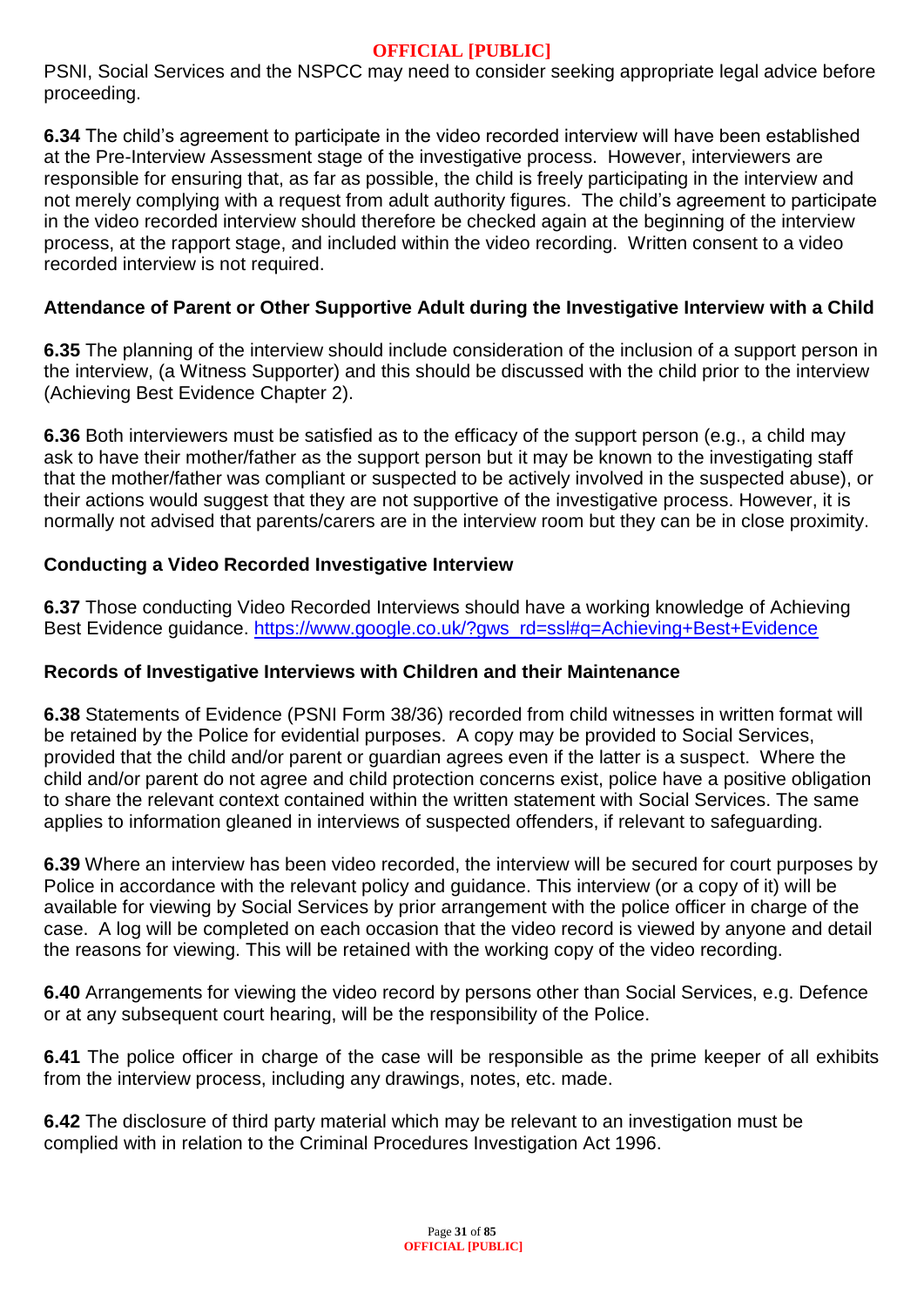PSNI, Social Services and the NSPCC may need to consider seeking appropriate legal advice before proceeding.

**6.34** The child's agreement to participate in the video recorded interview will have been established at the Pre-Interview Assessment stage of the investigative process. However, interviewers are responsible for ensuring that, as far as possible, the child is freely participating in the interview and not merely complying with a request from adult authority figures. The child's agreement to participate in the video recorded interview should therefore be checked again at the beginning of the interview process, at the rapport stage, and included within the video recording. Written consent to a video recorded interview is not required.

### Attendance of Parent or Other Supportive Adult during the Investigative Interview with a Child

**6.35** The planning of the interview should include consideration of the inclusion of a support person in the interview, (a Witness Supporter) and this should be discussed with the child prior to the interview (Achieving Best Evidence Chapter 2).

**6.36** Both interviewers must be satisfied as to the efficacy of the support person (e.g., a child may ask to have their mother/father as the support person but it may be known to the investigating staff that the mother/father was compliant or suspected to be actively involved in the suspected abuse), or their actions would suggest that they are not supportive of the investigative process. However, it is normally not advised that parents/carers are in the interview room but they can be in close proximity.

### Conducting a Video Recorded Investigative Interview

**6.37** Those conducting Video Recorded Interviews should have a working knowledge of Achieving Best Evidence guidance. [https://www.google.co.uk/?gws_rd=ssl#q=Achieving+Best+Evidence](https://www.google.co.uk/?gws_rd=ssl#q=Achieving+Best+Evidence)

### Records of Investigative Interviews with Children and their Maintenance

**6.38** Statements of Evidence (PSNI Form 38/36) recorded from child witnesses in written format will be retained by the Police for evidential purposes. A copy may be provided to Social Services, provided that the child and/or parent or guardian agrees even if the latter is a suspect. Where the child and/or parent do not agree and child protection concerns exist, police have a positive obligation to share the relevant context contained within the written statement with Social Services. The same applies to information gleaned in interviews of suspected offenders, if relevant to safeguarding.

**6.39** Where an interview has been video recorded, the interview will be secured for court purposes by Police in accordance with the relevant policy and guidance. This interview (or a copy of it) will be available for viewing by Social Services by prior arrangement with the police officer in charge of the case. A log will be completed on each occasion that the video record is viewed by anyone and detail the reasons for viewing. This will be retained with the working copy of the video recording.

**6.40** Arrangements for viewing the video record by persons other than Social Services, e.g. Defence or at any subsequent court hearing, will be the responsibility of the Police.

**6.41** The police officer in charge of the case will be responsible as the prime keeper of all exhibits from the interview process, including any drawings, notes, etc. made.

**6.42** The disclosure of third party material which may be relevant to an investigation must be complied with in relation to the Criminal Procedures Investigation Act 1996.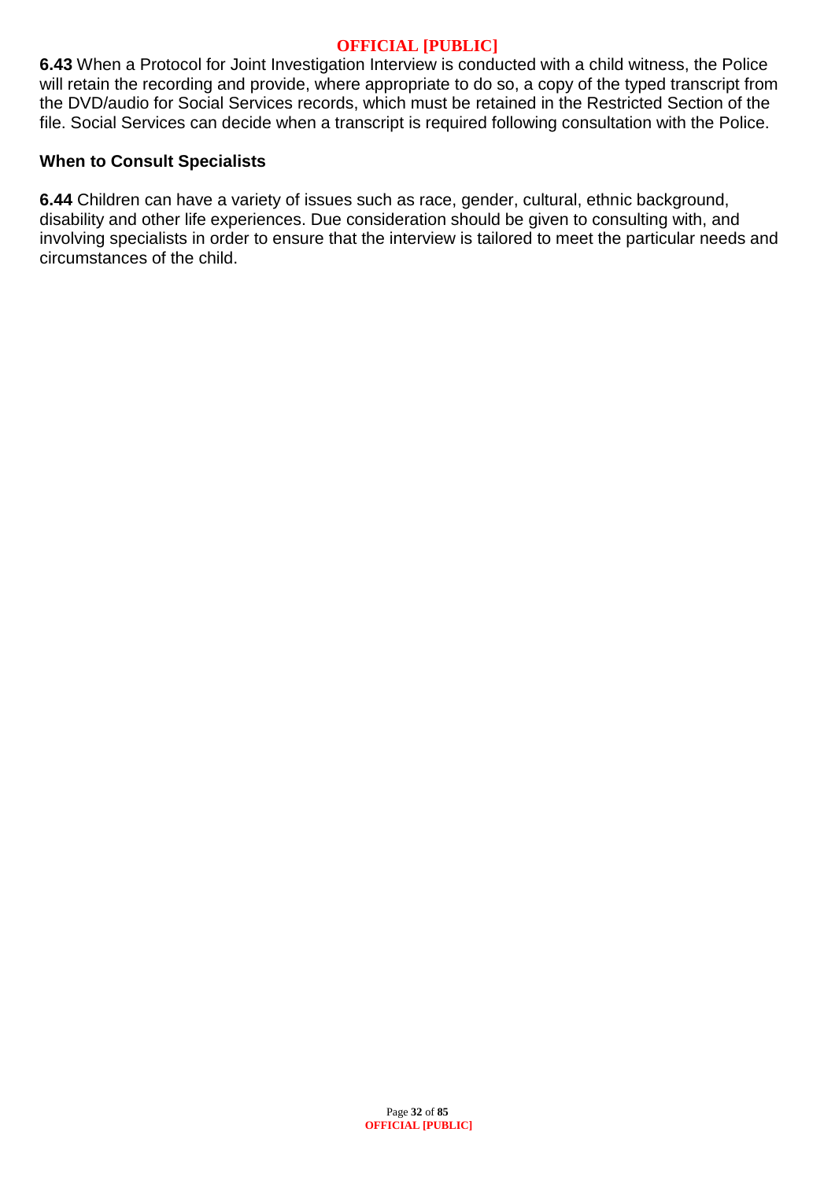**6.43** When a Protocol for Joint Investigation Interview is conducted with a child witness, the Police will retain the recording and provide, where appropriate to do so, a copy of the typed transcript from the DVD/audio for Social Services records, which must be retained in the Restricted Section of the file. Social Services can decide when a transcript is required following consultation with the Police.

### When to Consult Specialists

**6.44** Children can have a variety of issues such as race, gender, cultural, ethnic background, disability and other life experiences. Due consideration should be given to consulting with, and involving specialists in order to ensure that the interview is tailored to meet the particular needs and circumstances of the child.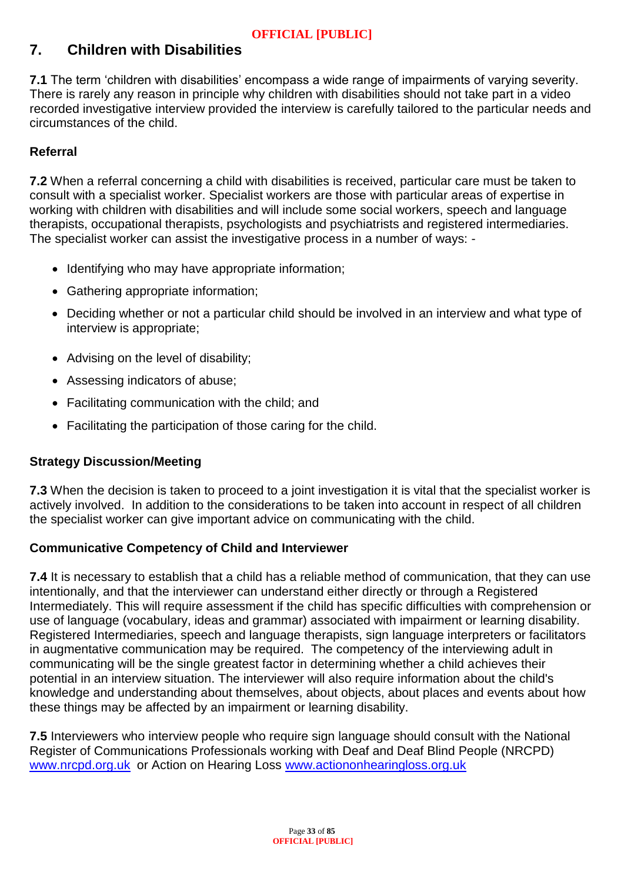## 7. Children with Disabilities

**7.1** The term 'children with disabilities' encompass a wide range of impairments of varying severity. There is rarely any reason in principle why children with disabilities should not take part in a video recorded investigative interview provided the interview is carefully tailored to the particular needs and circumstances of the child.

### Referral

**7.2** When a referral concerning a child with disabilities is received, particular care must be taken to consult with a specialist worker. Specialist workers are those with particular areas of expertise in working with children with disabilities and will include some social workers, speech and language therapists, occupational therapists, psychologists and psychiatrists and registered intermediaries. The specialist worker can assist the investigative process in a number of ways: -

- Identifying who may have appropriate information;
- Gathering appropriate information;
- Deciding whether or not a particular child should be involved in an interview and what type of interview is appropriate;
- Advising on the level of disability;
- Assessing indicators of abuse;
- Facilitating communication with the child; and
- Facilitating the participation of those caring for the child.

### Strategy Discussion/Meeting

**7.3** When the decision is taken to proceed to a joint investigation it is vital that the specialist worker is actively involved. In addition to the considerations to be taken into account in respect of all children the specialist worker can give important advice on communicating with the child.

### Communicative Competency of Child and Interviewer

**7.4** It is necessary to establish that a child has a reliable method of communication, that they can use intentionally, and that the interviewer can understand either directly or through a Registered Intermediately. This will require assessment if the child has specific difficulties with comprehension or use of language (vocabulary, ideas and grammar) associated with impairment or learning disability. Registered Intermediaries, speech and language therapists, sign language interpreters or facilitators in augmentative communication may be required. The competency of the interviewing adult in communicating will be the single greatest factor in determining whether a child achieves their potential in an interview situation. The interviewer will also require information about the child's knowledge and understanding about themselves, about objects, about places and events about how these things may be affected by an impairment or learning disability.

**7.5** Interviewers who interview people who require sign language should consult with the National Register of Communications Professionals working with Deaf and Deaf Blind People (NRCPD) www.nrcpd.org.uk or Action on Hearing Loss www.actiononhearingloss.org.uk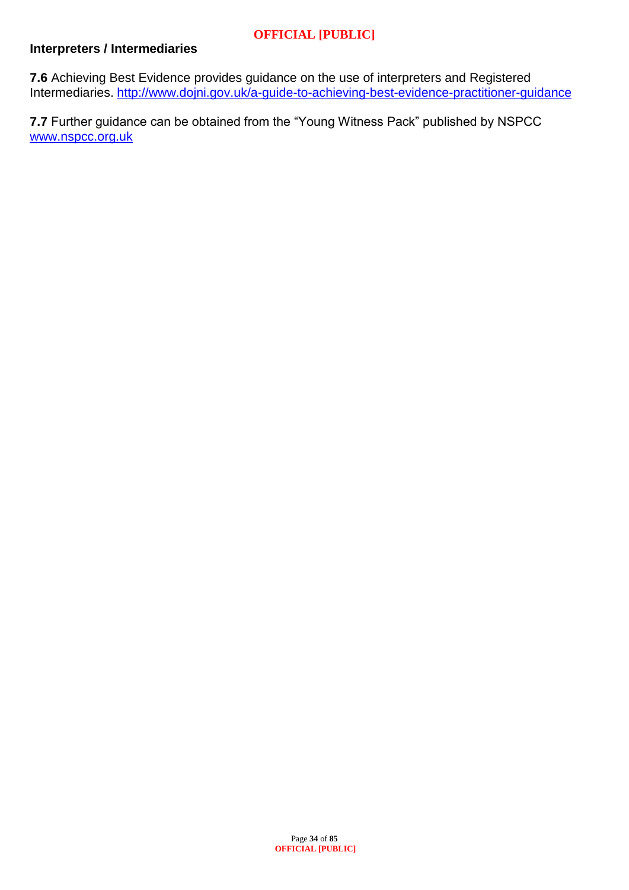### Interpreters / Intermediaries

**7.6** Achieving Best Evidence provides guidance on the use of interpreters and Registered Intermediaries. http://www.dojni.gov.uk/a-guide-to-achieving-best-evidence-practitioner-guidance

**7.7** Further guidance can be obtained from the "Young Witness Pack" published by NSPCC www.nspcc.org.uk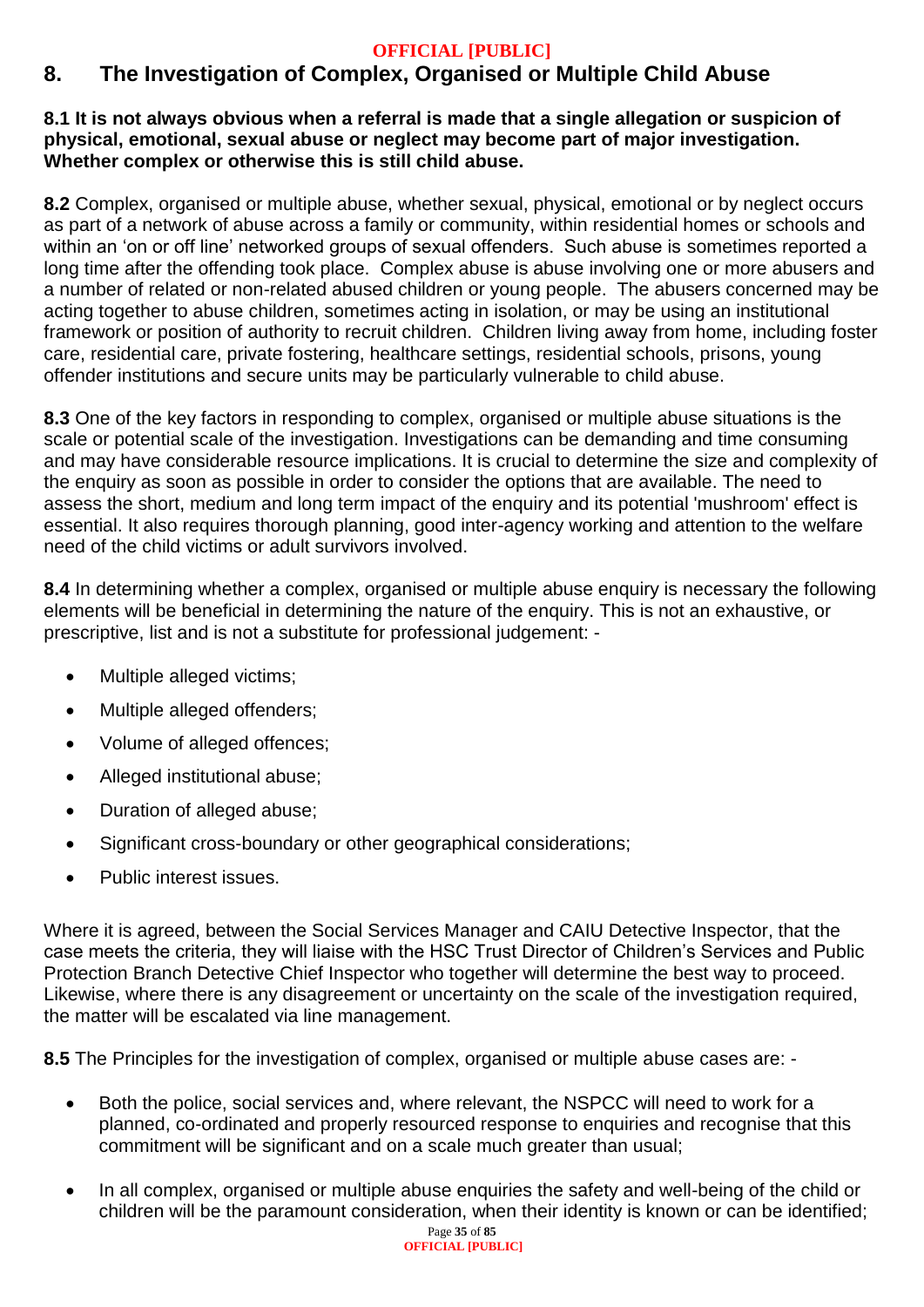# 8. The Investigation of Complex, Organised or Multiple Child Abuse

**8.1 It is not always obvious when a referral is made that a single allegation or suspicion of physical, emotional, sexual abuse or neglect may become part of major investigation. Whether complex or otherwise this is still child abuse.**

**8.2** Complex, organised or multiple abuse, whether sexual, physical, emotional or by neglect occurs as part of a network of abuse across a family or community, within residential homes or schools and within an 'on or off line' networked groups of sexual offenders. Such abuse is sometimes reported a long time after the offending took place. Complex abuse is abuse involving one or more abusers and a number of related or non-related abused children or young people. The abusers concerned may be acting together to abuse children, sometimes acting in isolation, or may be using an institutional framework or position of authority to recruit children. Children living away from home, including foster care, residential care, private fostering, healthcare settings, residential schools, prisons, young offender institutions and secure units may be particularly vulnerable to child abuse.

**8.3** One of the key factors in responding to complex, organised or multiple abuse situations is the scale or potential scale of the investigation. Investigations can be demanding and time consuming and may have considerable resource implications. It is crucial to determine the size and complexity of the enquiry as soon as possible in order to consider the options that are available. The need to assess the short, medium and long term impact of the enquiry and its potential 'mushroom' effect is essential. It also requires thorough planning, good inter-agency working and attention to the welfare need of the child victims or adult survivors involved.

**8.4** In determining whether a complex, organised or multiple abuse enquiry is necessary the following elements will be beneficial in determining the nature of the enquiry. This is not an exhaustive, or prescriptive, list and is not a substitute for professional judgement: -

- Multiple alleged victims;
- Multiple alleged offenders;
- Volume of alleged offences;
- Alleged institutional abuse;
- Duration of alleged abuse;
- Significant cross-boundary or other geographical considerations;
- Public interest issues.

Where it is agreed, between the Social Services Manager and CAIU Detective Inspector, that the case meets the criteria, they will liaise with the HSC Trust Director of Children's Services and Public Protection Branch Detective Chief Inspector who together will determine the best way to proceed. Likewise, where there is any disagreement or uncertainty on the scale of the investigation required, the matter will be escalated via line management.

**8.5** The Principles for the investigation of complex, organised or multiple abuse cases are: -

- Both the police, social services and, where relevant, the NSPCC will need to work for a planned, co-ordinated and properly resourced response to enquiries and recognise that this commitment will be significant and on a scale much greater than usual;
- In all complex, organised or multiple abuse enquiries the safety and well-being of the child or children will be the paramount consideration, when their identity is known or can be identified;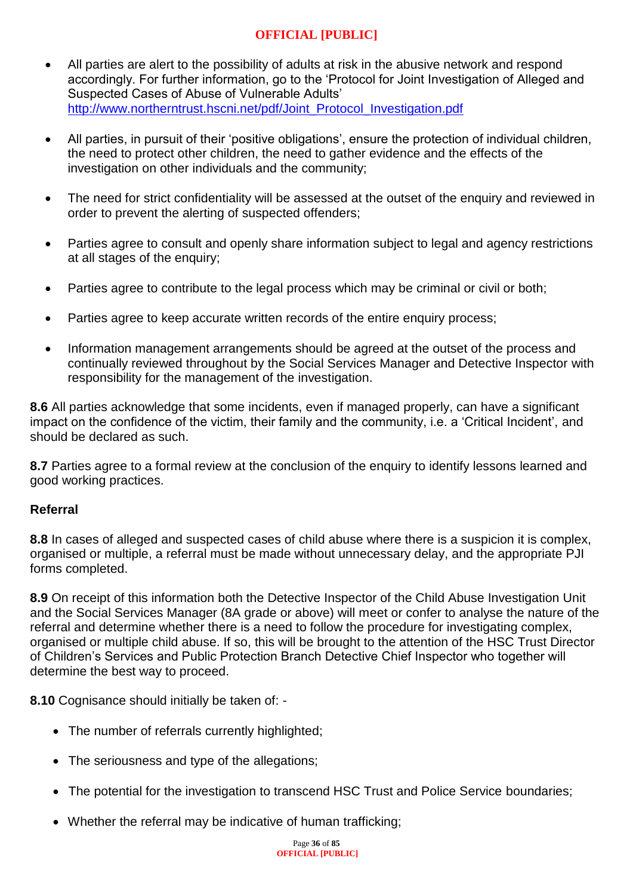- All parties are alert to the possibility of adults at risk in the abusive network and respond accordingly. For further information, go to the 'Protocol for Joint Investigation of Alleged and Suspected Cases of Abuse of Vulnerable Adults' http://www.northerntrust.hscni.net/pdf/Joint_Protocol_Investigation.pdf

- All parties, in pursuit of their 'positive obligations', ensure the protection of individual children, the need to protect other children, the need to gather evidence and the effects of the investigation on other individuals and the community;

- The need for strict confidentiality will be assessed at the outset of the enquiry and reviewed in order to prevent the alerting of suspected offenders;

- Parties agree to consult and openly share information subject to legal and agency restrictions at all stages of the enquiry;

- Parties agree to contribute to the legal process which may be criminal or civil or both;

- Parties agree to keep accurate written records of the entire enquiry process;

- Information management arrangements should be agreed at the outset of the process and continually reviewed throughout by the Social Services Manager and Detective Inspector with responsibility for the management of the investigation.

**8.6** All parties acknowledge that some incidents, even if managed properly, can have a significant impact on the confidence of the victim, their family and the community, i.e. a 'Critical Incident', and should be declared as such.

**8.7** Parties agree to a formal review at the conclusion of the enquiry to identify lessons learned and good working practices.

**Referral**

**8.8** In cases of alleged and suspected cases of child abuse where there is a suspicion it is complex, organised or multiple, a referral must be made without unnecessary delay, and the appropriate PJI forms completed.

**8.9** On receipt of this information both the Detective Inspector of the Child Abuse Investigation Unit and the Social Services Manager (8A grade or above) will meet or confer to analyse the nature of the referral and determine whether there is a need to follow the procedure for investigating complex, organised or multiple child abuse. If so, this will be brought to the attention of the HSC Trust Director of Children's Services and Public Protection Branch Detective Chief Inspector who together will determine the best way to proceed.

**8.10** Cognisance should initially be taken of: -

- The number of referrals currently highlighted;

- The seriousness and type of the allegations;

- The potential for the investigation to transcend HSC Trust and Police Service boundaries;

- Whether the referral may be indicative of human trafficking;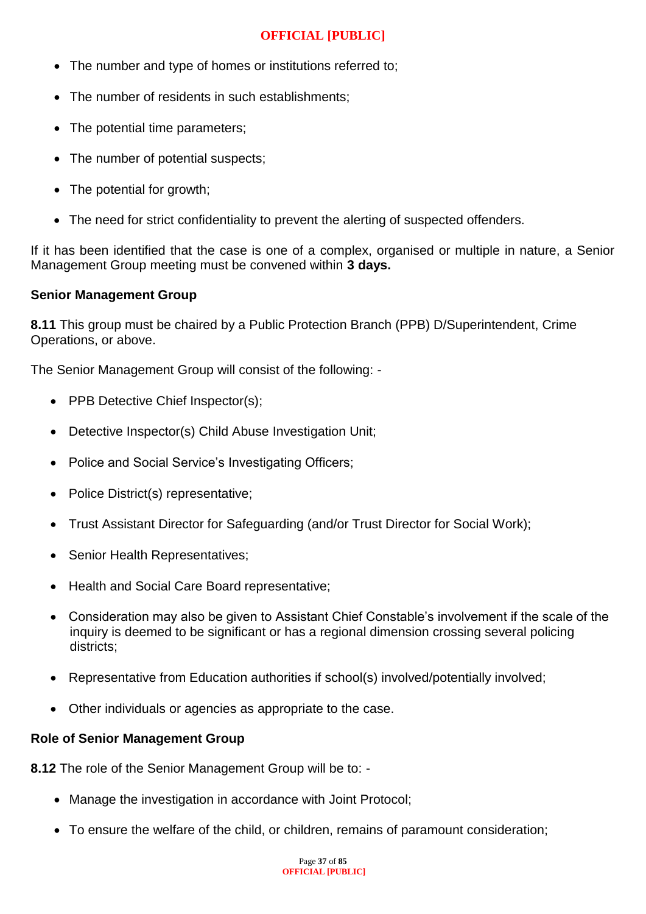- The number and type of homes or institutions referred to;
- The number of residents in such establishments;
- The potential time parameters;
- The number of potential suspects;
- The potential for growth;
- The need for strict confidentiality to prevent the alerting of suspected offenders.

If it has been identified that the case is one of a complex, organised or multiple in nature, a Senior Management Group meeting must be convened within **3 days.**

**Senior Management Group**

**8.11** This group must be chaired by a Public Protection Branch (PPB) D/Superintendent, Crime Operations, or above.

The Senior Management Group will consist of the following: -

- PPB Detective Chief Inspector(s);
- Detective Inspector(s) Child Abuse Investigation Unit;
- Police and Social Service's Investigating Officers;
- Police District(s) representative;
- Trust Assistant Director for Safeguarding (and/or Trust Director for Social Work);
- Senior Health Representatives;
- Health and Social Care Board representative;
- Consideration may also be given to Assistant Chief Constable's involvement if the scale of the inquiry is deemed to be significant or has a regional dimension crossing several policing districts;
- Representative from Education authorities if school(s) involved/potentially involved;
- Other individuals or agencies as appropriate to the case.

**Role of Senior Management Group**

**8.12** The role of the Senior Management Group will be to: -

- Manage the investigation in accordance with Joint Protocol;
- To ensure the welfare of the child, or children, remains of paramount consideration;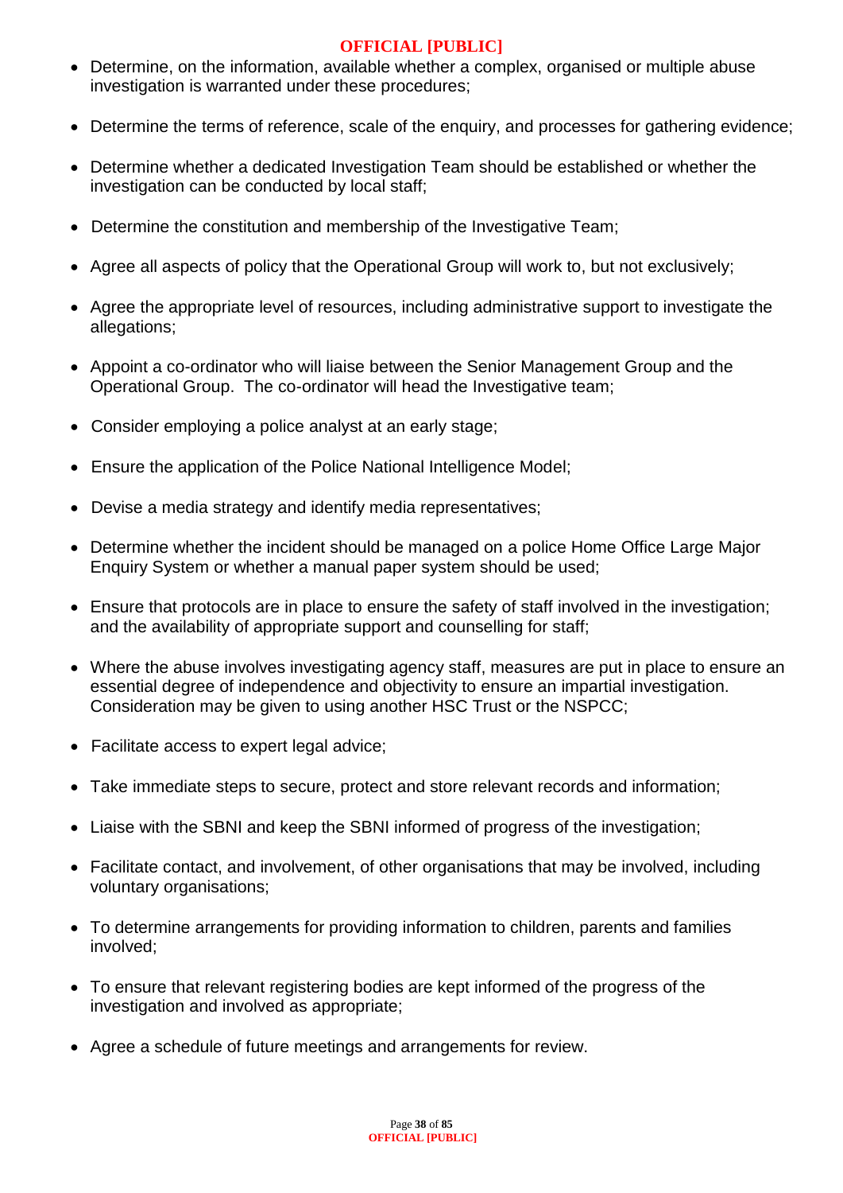- Determine, on the information, available whether a complex, organised or multiple abuse investigation is warranted under these procedures;
- Determine the terms of reference, scale of the enquiry, and processes for gathering evidence;
- Determine whether a dedicated Investigation Team should be established or whether the investigation can be conducted by local staff;
- Determine the constitution and membership of the Investigative Team;
- Agree all aspects of policy that the Operational Group will work to, but not exclusively;
- Agree the appropriate level of resources, including administrative support to investigate the allegations;
- Appoint a co-ordinator who will liaise between the Senior Management Group and the Operational Group. The co-ordinator will head the Investigative team;
- Consider employing a police analyst at an early stage;
- Ensure the application of the Police National Intelligence Model;
- Devise a media strategy and identify media representatives;
- Determine whether the incident should be managed on a police Home Office Large Major Enquiry System or whether a manual paper system should be used;
- Ensure that protocols are in place to ensure the safety of staff involved in the investigation; and the availability of appropriate support and counselling for staff;
- Where the abuse involves investigating agency staff, measures are put in place to ensure an essential degree of independence and objectivity to ensure an impartial investigation. Consideration may be given to using another HSC Trust or the NSPCC;
- Facilitate access to expert legal advice;
- Take immediate steps to secure, protect and store relevant records and information;
- Liaise with the SBNI and keep the SBNI informed of progress of the investigation;
- Facilitate contact, and involvement, of other organisations that may be involved, including voluntary organisations;
- To determine arrangements for providing information to children, parents and families involved;
- To ensure that relevant registering bodies are kept informed of the progress of the investigation and involved as appropriate;
- Agree a schedule of future meetings and arrangements for review.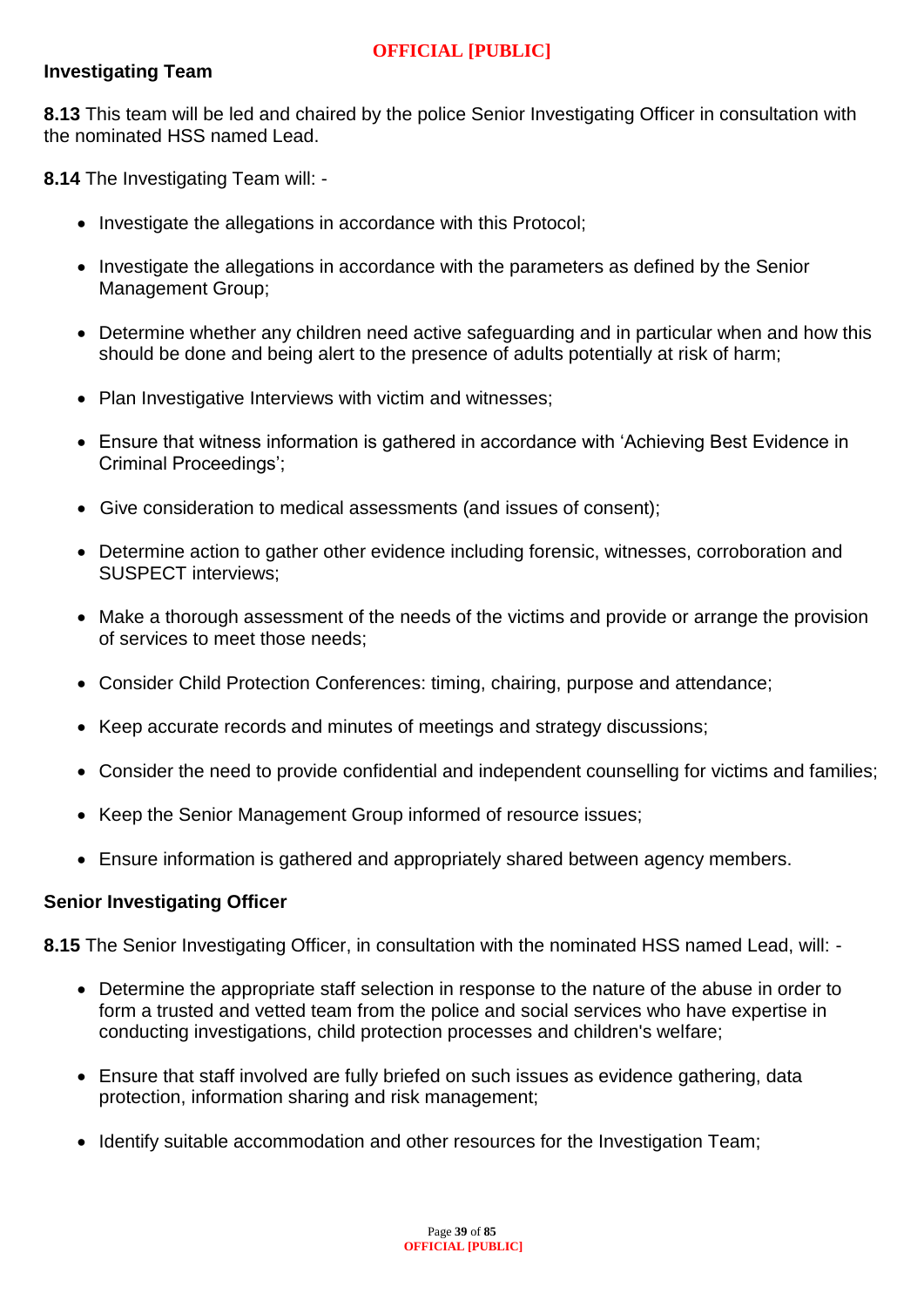## Investigating Team

**8.13** This team will be led and chaired by the police Senior Investigating Officer in consultation with the nominated HSS named Lead.

**8.14** The Investigating Team will: -

- Investigate the allegations in accordance with this Protocol;
- Investigate the allegations in accordance with the parameters as defined by the Senior Management Group;
- Determine whether any children need active safeguarding and in particular when and how this should be done and being alert to the presence of adults potentially at risk of harm;
- Plan Investigative Interviews with victim and witnesses;
- Ensure that witness information is gathered in accordance with 'Achieving Best Evidence in Criminal Proceedings';
- Give consideration to medical assessments (and issues of consent);
- Determine action to gather other evidence including forensic, witnesses, corroboration and SUSPECT interviews;
- Make a thorough assessment of the needs of the victims and provide or arrange the provision of services to meet those needs;
- Consider Child Protection Conferences: timing, chairing, purpose and attendance;
- Keep accurate records and minutes of meetings and strategy discussions;
- Consider the need to provide confidential and independent counselling for victims and families;
- Keep the Senior Management Group informed of resource issues;
- Ensure information is gathered and appropriately shared between agency members.

## Senior Investigating Officer

**8.15** The Senior Investigating Officer, in consultation with the nominated HSS named Lead, will: -

- Determine the appropriate staff selection in response to the nature of the abuse in order to form a trusted and vetted team from the police and social services who have expertise in conducting investigations, child protection processes and children's welfare;
- Ensure that staff involved are fully briefed on such issues as evidence gathering, data protection, information sharing and risk management;
- Identify suitable accommodation and other resources for the Investigation Team;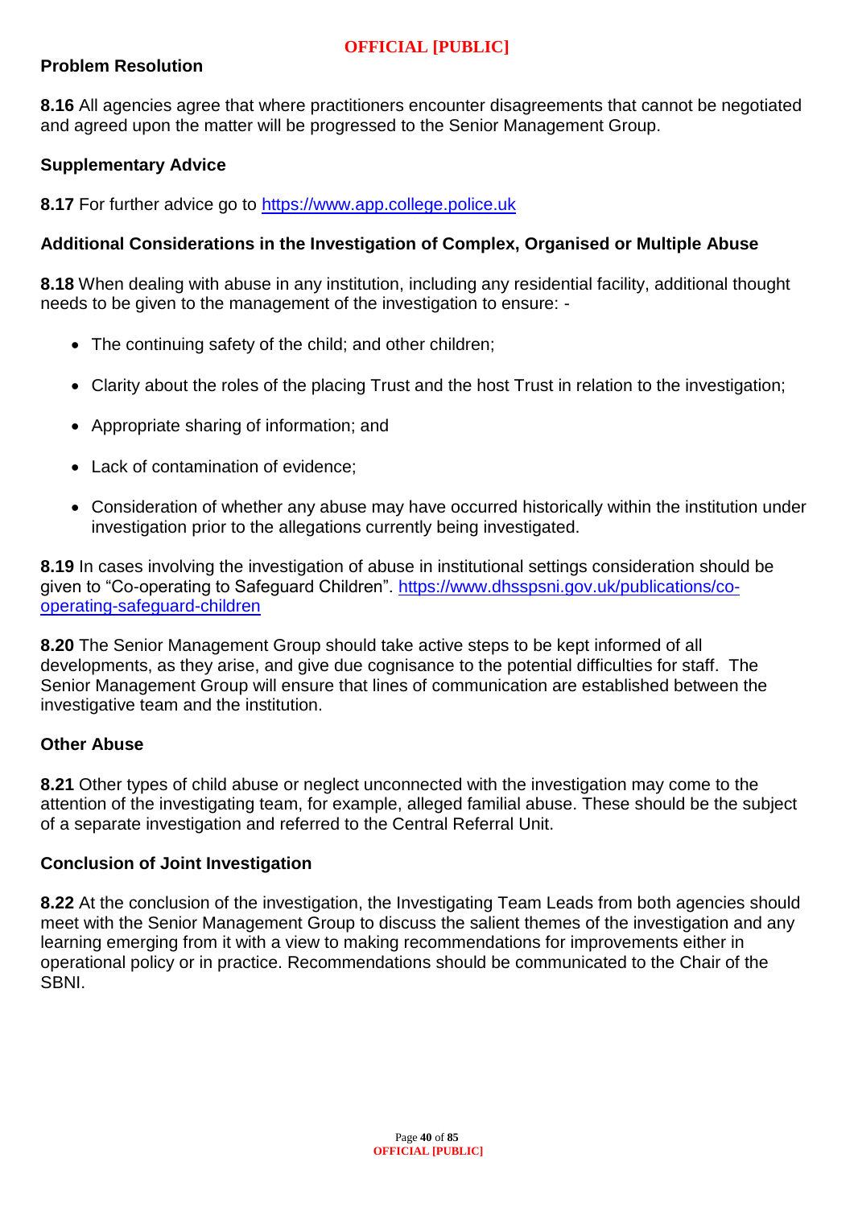**Problem Resolution**

**8.16** All agencies agree that where practitioners encounter disagreements that cannot be negotiated and agreed upon the matter will be progressed to the Senior Management Group.

**Supplementary Advice**

**8.17** For further advice go to [https://www.app.college.police.uk](https://www.app.college.police.uk)

**Additional Considerations in the Investigation of Complex, Organised or Multiple Abuse**

**8.18** When dealing with abuse in any institution, including any residential facility, additional thought needs to be given to the management of the investigation to ensure: -

- The continuing safety of the child; and other children;
- Clarity about the roles of the placing Trust and the host Trust in relation to the investigation;
- Appropriate sharing of information; and
- Lack of contamination of evidence;
- Consideration of whether any abuse may have occurred historically within the institution under investigation prior to the allegations currently being investigated.

**8.19** In cases involving the investigation of abuse in institutional settings consideration should be given to "Co-operating to Safeguard Children". [https://www.dhsspsni.gov.uk/publications/co-operating-safeguard-children](https://www.dhsspsni.gov.uk/publications/co-operating-safeguard-children)

**8.20** The Senior Management Group should take active steps to be kept informed of all developments, as they arise, and give due cognisance to the potential difficulties for staff. The Senior Management Group will ensure that lines of communication are established between the investigative team and the institution.

**Other Abuse**

**8.21** Other types of child abuse or neglect unconnected with the investigation may come to the attention of the investigating team, for example, alleged familial abuse. These should be the subject of a separate investigation and referred to the Central Referral Unit.

**Conclusion of Joint Investigation**

**8.22** At the conclusion of the investigation, the Investigating Team Leads from both agencies should meet with the Senior Management Group to discuss the salient themes of the investigation and any learning emerging from it with a view to making recommendations for improvements either in operational policy or in practice. Recommendations should be communicated to the Chair of the SBNI.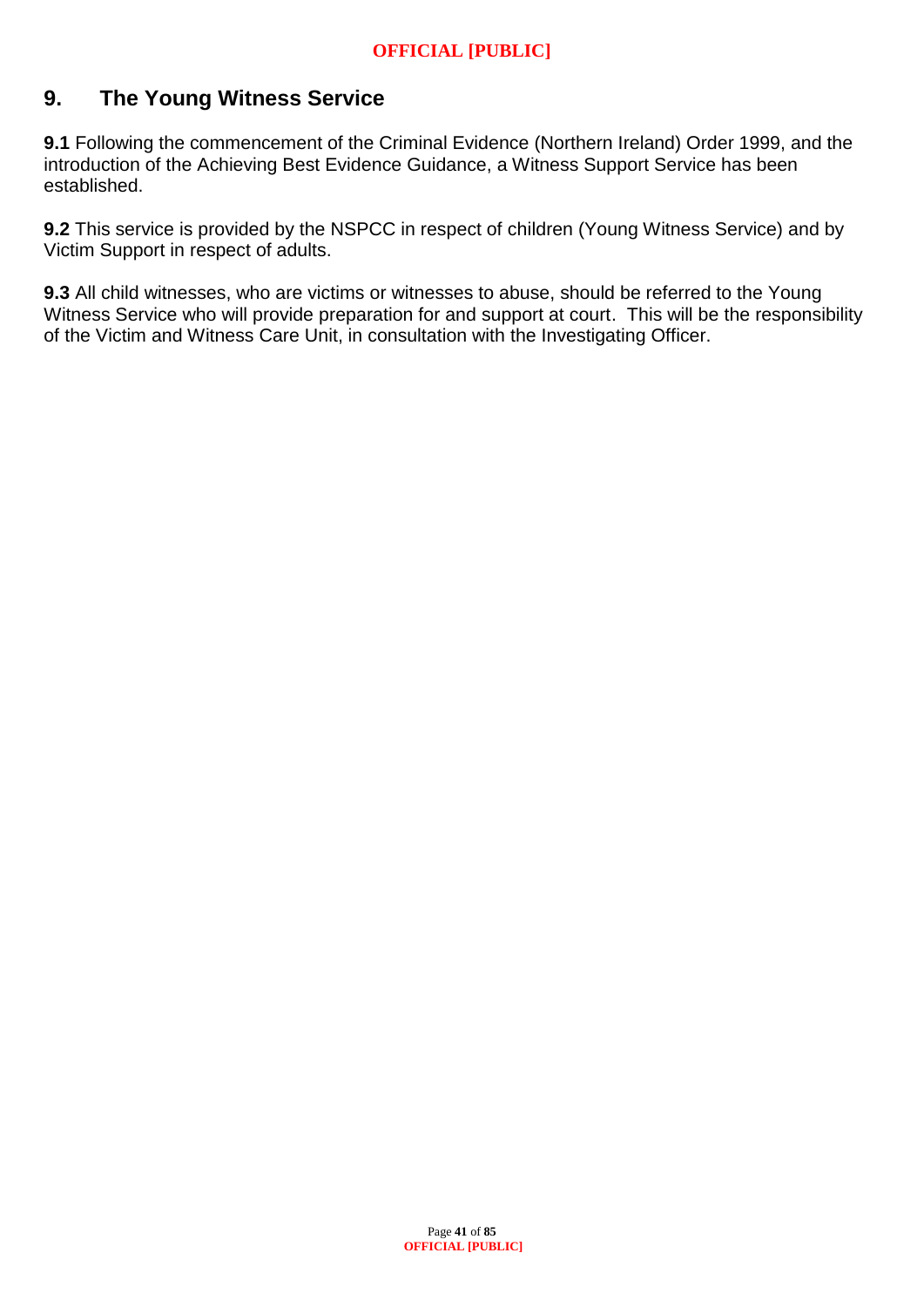## 9. The Young Witness Service

**9.1** Following the commencement of the Criminal Evidence (Northern Ireland) Order 1999, and the introduction of the Achieving Best Evidence Guidance, a Witness Support Service has been established.

**9.2** This service is provided by the NSPCC in respect of children (Young Witness Service) and by Victim Support in respect of adults.

**9.3** All child witnesses, who are victims or witnesses to abuse, should be referred to the Young Witness Service who will provide preparation for and support at court. This will be the responsibility of the Victim and Witness Care Unit, in consultation with the Investigating Officer.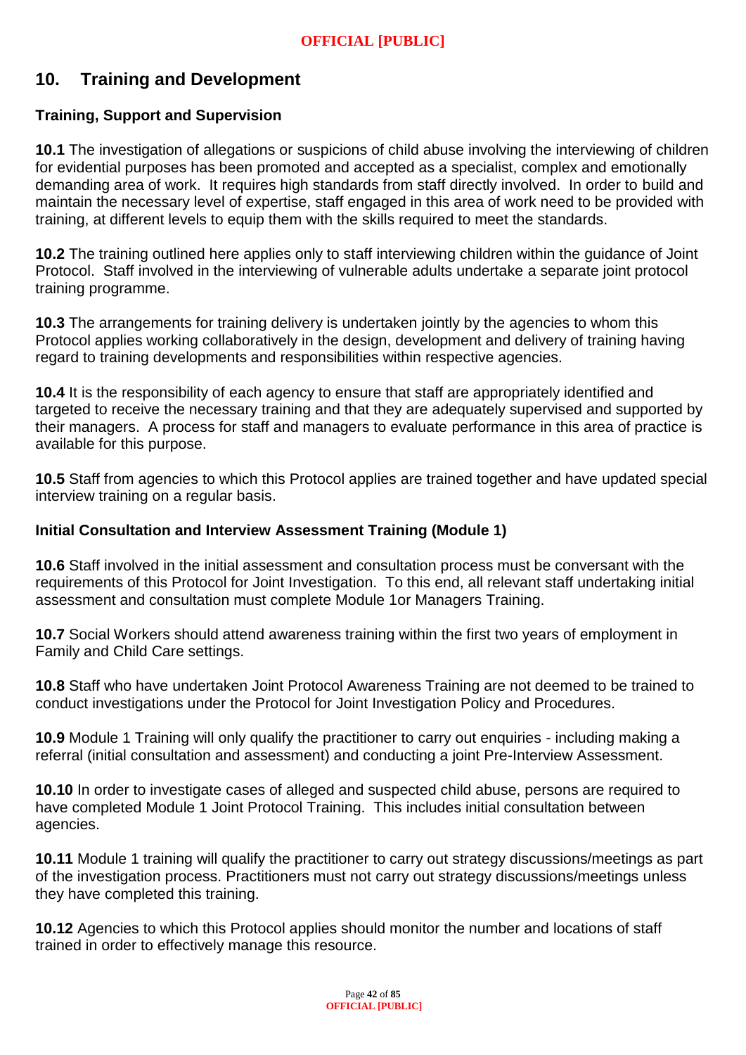## 10. Training and Development

### Training, Support and Supervision

**10.1** The investigation of allegations or suspicions of child abuse involving the interviewing of children for evidential purposes has been promoted and accepted as a specialist, complex and emotionally demanding area of work. It requires high standards from staff directly involved. In order to build and maintain the necessary level of expertise, staff engaged in this area of work need to be provided with training, at different levels to equip them with the skills required to meet the standards.

**10.2** The training outlined here applies only to staff interviewing children within the guidance of Joint Protocol. Staff involved in the interviewing of vulnerable adults undertake a separate joint protocol training programme.

**10.3** The arrangements for training delivery is undertaken jointly by the agencies to whom this Protocol applies working collaboratively in the design, development and delivery of training having regard to training developments and responsibilities within respective agencies.

**10.4** It is the responsibility of each agency to ensure that staff are appropriately identified and targeted to receive the necessary training and that they are adequately supervised and supported by their managers. A process for staff and managers to evaluate performance in this area of practice is available for this purpose.

**10.5** Staff from agencies to which this Protocol applies are trained together and have updated special interview training on a regular basis.

### Initial Consultation and Interview Assessment Training (Module 1)

**10.6** Staff involved in the initial assessment and consultation process must be conversant with the requirements of this Protocol for Joint Investigation. To this end, all relevant staff undertaking initial assessment and consultation must complete Module 1or Managers Training.

**10.7** Social Workers should attend awareness training within the first two years of employment in Family and Child Care settings.

**10.8** Staff who have undertaken Joint Protocol Awareness Training are not deemed to be trained to conduct investigations under the Protocol for Joint Investigation Policy and Procedures.

**10.9** Module 1 Training will only qualify the practitioner to carry out enquiries - including making a referral (initial consultation and assessment) and conducting a joint Pre-Interview Assessment.

**10.10** In order to investigate cases of alleged and suspected child abuse, persons are required to have completed Module 1 Joint Protocol Training. This includes initial consultation between agencies.

**10.11** Module 1 training will qualify the practitioner to carry out strategy discussions/meetings as part of the investigation process. Practitioners must not carry out strategy discussions/meetings unless they have completed this training.

**10.12** Agencies to which this Protocol applies should monitor the number and locations of staff trained in order to effectively manage this resource.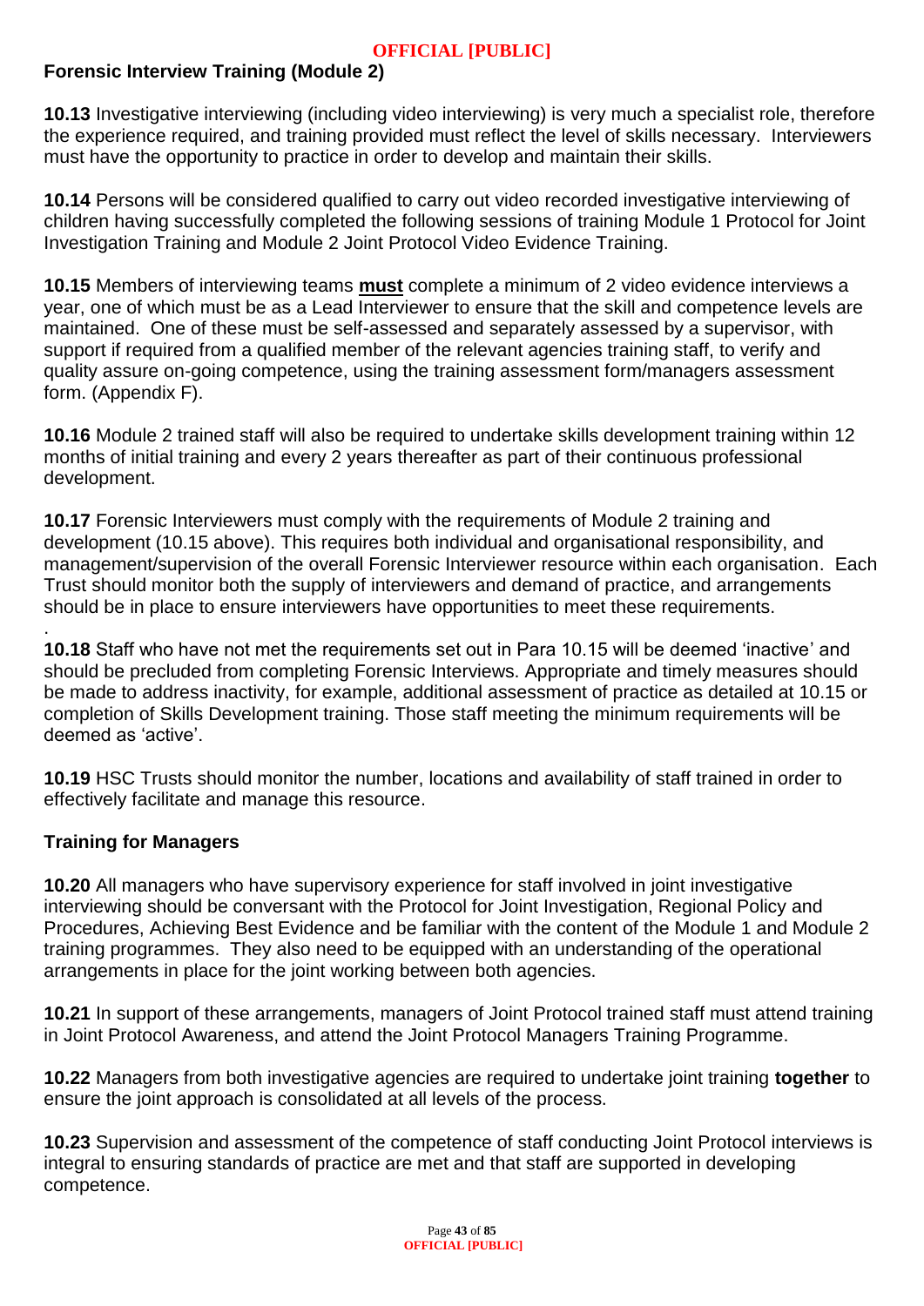## Forensic Interview Training (Module 2)

**10.13** Investigative interviewing (including video interviewing) is very much a specialist role, therefore the experience required, and training provided must reflect the level of skills necessary. Interviewers must have the opportunity to practice in order to develop and maintain their skills.

**10.14** Persons will be considered qualified to carry out video recorded investigative interviewing of children having successfully completed the following sessions of training Module 1 Protocol for Joint Investigation Training and Module 2 Joint Protocol Video Evidence Training.

**10.15** Members of interviewing teams **must** complete a minimum of 2 video evidence interviews a year, one of which must be as a Lead Interviewer to ensure that the skill and competence levels are maintained. One of these must be self-assessed and separately assessed by a supervisor, with support if required from a qualified member of the relevant agencies training staff, to verify and quality assure on-going competence, using the training assessment form/managers assessment form. (Appendix F).

**10.16** Module 2 trained staff will also be required to undertake skills development training within 12 months of initial training and every 2 years thereafter as part of their continuous professional development.

**10.17** Forensic Interviewers must comply with the requirements of Module 2 training and development (10.15 above). This requires both individual and organisational responsibility, and management/supervision of the overall Forensic Interviewer resource within each organisation. Each Trust should monitor both the supply of interviewers and demand of practice, and arrangements should be in place to ensure interviewers have opportunities to meet these requirements.

**10.18** Staff who have not met the requirements set out in Para 10.15 will be deemed 'inactive' and should be precluded from completing Forensic Interviews. Appropriate and timely measures should be made to address inactivity, for example, additional assessment of practice as detailed at 10.15 or completion of Skills Development training. Those staff meeting the minimum requirements will be deemed as 'active'.

**10.19** HSC Trusts should monitor the number, locations and availability of staff trained in order to effectively facilitate and manage this resource.

## Training for Managers

**10.20** All managers who have supervisory experience for staff involved in joint investigative interviewing should be conversant with the Protocol for Joint Investigation, Regional Policy and Procedures, Achieving Best Evidence and be familiar with the content of the Module 1 and Module 2 training programmes. They also need to be equipped with an understanding of the operational arrangements in place for the joint working between both agencies.

**10.21** In support of these arrangements, managers of Joint Protocol trained staff must attend training in Joint Protocol Awareness, and attend the Joint Protocol Managers Training Programme.

**10.22** Managers from both investigative agencies are required to undertake joint training **together** to ensure the joint approach is consolidated at all levels of the process.

**10.23** Supervision and assessment of the competence of staff conducting Joint Protocol interviews is integral to ensuring standards of practice are met and that staff are supported in developing competence.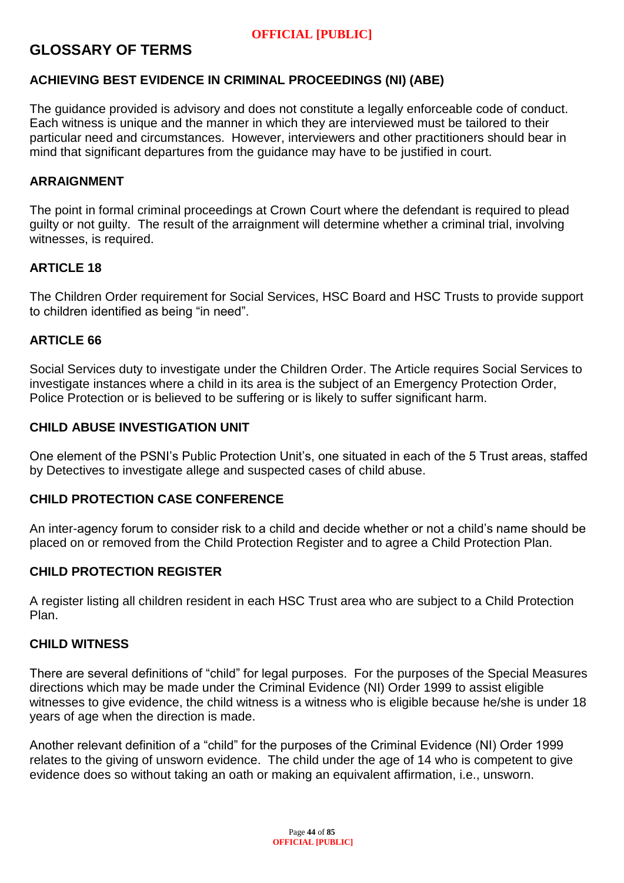# GLOSSARY OF TERMS

### ACHIEVING BEST EVIDENCE IN CRIMINAL PROCEEDINGS (NI) (ABE)

The guidance provided is advisory and does not constitute a legally enforceable code of conduct. Each witness is unique and the manner in which they are interviewed must be tailored to their particular need and circumstances. However, interviewers and other practitioners should bear in mind that significant departures from the guidance may have to be justified in court.

### ARRAIGNMENT

The point in formal criminal proceedings at Crown Court where the defendant is required to plead guilty or not guilty. The result of the arraignment will determine whether a criminal trial, involving witnesses, is required.

### ARTICLE 18

The Children Order requirement for Social Services, HSC Board and HSC Trusts to provide support to children identified as being "in need".

### ARTICLE 66

Social Services duty to investigate under the Children Order. The Article requires Social Services to investigate instances where a child in its area is the subject of an Emergency Protection Order, Police Protection or is believed to be suffering or is likely to suffer significant harm.

### CHILD ABUSE INVESTIGATION UNIT

One element of the PSNI's Public Protection Unit's, one situated in each of the 5 Trust areas, staffed by Detectives to investigate allege and suspected cases of child abuse.

### CHILD PROTECTION CASE CONFERENCE

An inter-agency forum to consider risk to a child and decide whether or not a child's name should be placed on or removed from the Child Protection Register and to agree a Child Protection Plan.

### CHILD PROTECTION REGISTER

A register listing all children resident in each HSC Trust area who are subject to a Child Protection Plan.

### CHILD WITNESS

There are several definitions of "child" for legal purposes. For the purposes of the Special Measures directions which may be made under the Criminal Evidence (NI) Order 1999 to assist eligible witnesses to give evidence, the child witness is a witness who is eligible because he/she is under 18 years of age when the direction is made.

Another relevant definition of a "child" for the purposes of the Criminal Evidence (NI) Order 1999 relates to the giving of unsworn evidence. The child under the age of 14 who is competent to give evidence does so without taking an oath or making an equivalent affirmation, i.e., unsworn.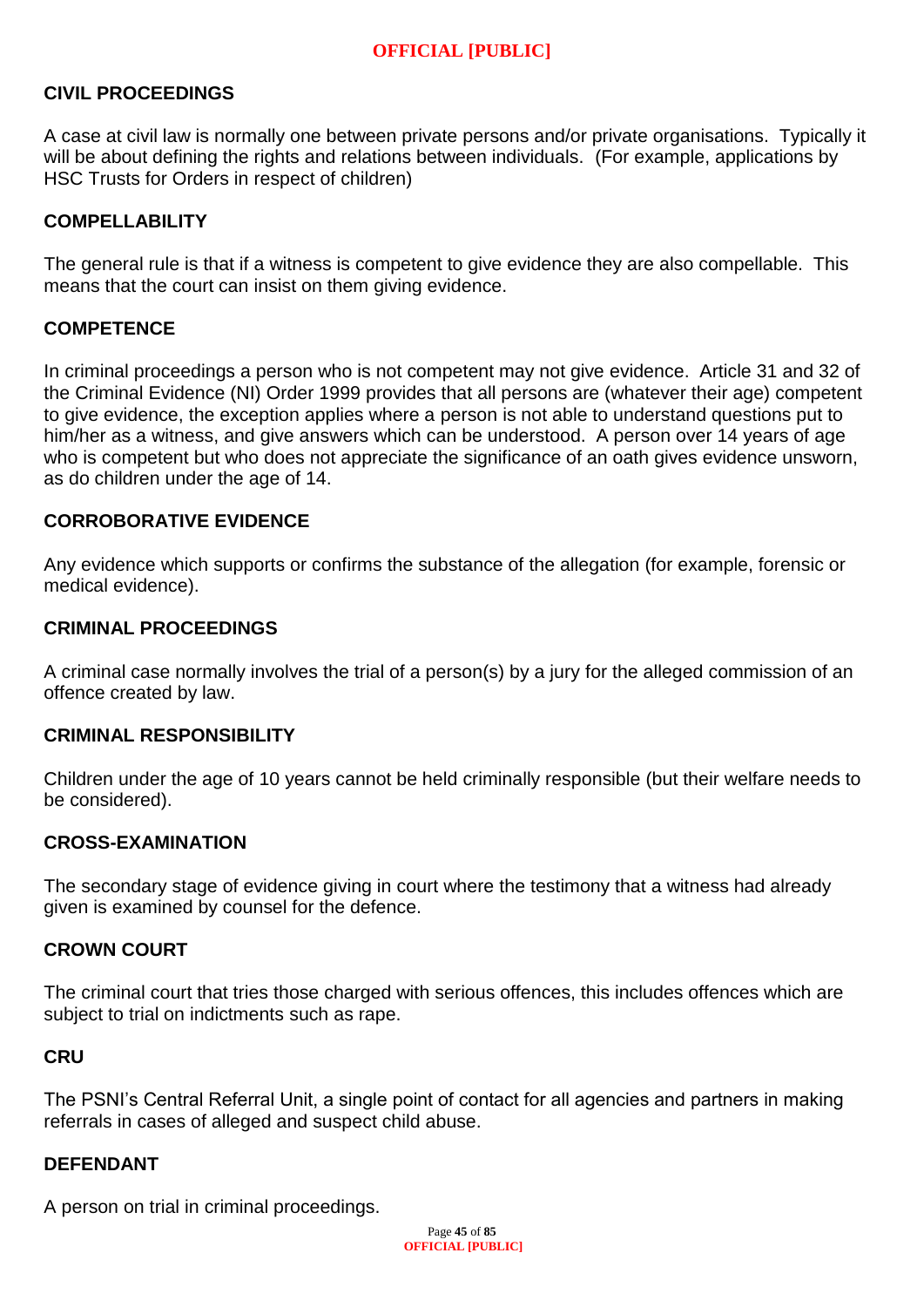### CIVIL PROCEEDINGS

A case at civil law is normally one between private persons and/or private organisations. Typically it will be about defining the rights and relations between individuals. (For example, applications by HSC Trusts for Orders in respect of children)

### COMPELLABILITY

The general rule is that if a witness is competent to give evidence they are also compellable. This means that the court can insist on them giving evidence.

### COMPETENCE

In criminal proceedings a person who is not competent may not give evidence. Article 31 and 32 of the Criminal Evidence (NI) Order 1999 provides that all persons are (whatever their age) competent to give evidence, the exception applies where a person is not able to understand questions put to him/her as a witness, and give answers which can be understood. A person over 14 years of age who is competent but who does not appreciate the significance of an oath gives evidence unsworn, as do children under the age of 14.

### CORROBORATIVE EVIDENCE

Any evidence which supports or confirms the substance of the allegation (for example, forensic or medical evidence).

### CRIMINAL PROCEEDINGS

A criminal case normally involves the trial of a person(s) by a jury for the alleged commission of an offence created by law.

### CRIMINAL RESPONSIBILITY

Children under the age of 10 years cannot be held criminally responsible (but their welfare needs to be considered).

### CROSS-EXAMINATION

The secondary stage of evidence giving in court where the testimony that a witness had already given is examined by counsel for the defence.

### CROWN COURT

The criminal court that tries those charged with serious offences, this includes offences which are subject to trial on indictments such as rape.

### CRU

The PSNI's Central Referral Unit, a single point of contact for all agencies and partners in making referrals in cases of alleged and suspect child abuse.

### DEFENDANT

A person on trial in criminal proceedings.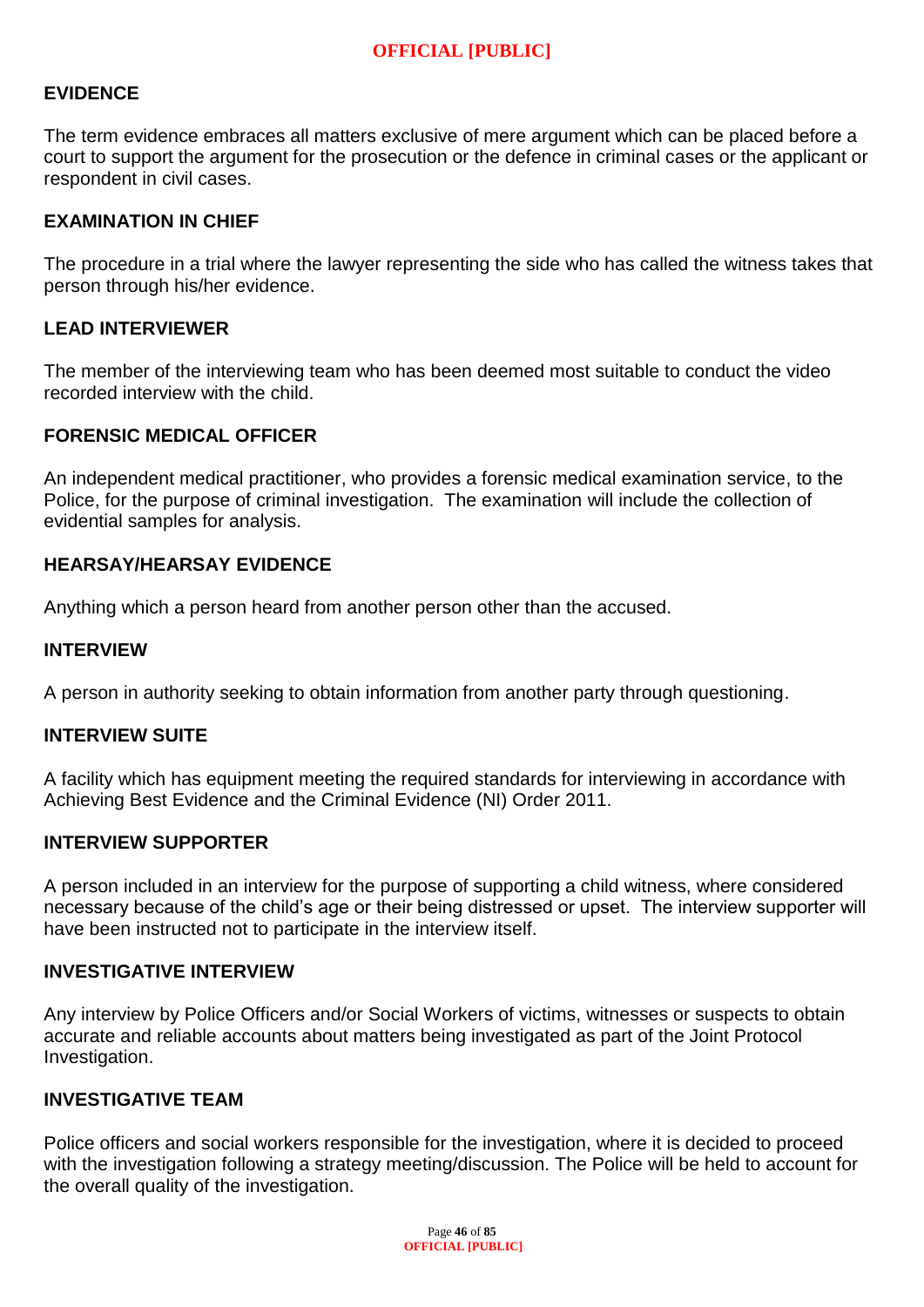## EVIDENCE

The term evidence embraces all matters exclusive of mere argument which can be placed before a court to support the argument for the prosecution or the defence in criminal cases or the applicant or respondent in civil cases.

## EXAMINATION IN CHIEF

The procedure in a trial where the lawyer representing the side who has called the witness takes that person through his/her evidence.

## LEAD INTERVIEWER

The member of the interviewing team who has been deemed most suitable to conduct the video recorded interview with the child.

## FORENSIC MEDICAL OFFICER

An independent medical practitioner, who provides a forensic medical examination service, to the Police, for the purpose of criminal investigation. The examination will include the collection of evidential samples for analysis.

## HEARSAY/HEARSAY EVIDENCE

Anything which a person heard from another person other than the accused.

## INTERVIEW

A person in authority seeking to obtain information from another party through questioning.

## INTERVIEW SUITE

A facility which has equipment meeting the required standards for interviewing in accordance with Achieving Best Evidence and the Criminal Evidence (NI) Order 2011.

## INTERVIEW SUPPORTER

A person included in an interview for the purpose of supporting a child witness, where considered necessary because of the child's age or their being distressed or upset. The interview supporter will have been instructed not to participate in the interview itself.

## INVESTIGATIVE INTERVIEW

Any interview by Police Officers and/or Social Workers of victims, witnesses or suspects to obtain accurate and reliable accounts about matters being investigated as part of the Joint Protocol Investigation.

## INVESTIGATIVE TEAM

Police officers and social workers responsible for the investigation, where it is decided to proceed with the investigation following a strategy meeting/discussion. The Police will be held to account for the overall quality of the investigation.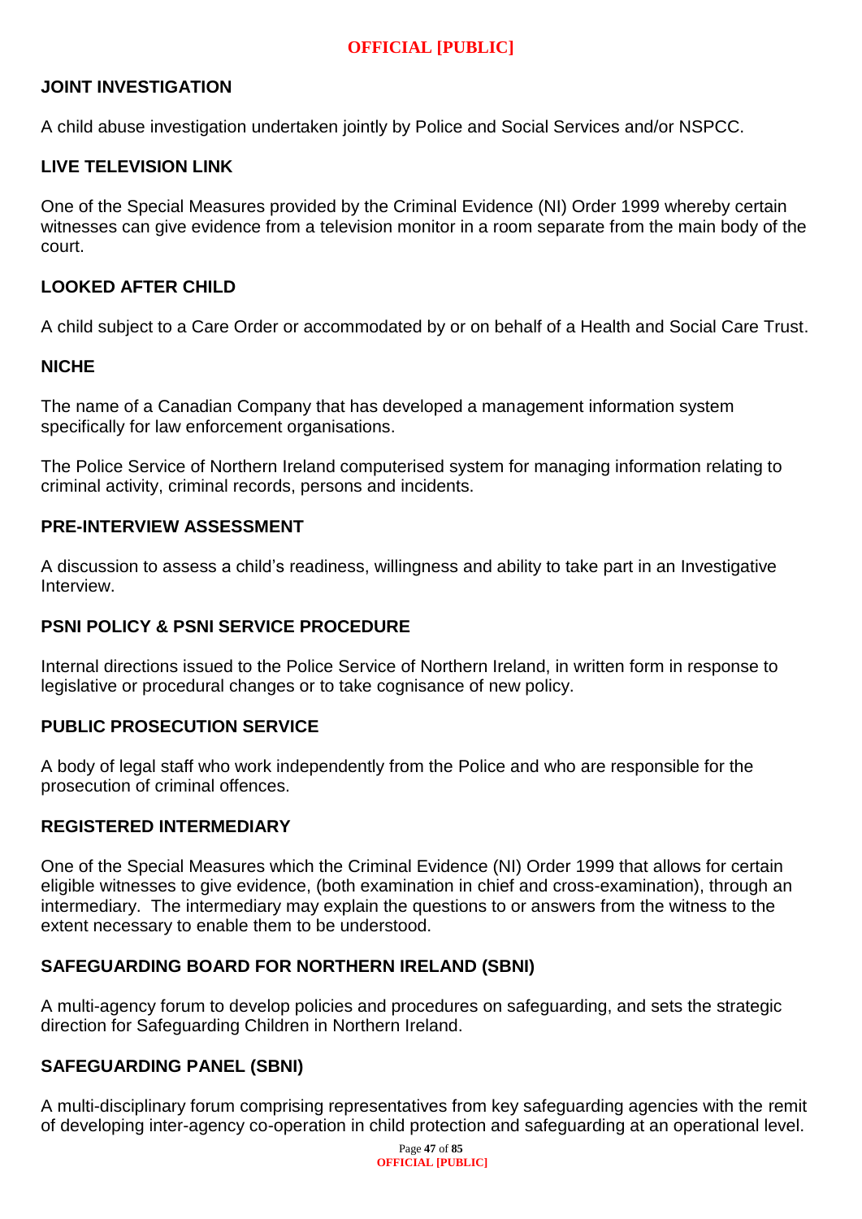### JOINT INVESTIGATION

A child abuse investigation undertaken jointly by Police and Social Services and/or NSPCC.

### LIVE TELEVISION LINK

One of the Special Measures provided by the Criminal Evidence (NI) Order 1999 whereby certain witnesses can give evidence from a television monitor in a room separate from the main body of the court.

### LOOKED AFTER CHILD

A child subject to a Care Order or accommodated by or on behalf of a Health and Social Care Trust.

### NICHE

The name of a Canadian Company that has developed a management information system specifically for law enforcement organisations.

The Police Service of Northern Ireland computerised system for managing information relating to criminal activity, criminal records, persons and incidents.

### PRE-INTERVIEW ASSESSMENT

A discussion to assess a child's readiness, willingness and ability to take part in an Investigative Interview.

### PSNI POLICY & PSNI SERVICE PROCEDURE

Internal directions issued to the Police Service of Northern Ireland, in written form in response to legislative or procedural changes or to take cognisance of new policy.

### PUBLIC PROSECUTION SERVICE

A body of legal staff who work independently from the Police and who are responsible for the prosecution of criminal offences.

### REGISTERED INTERMEDIARY

One of the Special Measures which the Criminal Evidence (NI) Order 1999 that allows for certain eligible witnesses to give evidence, (both examination in chief and cross-examination), through an intermediary. The intermediary may explain the questions to or answers from the witness to the extent necessary to enable them to be understood.

### SAFEGUARDING BOARD FOR NORTHERN IRELAND (SBNI)

A multi-agency forum to develop policies and procedures on safeguarding, and sets the strategic direction for Safeguarding Children in Northern Ireland.

### SAFEGUARDING PANEL (SBNI)

A multi-disciplinary forum comprising representatives from key safeguarding agencies with the remit of developing inter-agency co-operation in child protection and safeguarding at an operational level.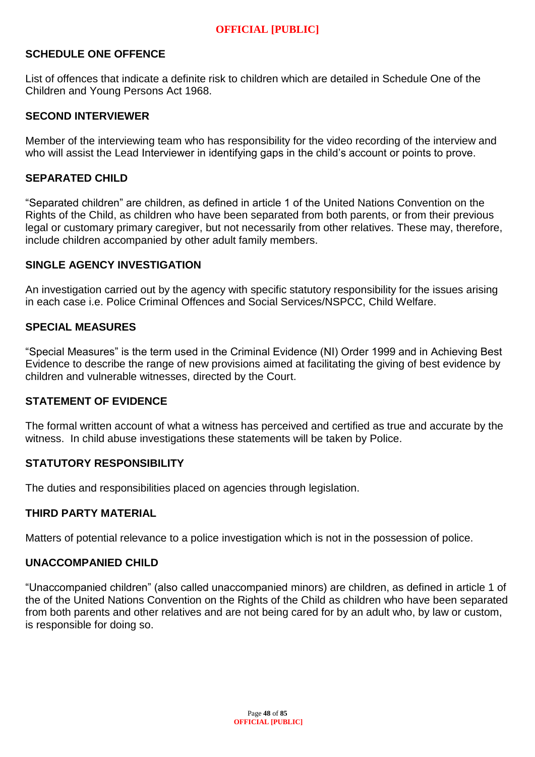## SCHEDULE ONE OFFENCE

List of offences that indicate a definite risk to children which are detailed in Schedule One of the Children and Young Persons Act 1968.

## SECOND INTERVIEWER

Member of the interviewing team who has responsibility for the video recording of the interview and who will assist the Lead Interviewer in identifying gaps in the child's account or points to prove.

## SEPARATED CHILD

"Separated children" are children, as defined in article 1 of the United Nations Convention on the Rights of the Child, as children who have been separated from both parents, or from their previous legal or customary primary caregiver, but not necessarily from other relatives. These may, therefore, include children accompanied by other adult family members.

## SINGLE AGENCY INVESTIGATION

An investigation carried out by the agency with specific statutory responsibility for the issues arising in each case i.e. Police Criminal Offences and Social Services/NSPCC, Child Welfare.

## SPECIAL MEASURES

"Special Measures" is the term used in the Criminal Evidence (NI) Order 1999 and in Achieving Best Evidence to describe the range of new provisions aimed at facilitating the giving of best evidence by children and vulnerable witnesses, directed by the Court.

## STATEMENT OF EVIDENCE

The formal written account of what a witness has perceived and certified as true and accurate by the witness. In child abuse investigations these statements will be taken by Police.

## STATUTORY RESPONSIBILITY

The duties and responsibilities placed on agencies through legislation.

## THIRD PARTY MATERIAL

Matters of potential relevance to a police investigation which is not in the possession of police.

## UNACCOMPANIED CHILD

"Unaccompanied children" (also called unaccompanied minors) are children, as defined in article 1 of the of the United Nations Convention on the Rights of the Child as children who have been separated from both parents and other relatives and are not being cared for by an adult who, by law or custom, is responsible for doing so.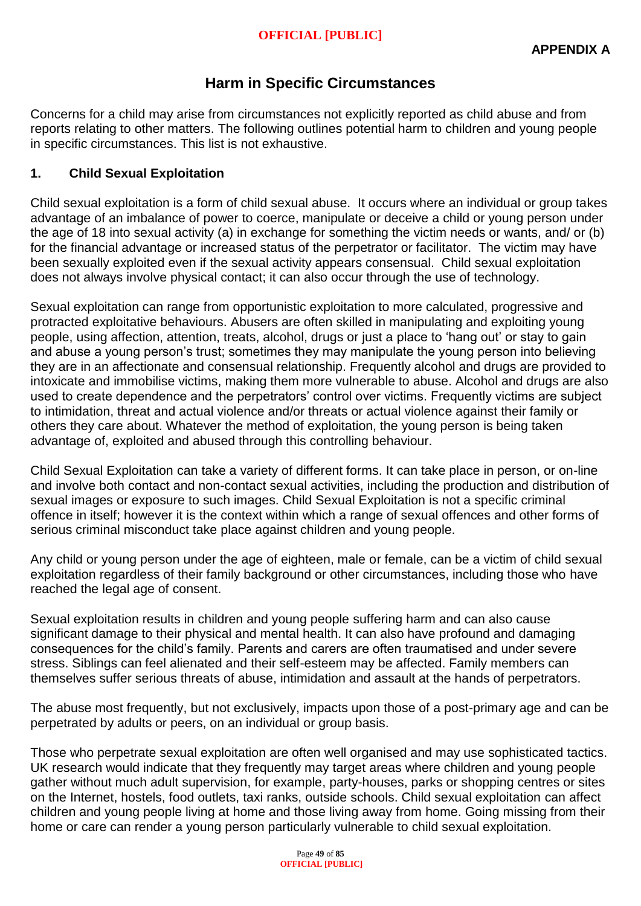**APPENDIX A**

# Harm in Specific Circumstances

Concerns for a child may arise from circumstances not explicitly reported as child abuse and from reports relating to other matters. The following outlines potential harm to children and young people in specific circumstances. This list is not exhaustive.

## 1. Child Sexual Exploitation

Child sexual exploitation is a form of child sexual abuse. It occurs where an individual or group takes advantage of an imbalance of power to coerce, manipulate or deceive a child or young person under the age of 18 into sexual activity (a) in exchange for something the victim needs or wants, and/ or (b) for the financial advantage or increased status of the perpetrator or facilitator. The victim may have been sexually exploited even if the sexual activity appears consensual. Child sexual exploitation does not always involve physical contact; it can also occur through the use of technology.

Sexual exploitation can range from opportunistic exploitation to more calculated, progressive and protracted exploitative behaviours. Abusers are often skilled in manipulating and exploiting young people, using affection, attention, treats, alcohol, drugs or just a place to 'hang out' or stay to gain and abuse a young person's trust; sometimes they may manipulate the young person into believing they are in an affectionate and consensual relationship. Frequently alcohol and drugs are provided to intoxicate and immobilise victims, making them more vulnerable to abuse. Alcohol and drugs are also used to create dependence and the perpetrators' control over victims. Frequently victims are subject to intimidation, threat and actual violence and/or threats or actual violence against their family or others they care about. Whatever the method of exploitation, the young person is being taken advantage of, exploited and abused through this controlling behaviour.

Child Sexual Exploitation can take a variety of different forms. It can take place in person, or on-line and involve both contact and non-contact sexual activities, including the production and distribution of sexual images or exposure to such images. Child Sexual Exploitation is not a specific criminal offence in itself; however it is the context within which a range of sexual offences and other forms of serious criminal misconduct take place against children and young people.

Any child or young person under the age of eighteen, male or female, can be a victim of child sexual exploitation regardless of their family background or other circumstances, including those who have reached the legal age of consent.

Sexual exploitation results in children and young people suffering harm and can also cause significant damage to their physical and mental health. It can also have profound and damaging consequences for the child's family. Parents and carers are often traumatised and under severe stress. Siblings can feel alienated and their self-esteem may be affected. Family members can themselves suffer serious threats of abuse, intimidation and assault at the hands of perpetrators.

The abuse most frequently, but not exclusively, impacts upon those of a post-primary age and can be perpetrated by adults or peers, on an individual or group basis.

Those who perpetrate sexual exploitation are often well organised and may use sophisticated tactics. UK research would indicate that they frequently may target areas where children and young people gather without much adult supervision, for example, party-houses, parks or shopping centres or sites on the Internet, hostels, food outlets, taxi ranks, outside schools. Child sexual exploitation can affect children and young people living at home and those living away from home. Going missing from their home or care can render a young person particularly vulnerable to child sexual exploitation.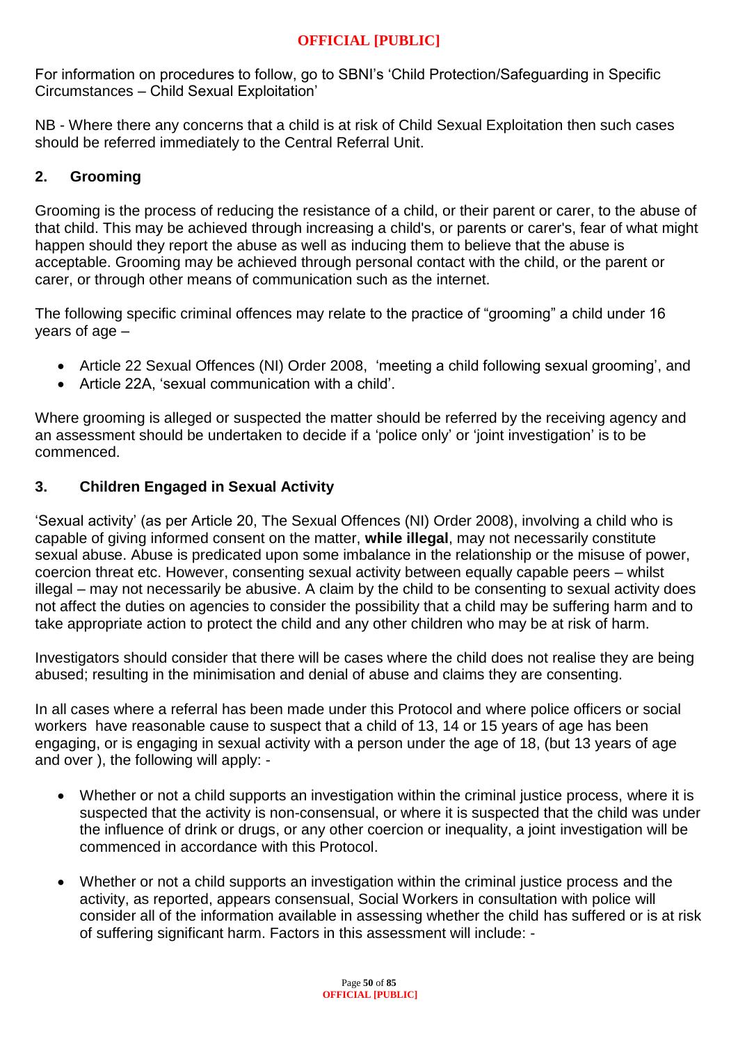For information on procedures to follow, go to SBNI's 'Child Protection/Safeguarding in Specific Circumstances – Child Sexual Exploitation'

NB - Where there any concerns that a child is at risk of Child Sexual Exploitation then such cases should be referred immediately to the Central Referral Unit.

## 2. Grooming

Grooming is the process of reducing the resistance of a child, or their parent or carer, to the abuse of that child. This may be achieved through increasing a child's, or parents or carer's, fear of what might happen should they report the abuse as well as inducing them to believe that the abuse is acceptable. Grooming may be achieved through personal contact with the child, or the parent or carer, or through other means of communication such as the internet.

The following specific criminal offences may relate to the practice of "grooming" a child under 16 years of age –

- Article 22 Sexual Offences (NI) Order 2008, 'meeting a child following sexual grooming', and
- Article 22A, 'sexual communication with a child'.

Where grooming is alleged or suspected the matter should be referred by the receiving agency and an assessment should be undertaken to decide if a 'police only' or 'joint investigation' is to be commenced.

## 3. Children Engaged in Sexual Activity

'Sexual activity' (as per Article 20, The Sexual Offences (NI) Order 2008), involving a child who is capable of giving informed consent on the matter, **while illegal**, may not necessarily constitute sexual abuse. Abuse is predicated upon some imbalance in the relationship or the misuse of power, coercion threat etc. However, consenting sexual activity between equally capable peers – whilst illegal – may not necessarily be abusive. A claim by the child to be consenting to sexual activity does not affect the duties on agencies to consider the possibility that a child may be suffering harm and to take appropriate action to protect the child and any other children who may be at risk of harm.

Investigators should consider that there will be cases where the child does not realise they are being abused; resulting in the minimisation and denial of abuse and claims they are consenting.

In all cases where a referral has been made under this Protocol and where police officers or social workers have reasonable cause to suspect that a child of 13, 14 or 15 years of age has been engaging, or is engaging in sexual activity with a person under the age of 18, (but 13 years of age and over ), the following will apply: -

- Whether or not a child supports an investigation within the criminal justice process, where it is suspected that the activity is non-consensual, or where it is suspected that the child was under the influence of drink or drugs, or any other coercion or inequality, a joint investigation will be commenced in accordance with this Protocol.

- Whether or not a child supports an investigation within the criminal justice process and the activity, as reported, appears consensual, Social Workers in consultation with police will consider all of the information available in assessing whether the child has suffered or is at risk of suffering significant harm. Factors in this assessment will include: -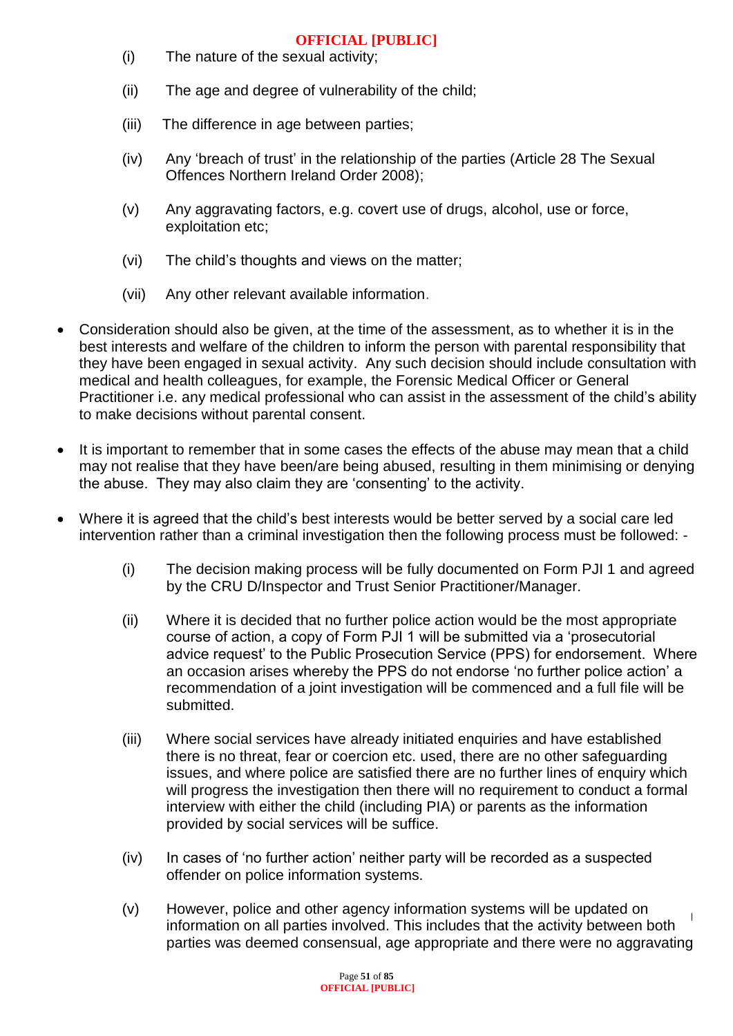(i) The nature of the sexual activity;

(ii) The age and degree of vulnerability of the child;

(iii) The difference in age between parties;

(iv) Any 'breach of trust' in the relationship of the parties (Article 28 The Sexual Offences Northern Ireland Order 2008);

(v) Any aggravating factors, e.g. covert use of drugs, alcohol, use or force, exploitation etc;

(vi) The child's thoughts and views on the matter;

(vii) Any other relevant available information.

- Consideration should also be given, at the time of the assessment, as to whether it is in the best interests and welfare of the children to inform the person with parental responsibility that they have been engaged in sexual activity. Any such decision should include consultation with medical and health colleagues, for example, the Forensic Medical Officer or General Practitioner i.e. any medical professional who can assist in the assessment of the child's ability to make decisions without parental consent.

- It is important to remember that in some cases the effects of the abuse may mean that a child may not realise that they have been/are being abused, resulting in them minimising or denying the abuse. They may also claim they are 'consenting' to the activity.

- Where it is agreed that the child's best interests would be better served by a social care led intervention rather than a criminal investigation then the following process must be followed: -

  (i) The decision making process will be fully documented on Form PJI 1 and agreed by the CRU D/Inspector and Trust Senior Practitioner/Manager.

  (ii) Where it is decided that no further police action would be the most appropriate course of action, a copy of Form PJI 1 will be submitted via a 'prosecutorial advice request' to the Public Prosecution Service (PPS) for endorsement. Where an occasion arises whereby the PPS do not endorse 'no further police action' a recommendation of a joint investigation will be commenced and a full file will be submitted.

  (iii) Where social services have already initiated enquiries and have established there is no threat, fear or coercion etc. used, there are no other safeguarding issues, and where police are satisfied there are no further lines of enquiry which will progress the investigation then there will no requirement to conduct a formal interview with either the child (including PIA) or parents as the information provided by social services will be suffice.

  (iv) In cases of 'no further action' neither party will be recorded as a suspected offender on police information systems.

  (v) However, police and other agency information systems will be updated on information on all parties involved. This includes that the activity between both parties was deemed consensual, age appropriate and there were no aggravating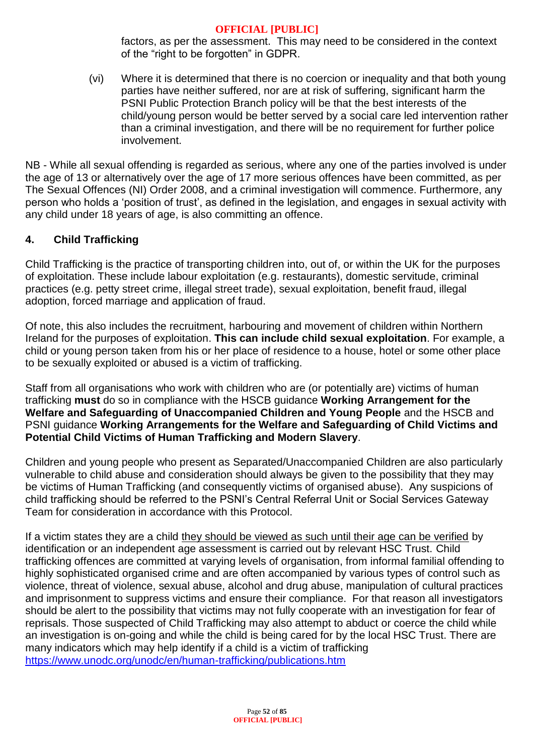factors, as per the assessment. This may need to be considered in the context of the "right to be forgotten" in GDPR.

(vi) Where it is determined that there is no coercion or inequality and that both young parties have neither suffered, nor are at risk of suffering, significant harm the PSNI Public Protection Branch policy will be that the best interests of the child/young person would be better served by a social care led intervention rather than a criminal investigation, and there will be no requirement for further police involvement.

NB - While all sexual offending is regarded as serious, where any one of the parties involved is under the age of 13 or alternatively over the age of 17 more serious offences have been committed, as per The Sexual Offences (NI) Order 2008, and a criminal investigation will commence. Furthermore, any person who holds a 'position of trust', as defined in the legislation, and engages in sexual activity with any child under 18 years of age, is also committing an offence.

## 4. Child Trafficking

Child Trafficking is the practice of transporting children into, out of, or within the UK for the purposes of exploitation. These include labour exploitation (e.g. restaurants), domestic servitude, criminal practices (e.g. petty street crime, illegal street trade), sexual exploitation, benefit fraud, illegal adoption, forced marriage and application of fraud.

Of note, this also includes the recruitment, harbouring and movement of children within Northern Ireland for the purposes of exploitation. **This can include child sexual exploitation**. For example, a child or young person taken from his or her place of residence to a house, hotel or some other place to be sexually exploited or abused is a victim of trafficking.

Staff from all organisations who work with children who are (or potentially are) victims of human trafficking **must** do so in compliance with the HSCB guidance **Working Arrangement for the Welfare and Safeguarding of Unaccompanied Children and Young People** and the HSCB and PSNI guidance **Working Arrangements for the Welfare and Safeguarding of Child Victims and Potential Child Victims of Human Trafficking and Modern Slavery**.

Children and young people who present as Separated/Unaccompanied Children are also particularly vulnerable to child abuse and consideration should always be given to the possibility that they may be victims of Human Trafficking (and consequently victims of organised abuse). Any suspicions of child trafficking should be referred to the PSNI's Central Referral Unit or Social Services Gateway Team for consideration in accordance with this Protocol.

If a victim states they are a child <u>they should be viewed as such until their age can be verified</u> by identification or an independent age assessment is carried out by relevant HSC Trust. Child trafficking offences are committed at varying levels of organisation, from informal familial offending to highly sophisticated organised crime and are often accompanied by various types of control such as violence, threat of violence, sexual abuse, alcohol and drug abuse, manipulation of cultural practices and imprisonment to suppress victims and ensure their compliance. For that reason all investigators should be alert to the possibility that victims may not fully cooperate with an investigation for fear of reprisals. Those suspected of Child Trafficking may also attempt to abduct or coerce the child while an investigation is on-going and while the child is being cared for by the local HSC Trust. There are many indicators which may help identify if a child is a victim of trafficking https://www.unodc.org/unodc/en/human-trafficking/publications.htm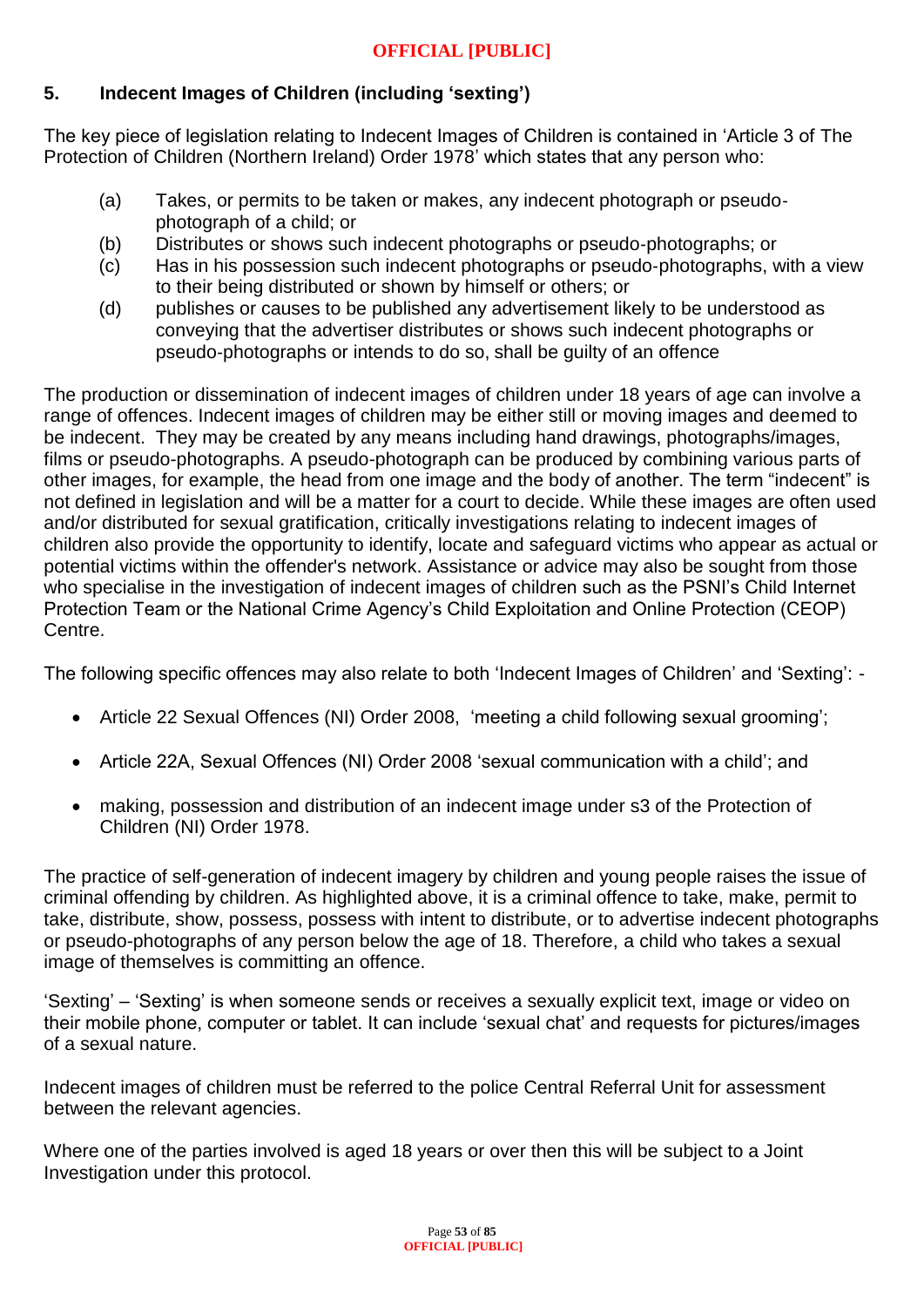## 5. Indecent Images of Children (including 'sexting')

The key piece of legislation relating to Indecent Images of Children is contained in 'Article 3 of The Protection of Children (Northern Ireland) Order 1978' which states that any person who:

(a) Takes, or permits to be taken or makes, any indecent photograph or pseudo-photograph of a child; or
(b) Distributes or shows such indecent photographs or pseudo-photographs; or
(c) Has in his possession such indecent photographs or pseudo-photographs, with a view to their being distributed or shown by himself or others; or
(d) publishes or causes to be published any advertisement likely to be understood as conveying that the advertiser distributes or shows such indecent photographs or pseudo-photographs or intends to do so, shall be guilty of an offence

The production or dissemination of indecent images of children under 18 years of age can involve a range of offences. Indecent images of children may be either still or moving images and deemed to be indecent. They may be created by any means including hand drawings, photographs/images, films or pseudo-photographs. A pseudo-photograph can be produced by combining various parts of other images, for example, the head from one image and the body of another. The term "indecent" is not defined in legislation and will be a matter for a court to decide. While these images are often used and/or distributed for sexual gratification, critically investigations relating to indecent images of children also provide the opportunity to identify, locate and safeguard victims who appear as actual or potential victims within the offender's network. Assistance or advice may also be sought from those who specialise in the investigation of indecent images of children such as the PSNI's Child Internet Protection Team or the National Crime Agency's Child Exploitation and Online Protection (CEOP) Centre.

The following specific offences may also relate to both 'Indecent Images of Children' and 'Sexting': -

- Article 22 Sexual Offences (NI) Order 2008, 'meeting a child following sexual grooming';
- Article 22A, Sexual Offences (NI) Order 2008 'sexual communication with a child'; and
- making, possession and distribution of an indecent image under s3 of the Protection of Children (NI) Order 1978.

The practice of self-generation of indecent imagery by children and young people raises the issue of criminal offending by children. As highlighted above, it is a criminal offence to take, make, permit to take, distribute, show, possess, possess with intent to distribute, or to advertise indecent photographs or pseudo-photographs of any person below the age of 18. Therefore, a child who takes a sexual image of themselves is committing an offence.

'Sexting' – 'Sexting' is when someone sends or receives a sexually explicit text, image or video on their mobile phone, computer or tablet. It can include 'sexual chat' and requests for pictures/images of a sexual nature.

Indecent images of children must be referred to the police Central Referral Unit for assessment between the relevant agencies.

Where one of the parties involved is aged 18 years or over then this will be subject to a Joint Investigation under this protocol.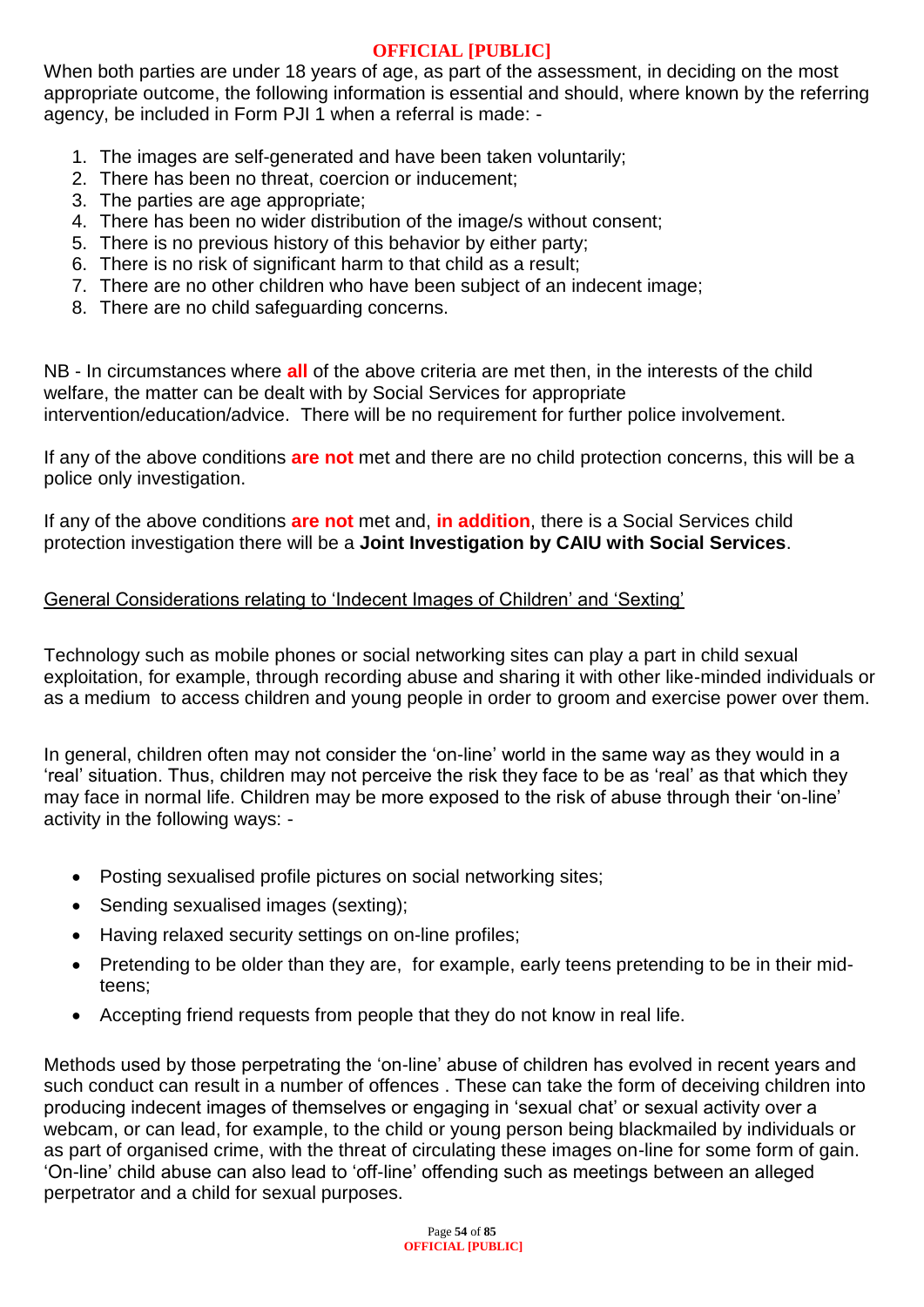When both parties are under 18 years of age, as part of the assessment, in deciding on the most appropriate outcome, the following information is essential and should, where known by the referring agency, be included in Form PJI 1 when a referral is made: -

1. The images are self-generated and have been taken voluntarily;
2. There has been no threat, coercion or inducement;
3. The parties are age appropriate;
4. There has been no wider distribution of the image/s without consent;
5. There is no previous history of this behavior by either party;
6. There is no risk of significant harm to that child as a result;
7. There are no other children who have been subject of an indecent image;
8. There are no child safeguarding concerns.

NB - In circumstances where **all** of the above criteria are met then, in the interests of the child welfare, the matter can be dealt with by Social Services for appropriate intervention/education/advice. There will be no requirement for further police involvement.

If any of the above conditions **are not** met and there are no child protection concerns, this will be a police only investigation.

If any of the above conditions **are not** met and, **in addition**, there is a Social Services child protection investigation there will be a **Joint Investigation by CAIU with Social Services**.

General Considerations relating to 'Indecent Images of Children' and 'Sexting'

Technology such as mobile phones or social networking sites can play a part in child sexual exploitation, for example, through recording abuse and sharing it with other like-minded individuals or as a medium to access children and young people in order to groom and exercise power over them.

In general, children often may not consider the 'on-line' world in the same way as they would in a 'real' situation. Thus, children may not perceive the risk they face to be as 'real' as that which they may face in normal life. Children may be more exposed to the risk of abuse through their 'on-line' activity in the following ways: -

- Posting sexualised profile pictures on social networking sites;
- Sending sexualised images (sexting);
- Having relaxed security settings on on-line profiles;
- Pretending to be older than they are, for example, early teens pretending to be in their mid-teens;
- Accepting friend requests from people that they do not know in real life.

Methods used by those perpetrating the 'on-line' abuse of children has evolved in recent years and such conduct can result in a number of offences . These can take the form of deceiving children into producing indecent images of themselves or engaging in 'sexual chat' or sexual activity over a webcam, or can lead, for example, to the child or young person being blackmailed by individuals or as part of organised crime, with the threat of circulating these images on-line for some form of gain. 'On-line' child abuse can also lead to 'off-line' offending such as meetings between an alleged perpetrator and a child for sexual purposes.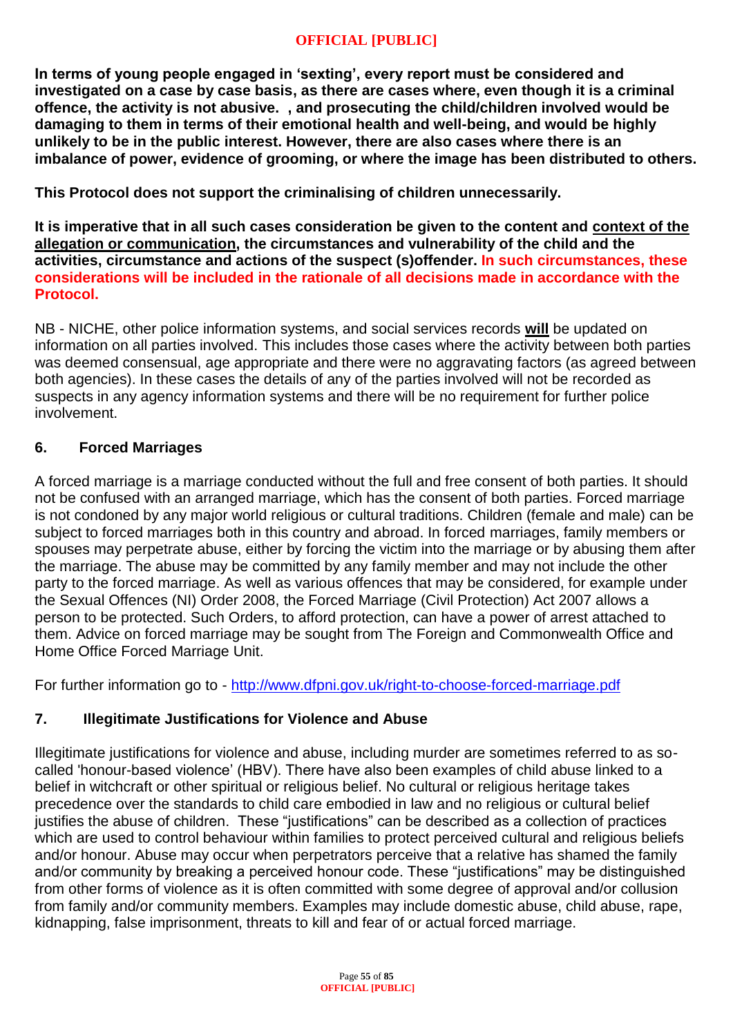**In terms of young people engaged in 'sexting', every report must be considered and investigated on a case by case basis, as there are cases where, even though it is a criminal offence, the activity is not abusive. , and prosecuting the child/children involved would be damaging to them in terms of their emotional health and well-being, and would be highly unlikely to be in the public interest. However, there are also cases where there is an imbalance of power, evidence of grooming, or where the image has been distributed to others.**

**This Protocol does not support the criminalising of children unnecessarily.**

**It is imperative that in all such cases consideration be given to the content and <u>context of the allegation or communication</u>, the circumstances and vulnerability of the child and the activities, circumstance and actions of the suspect (s)offender. In such circumstances, these considerations will be included in the rationale of all decisions made in accordance with the Protocol.**

NB - NICHE, other police information systems, and social services records **<u>will</u>** be updated on information on all parties involved. This includes those cases where the activity between both parties was deemed consensual, age appropriate and there were no aggravating factors (as agreed between both agencies). In these cases the details of any of the parties involved will not be recorded as suspects in any agency information systems and there will be no requirement for further police involvement.

## 6. Forced Marriages

A forced marriage is a marriage conducted without the full and free consent of both parties. It should not be confused with an arranged marriage, which has the consent of both parties. Forced marriage is not condoned by any major world religious or cultural traditions. Children (female and male) can be subject to forced marriages both in this country and abroad. In forced marriages, family members or spouses may perpetrate abuse, either by forcing the victim into the marriage or by abusing them after the marriage. The abuse may be committed by any family member and may not include the other party to the forced marriage. As well as various offences that may be considered, for example under the Sexual Offences (NI) Order 2008, the Forced Marriage (Civil Protection) Act 2007 allows a person to be protected. Such Orders, to afford protection, can have a power of arrest attached to them. Advice on forced marriage may be sought from The Foreign and Commonwealth Office and Home Office Forced Marriage Unit.

For further information go to - http://www.dfpni.gov.uk/right-to-choose-forced-marriage.pdf

## 7. Illegitimate Justifications for Violence and Abuse

Illegitimate justifications for violence and abuse, including murder are sometimes referred to as so-called 'honour-based violence' (HBV). There have also been examples of child abuse linked to a belief in witchcraft or other spiritual or religious belief. No cultural or religious heritage takes precedence over the standards to child care embodied in law and no religious or cultural belief justifies the abuse of children. These "justifications" can be described as a collection of practices which are used to control behaviour within families to protect perceived cultural and religious beliefs and/or honour. Abuse may occur when perpetrators perceive that a relative has shamed the family and/or community by breaking a perceived honour code. These "justifications" may be distinguished from other forms of violence as it is often committed with some degree of approval and/or collusion from family and/or community members. Examples may include domestic abuse, child abuse, rape, kidnapping, false imprisonment, threats to kill and fear of or actual forced marriage.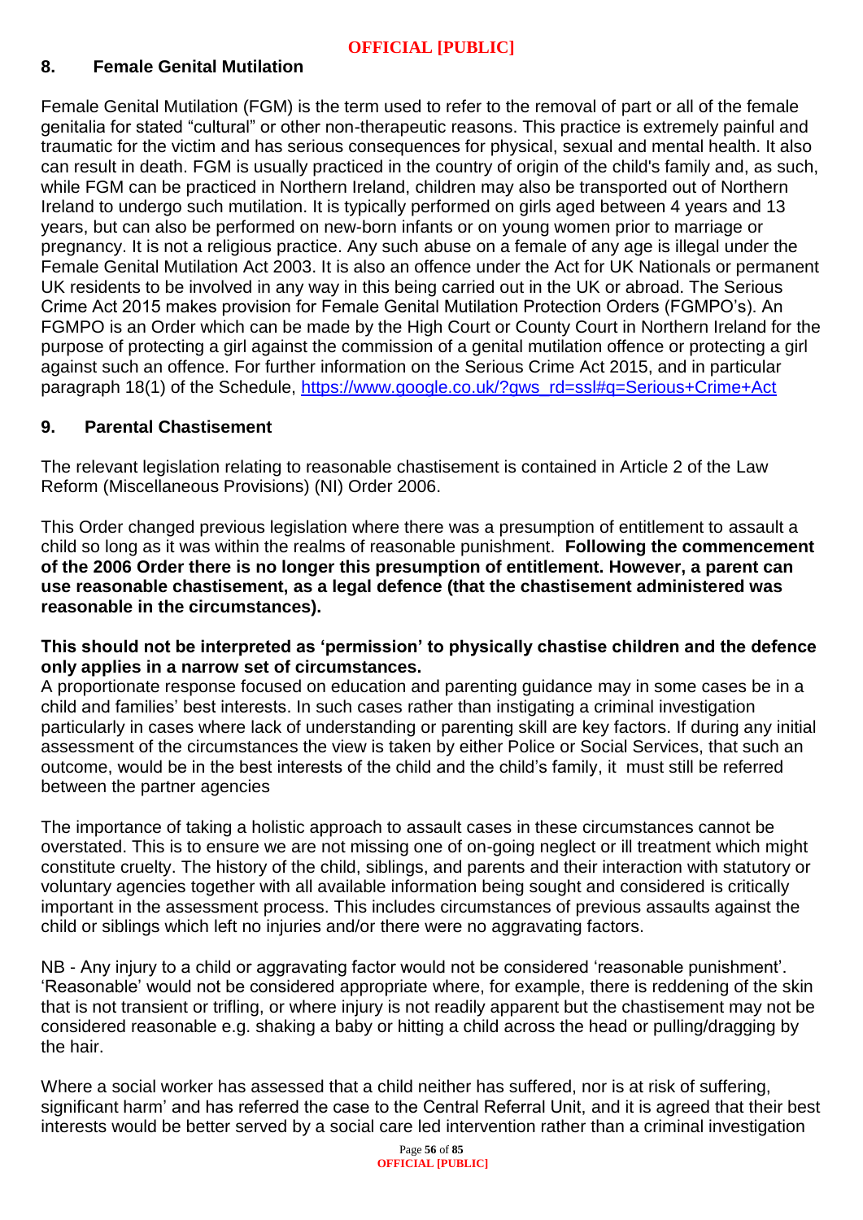## 8. Female Genital Mutilation

Female Genital Mutilation (FGM) is the term used to refer to the removal of part or all of the female genitalia for stated "cultural" or other non-therapeutic reasons. This practice is extremely painful and traumatic for the victim and has serious consequences for physical, sexual and mental health. It also can result in death. FGM is usually practiced in the country of origin of the child's family and, as such, while FGM can be practiced in Northern Ireland, children may also be transported out of Northern Ireland to undergo such mutilation. It is typically performed on girls aged between 4 years and 13 years, but can also be performed on new-born infants or on young women prior to marriage or pregnancy. It is not a religious practice. Any such abuse on a female of any age is illegal under the Female Genital Mutilation Act 2003. It is also an offence under the Act for UK Nationals or permanent UK residents to be involved in any way in this being carried out in the UK or abroad. The Serious Crime Act 2015 makes provision for Female Genital Mutilation Protection Orders (FGMPO's). An FGMPO is an Order which can be made by the High Court or County Court in Northern Ireland for the purpose of protecting a girl against the commission of a genital mutilation offence or protecting a girl against such an offence. For further information on the Serious Crime Act 2015, and in particular paragraph 18(1) of the Schedule, https://www.google.co.uk/?gws_rd=ssl#q=Serious+Crime+Act

## 9. Parental Chastisement

The relevant legislation relating to reasonable chastisement is contained in Article 2 of the Law Reform (Miscellaneous Provisions) (NI) Order 2006.

This Order changed previous legislation where there was a presumption of entitlement to assault a child so long as it was within the realms of reasonable punishment. **Following the commencement of the 2006 Order there is no longer this presumption of entitlement. However, a parent can use reasonable chastisement, as a legal defence (that the chastisement administered was reasonable in the circumstances).**

**This should not be interpreted as 'permission' to physically chastise children and the defence only applies in a narrow set of circumstances.**
A proportionate response focused on education and parenting guidance may in some cases be in a child and families' best interests. In such cases rather than instigating a criminal investigation particularly in cases where lack of understanding or parenting skill are key factors. If during any initial assessment of the circumstances the view is taken by either Police or Social Services, that such an outcome, would be in the best interests of the child and the child's family, it must still be referred between the partner agencies

The importance of taking a holistic approach to assault cases in these circumstances cannot be overstated. This is to ensure we are not missing one of on-going neglect or ill treatment which might constitute cruelty. The history of the child, siblings, and parents and their interaction with statutory or voluntary agencies together with all available information being sought and considered is critically important in the assessment process. This includes circumstances of previous assaults against the child or siblings which left no injuries and/or there were no aggravating factors.

NB - Any injury to a child or aggravating factor would not be considered 'reasonable punishment'. 'Reasonable' would not be considered appropriate where, for example, there is reddening of the skin that is not transient or trifling, or where injury is not readily apparent but the chastisement may not be considered reasonable e.g. shaking a baby or hitting a child across the head or pulling/dragging by the hair.

Where a social worker has assessed that a child neither has suffered, nor is at risk of suffering, significant harm' and has referred the case to the Central Referral Unit, and it is agreed that their best interests would be better served by a social care led intervention rather than a criminal investigation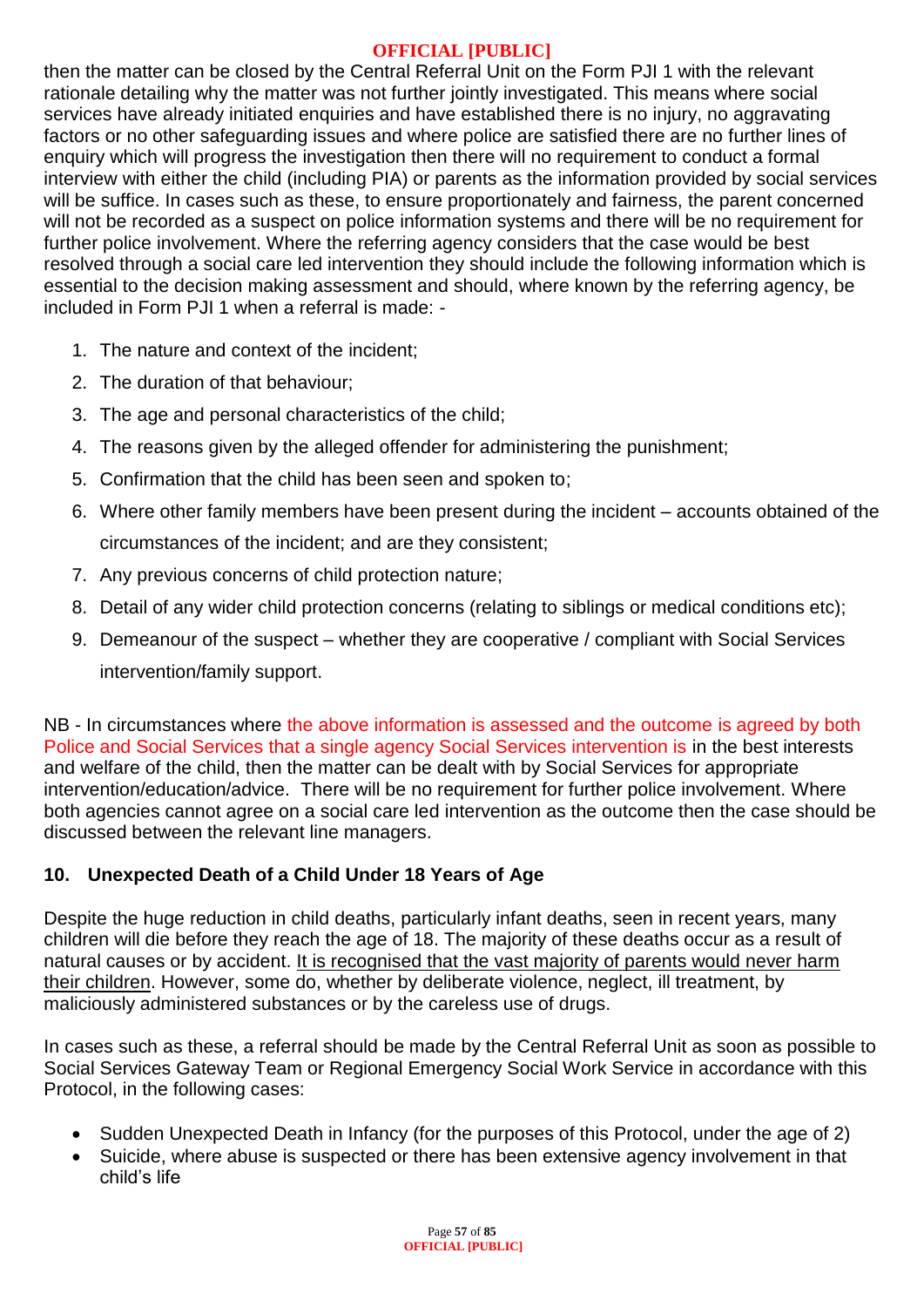then the matter can be closed by the Central Referral Unit on the Form PJI 1 with the relevant rationale detailing why the matter was not further jointly investigated. This means where social services have already initiated enquiries and have established there is no injury, no aggravating factors or no other safeguarding issues and where police are satisfied there are no further lines of enquiry which will progress the investigation then there will no requirement to conduct a formal interview with either the child (including PIA) or parents as the information provided by social services will be suffice. In cases such as these, to ensure proportionately and fairness, the parent concerned will not be recorded as a suspect on police information systems and there will be no requirement for further police involvement. Where the referring agency considers that the case would be best resolved through a social care led intervention they should include the following information which is essential to the decision making assessment and should, where known by the referring agency, be included in Form PJI 1 when a referral is made: -

1. The nature and context of the incident;
2. The duration of that behaviour;
3. The age and personal characteristics of the child;
4. The reasons given by the alleged offender for administering the punishment;
5. Confirmation that the child has been seen and spoken to;
6. Where other family members have been present during the incident – accounts obtained of the circumstances of the incident; and are they consistent;
7. Any previous concerns of child protection nature;
8. Detail of any wider child protection concerns (relating to siblings or medical conditions etc);
9. Demeanour of the suspect – whether they are cooperative / compliant with Social Services intervention/family support.

NB - In circumstances where the above information is assessed and the outcome is agreed by both Police and Social Services that a single agency Social Services intervention is in the best interests and welfare of the child, then the matter can be dealt with by Social Services for appropriate intervention/education/advice. There will be no requirement for further police involvement. Where both agencies cannot agree on a social care led intervention as the outcome then the case should be discussed between the relevant line managers.

## 10. Unexpected Death of a Child Under 18 Years of Age

Despite the huge reduction in child deaths, particularly infant deaths, seen in recent years, many children will die before they reach the age of 18. The majority of these deaths occur as a result of natural causes or by accident. It is recognised that the vast majority of parents would never harm their children. However, some do, whether by deliberate violence, neglect, ill treatment, by maliciously administered substances or by the careless use of drugs.

In cases such as these, a referral should be made by the Central Referral Unit as soon as possible to Social Services Gateway Team or Regional Emergency Social Work Service in accordance with this Protocol, in the following cases:

- Sudden Unexpected Death in Infancy (for the purposes of this Protocol, under the age of 2)
- Suicide, where abuse is suspected or there has been extensive agency involvement in that child's life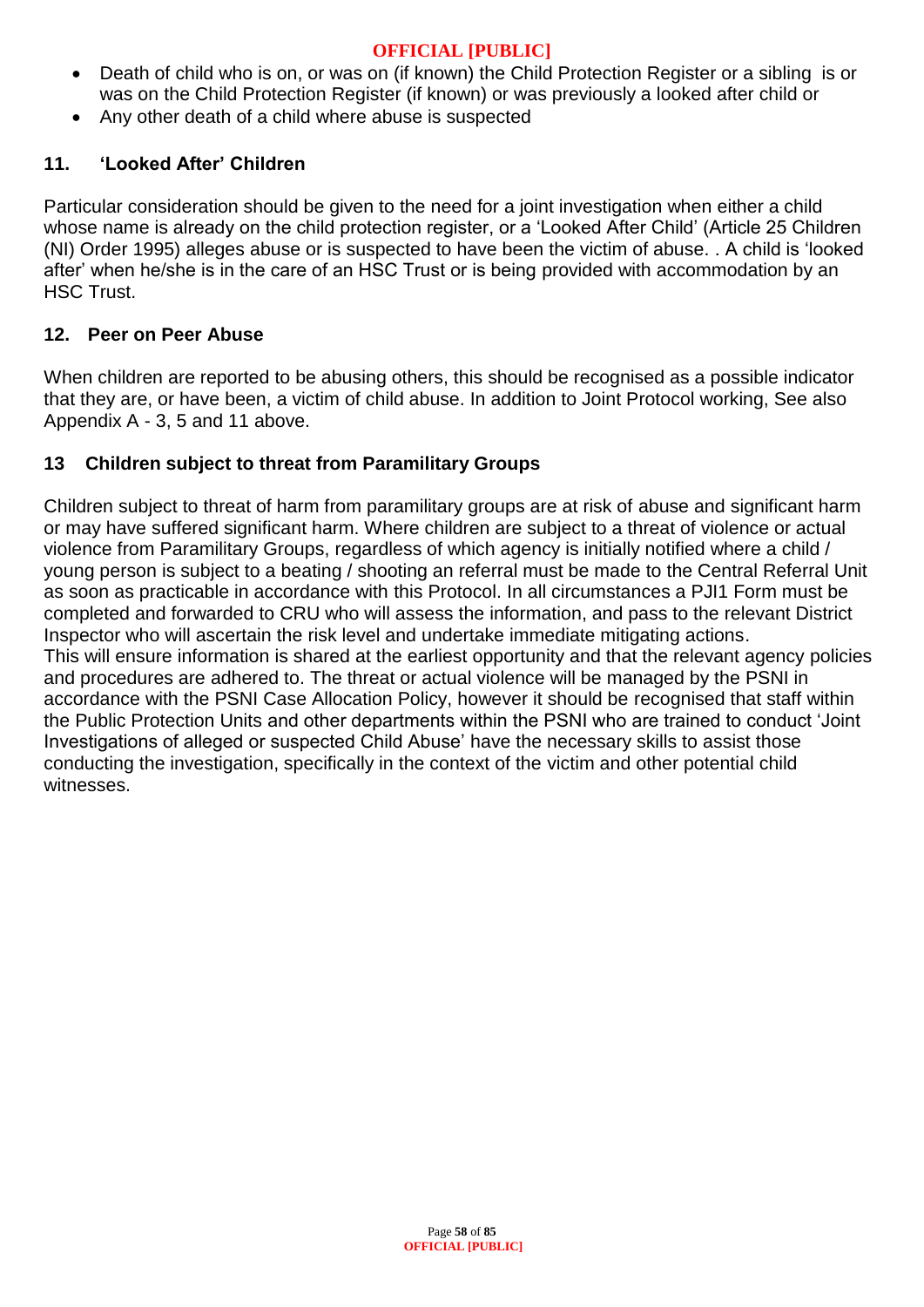- Death of child who is on, or was on (if known) the Child Protection Register or a sibling is or was on the Child Protection Register (if known) or was previously a looked after child or
- Any other death of a child where abuse is suspected

## 11. 'Looked After' Children

Particular consideration should be given to the need for a joint investigation when either a child whose name is already on the child protection register, or a 'Looked After Child' (Article 25 Children (NI) Order 1995) alleges abuse or is suspected to have been the victim of abuse. . A child is 'looked after' when he/she is in the care of an HSC Trust or is being provided with accommodation by an HSC Trust.

## 12. Peer on Peer Abuse

When children are reported to be abusing others, this should be recognised as a possible indicator that they are, or have been, a victim of child abuse. In addition to Joint Protocol working, See also Appendix A - 3, 5 and 11 above.

## 13 Children subject to threat from Paramilitary Groups

Children subject to threat of harm from paramilitary groups are at risk of abuse and significant harm or may have suffered significant harm. Where children are subject to a threat of violence or actual violence from Paramilitary Groups, regardless of which agency is initially notified where a child / young person is subject to a beating / shooting an referral must be made to the Central Referral Unit as soon as practicable in accordance with this Protocol. In all circumstances a PJI1 Form must be completed and forwarded to CRU who will assess the information, and pass to the relevant District Inspector who will ascertain the risk level and undertake immediate mitigating actions.
This will ensure information is shared at the earliest opportunity and that the relevant agency policies and procedures are adhered to. The threat or actual violence will be managed by the PSNI in accordance with the PSNI Case Allocation Policy, however it should be recognised that staff within the Public Protection Units and other departments within the PSNI who are trained to conduct 'Joint Investigations of alleged or suspected Child Abuse' have the necessary skills to assist those conducting the investigation, specifically in the context of the victim and other potential child witnesses.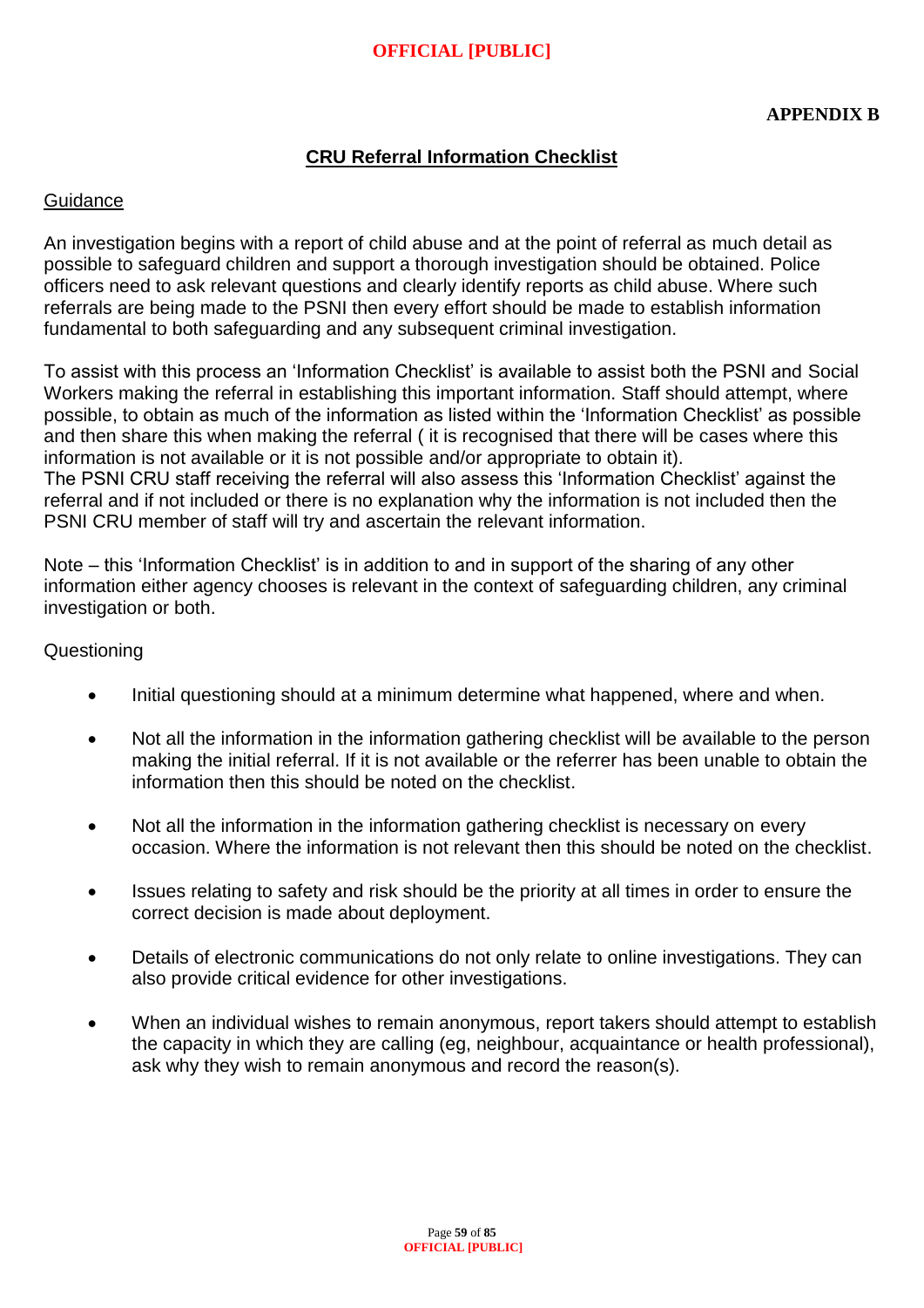**APPENDIX B**

# CRU Referral Information Checklist

## Guidance

An investigation begins with a report of child abuse and at the point of referral as much detail as possible to safeguard children and support a thorough investigation should be obtained. Police officers need to ask relevant questions and clearly identify reports as child abuse. Where such referrals are being made to the PSNI then every effort should be made to establish information fundamental to both safeguarding and any subsequent criminal investigation.

To assist with this process an 'Information Checklist' is available to assist both the PSNI and Social Workers making the referral in establishing this important information. Staff should attempt, where possible, to obtain as much of the information as listed within the 'Information Checklist' as possible and then share this when making the referral ( it is recognised that there will be cases where this information is not available or it is not possible and/or appropriate to obtain it).
The PSNI CRU staff receiving the referral will also assess this 'Information Checklist' against the referral and if not included or there is no explanation why the information is not included then the PSNI CRU member of staff will try and ascertain the relevant information.

Note – this 'Information Checklist' is in addition to and in support of the sharing of any other information either agency chooses is relevant in the context of safeguarding children, any criminal investigation or both.

Questioning

- Initial questioning should at a minimum determine what happened, where and when.
- Not all the information in the information gathering checklist will be available to the person making the initial referral. If it is not available or the referrer has been unable to obtain the information then this should be noted on the checklist.
- Not all the information in the information gathering checklist is necessary on every occasion. Where the information is not relevant then this should be noted on the checklist.
- Issues relating to safety and risk should be the priority at all times in order to ensure the correct decision is made about deployment.
- Details of electronic communications do not only relate to online investigations. They can also provide critical evidence for other investigations.
- When an individual wishes to remain anonymous, report takers should attempt to establish the capacity in which they are calling (eg, neighbour, acquaintance or health professional), ask why they wish to remain anonymous and record the reason(s).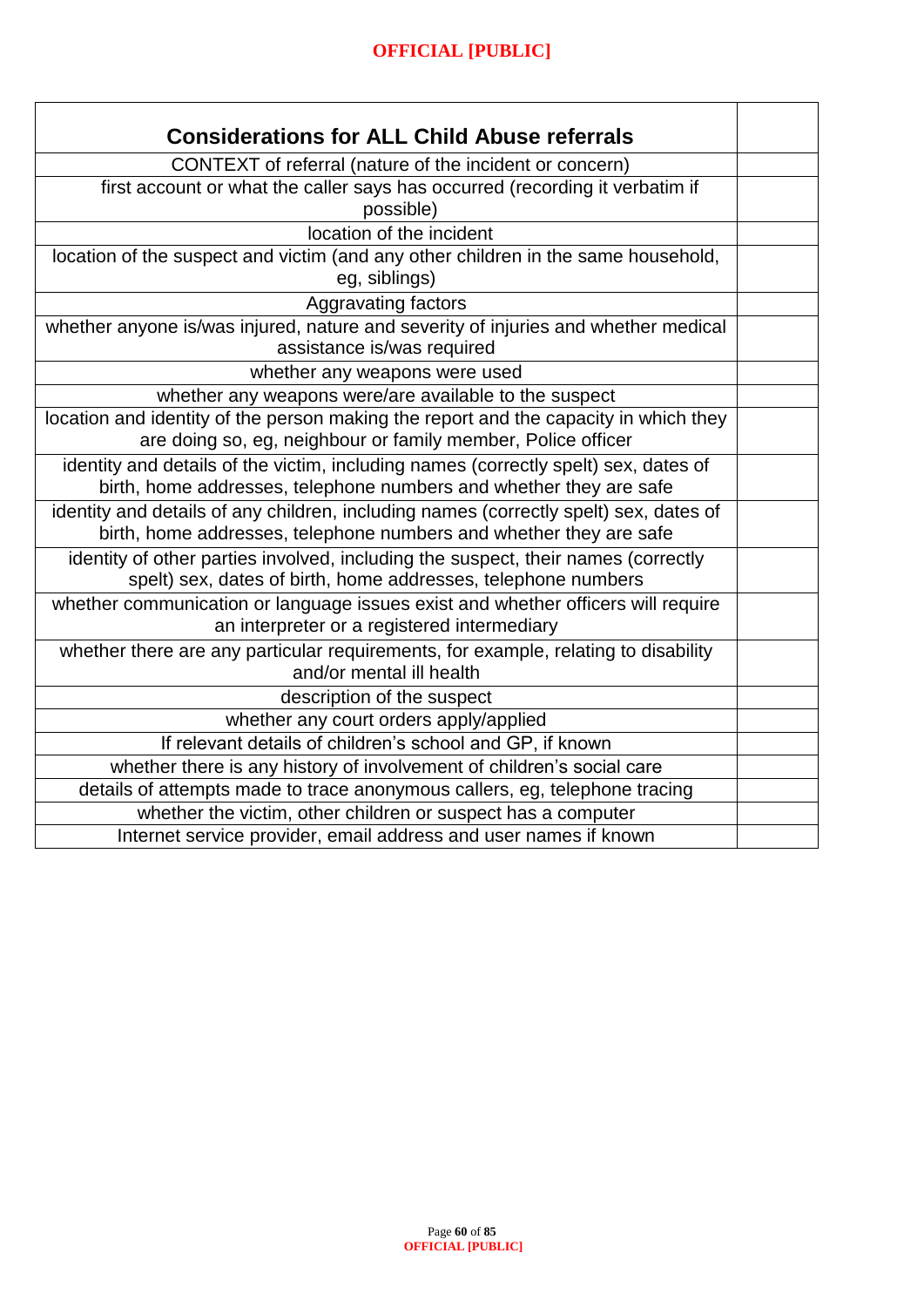| Considerations for ALL Child Abuse referrals | |
|---|---|
| CONTEXT of referral (nature of the incident or concern) | |
| first account or what the caller says has occurred (recording it verbatim if possible) | |
| location of the incident | |
| location of the suspect and victim (and any other children in the same household, eg, siblings) | |
| Aggravating factors | |
| whether anyone is/was injured, nature and severity of injuries and whether medical assistance is/was required | |
| whether any weapons were used | |
| whether any weapons were/are available to the suspect | |
| location and identity of the person making the report and the capacity in which they are doing so, eg, neighbour or family member, Police officer | |
| identity and details of the victim, including names (correctly spelt) sex, dates of birth, home addresses, telephone numbers and whether they are safe | |
| identity and details of any children, including names (correctly spelt) sex, dates of birth, home addresses, telephone numbers and whether they are safe | |
| identity of other parties involved, including the suspect, their names (correctly spelt) sex, dates of birth, home addresses, telephone numbers | |
| whether communication or language issues exist and whether officers will require an interpreter or a registered intermediary | |
| whether there are any particular requirements, for example, relating to disability and/or mental ill health | |
| description of the suspect | |
| whether any court orders apply/applied | |
| If relevant details of children's school and GP, if known | |
| whether there is any history of involvement of children's social care | |
| details of attempts made to trace anonymous callers, eg, telephone tracing | |
| whether the victim, other children or suspect has a computer | |
| Internet service provider, email address and user names if known | |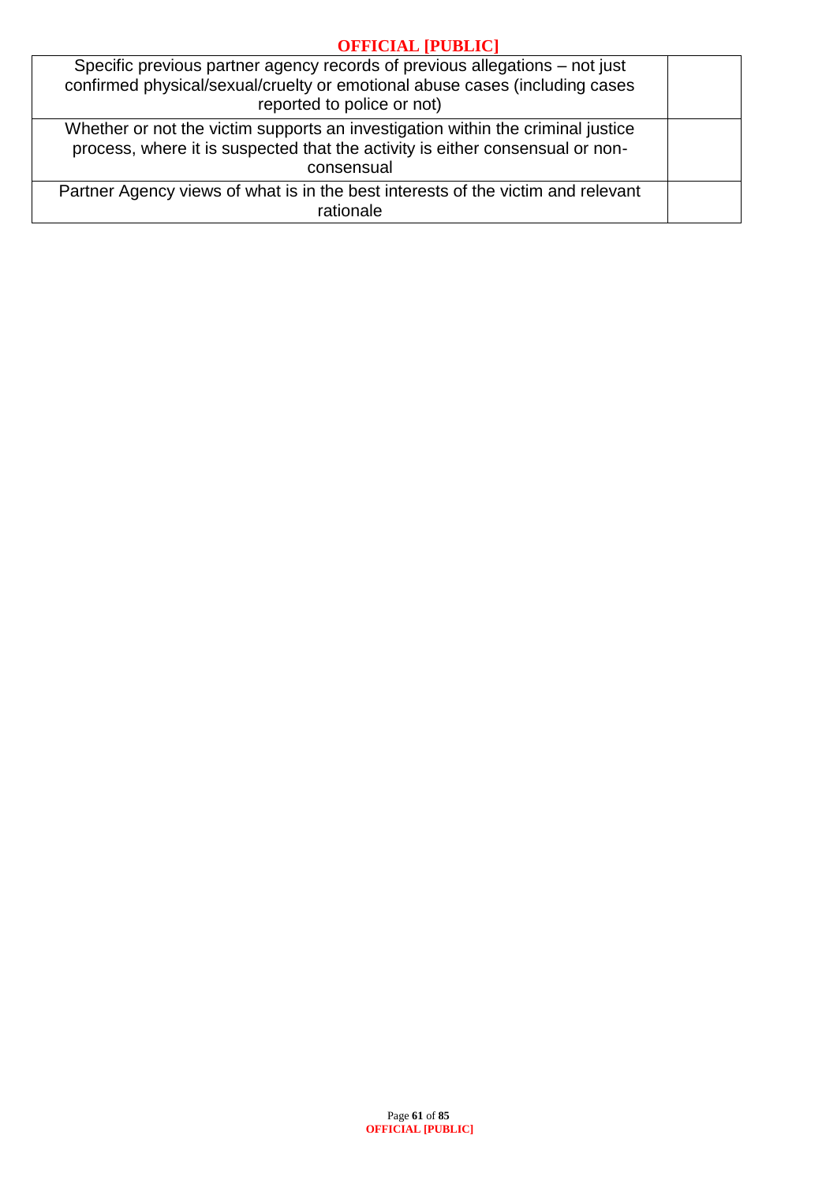| | |
|---|---|
| Specific previous partner agency records of previous allegations – not just confirmed physical/sexual/cruelty or emotional abuse cases (including cases reported to police or not) | |
| Whether or not the victim supports an investigation within the criminal justice process, where it is suspected that the activity is either consensual or non-consensual | |
| Partner Agency views of what is in the best interests of the victim and relevant rationale | |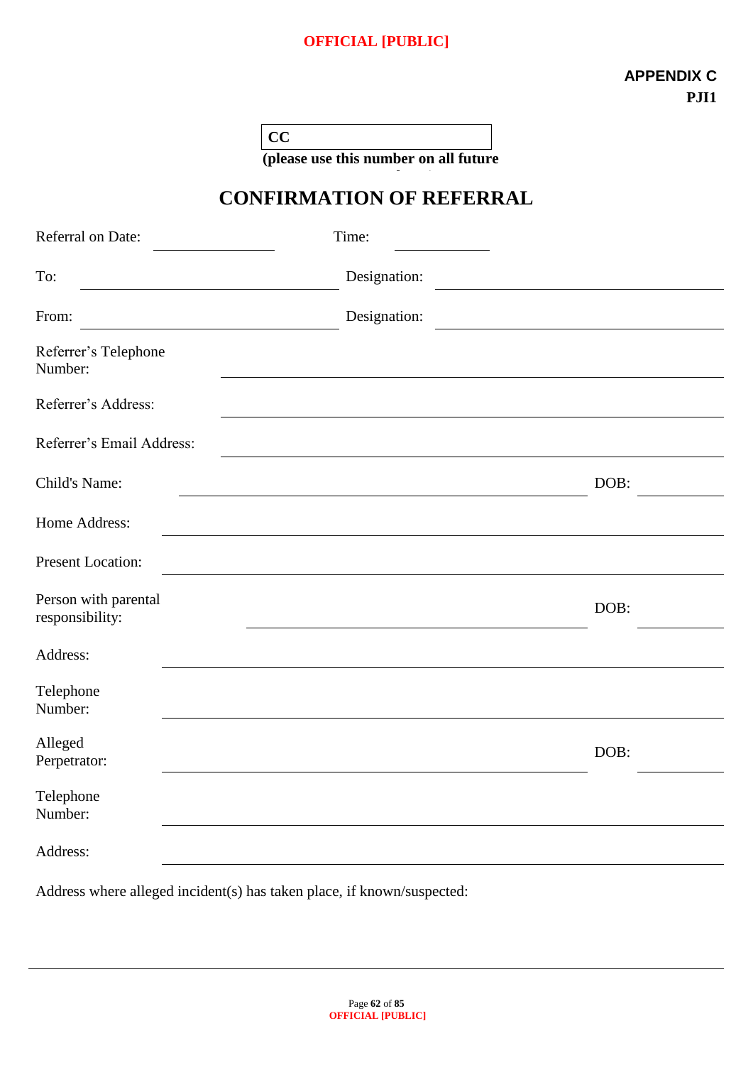**APPENDIX C**
**PJI1**

| CC |
|---|

**(please use this number on all future**

# CONFIRMATION OF REFERRAL

Referral on Date: ____________________ Time: ______________

To: ________________________________ Designation: ________________________________

From: ________________________________ Designation: ________________________________

Referrer's Telephone Number: ________________________________________________

Referrer's Address: ________________________________________________

Referrer's Email Address: ________________________________________________

Child's Name: ________________________________________ DOB: __________

Home Address: ________________________________________________

Present Location: ________________________________________________

Person with parental responsibility: ________________________________________ DOB: __________

Address: ________________________________________________

Telephone Number: ________________________________________________

Alleged Perpetrator: ________________________________________ DOB: __________

Telephone Number: ________________________________________________

Address: ________________________________________________

Address where alleged incident(s) has taken place, if known/suspected:

________________________________________________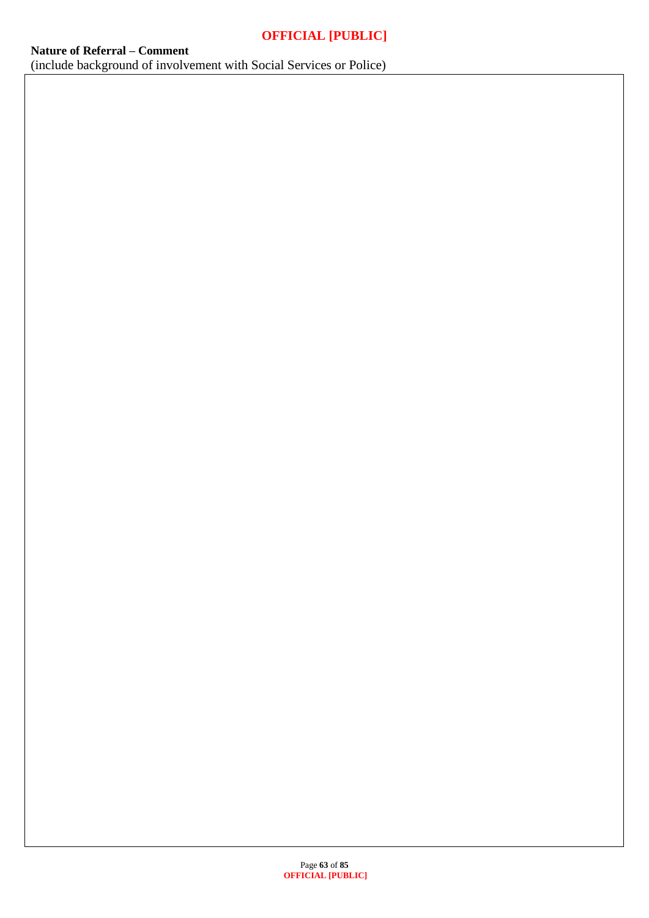**Nature of Referral – Comment**
(include background of involvement with Social Services or Police)

| |
|---|
| |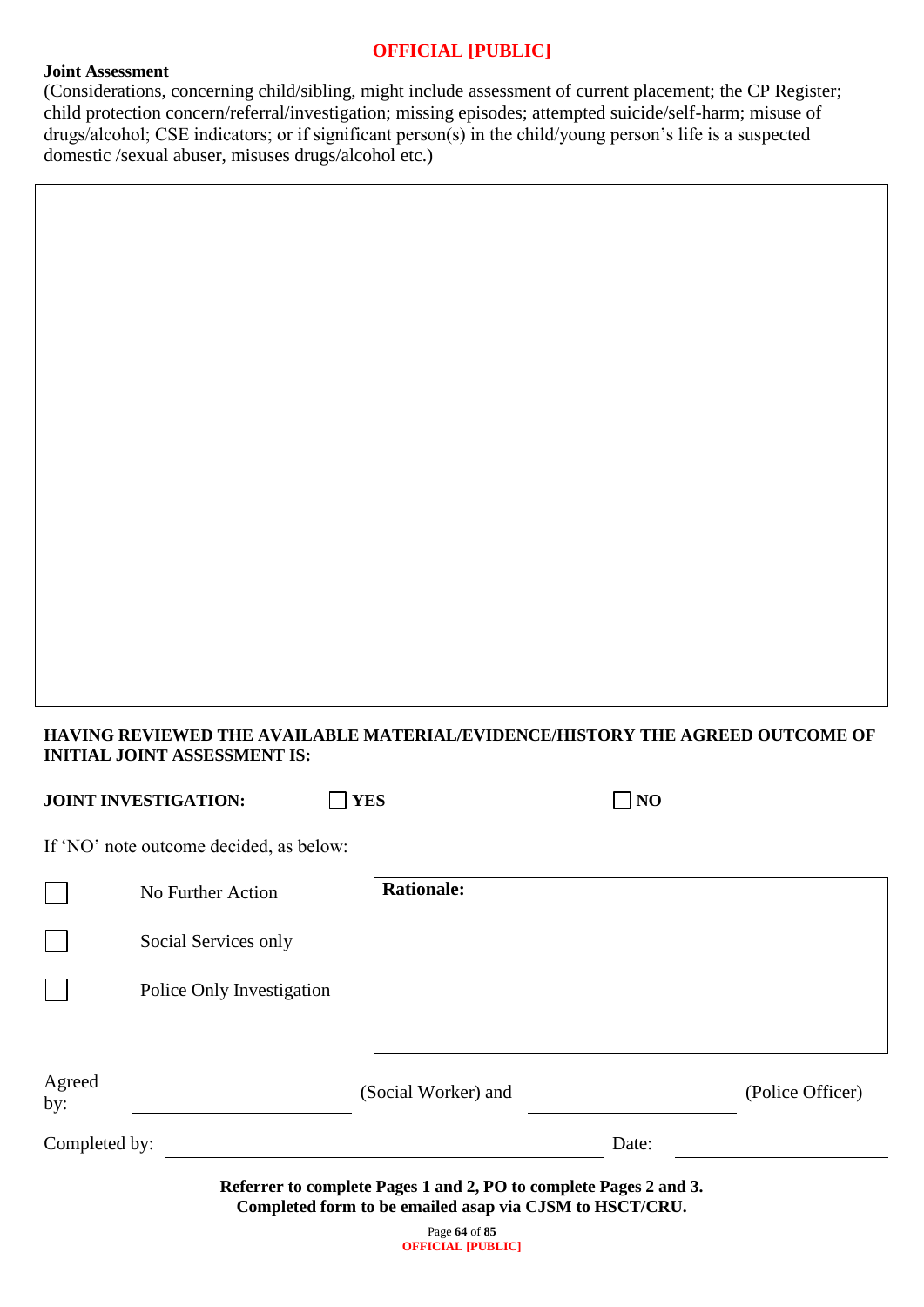**Joint Assessment**

(Considerations, concerning child/sibling, might include assessment of current placement; the CP Register; child protection concern/referral/investigation; missing episodes; attempted suicide/self-harm; misuse of drugs/alcohol; CSE indicators; or if significant person(s) in the child/young person's life is a suspected domestic /sexual abuser, misuses drugs/alcohol etc.)

| |
|---|
| |

**HAVING REVIEWED THE AVAILABLE MATERIAL/EVIDENCE/HISTORY THE AGREED OUTCOME OF INITIAL JOINT ASSESSMENT IS:**

**JOINT INVESTIGATION:** ☐ **YES** ☐ **NO**

If 'NO' note outcome decided, as below:

| | |
|---|---|
| ☐ No Further Action | **Rationale:** |
| ☐ Social Services only | |
| ☐ Police Only Investigation | |

Agreed by: ______________________ (Social Worker) and ______________________ (Police Officer)

Completed by: ____________________________________________ Date: ______________________

**Referrer to complete Pages 1 and 2, PO to complete Pages 2 and 3.**
**Completed form to be emailed asap via CJSM to HSCT/CRU.**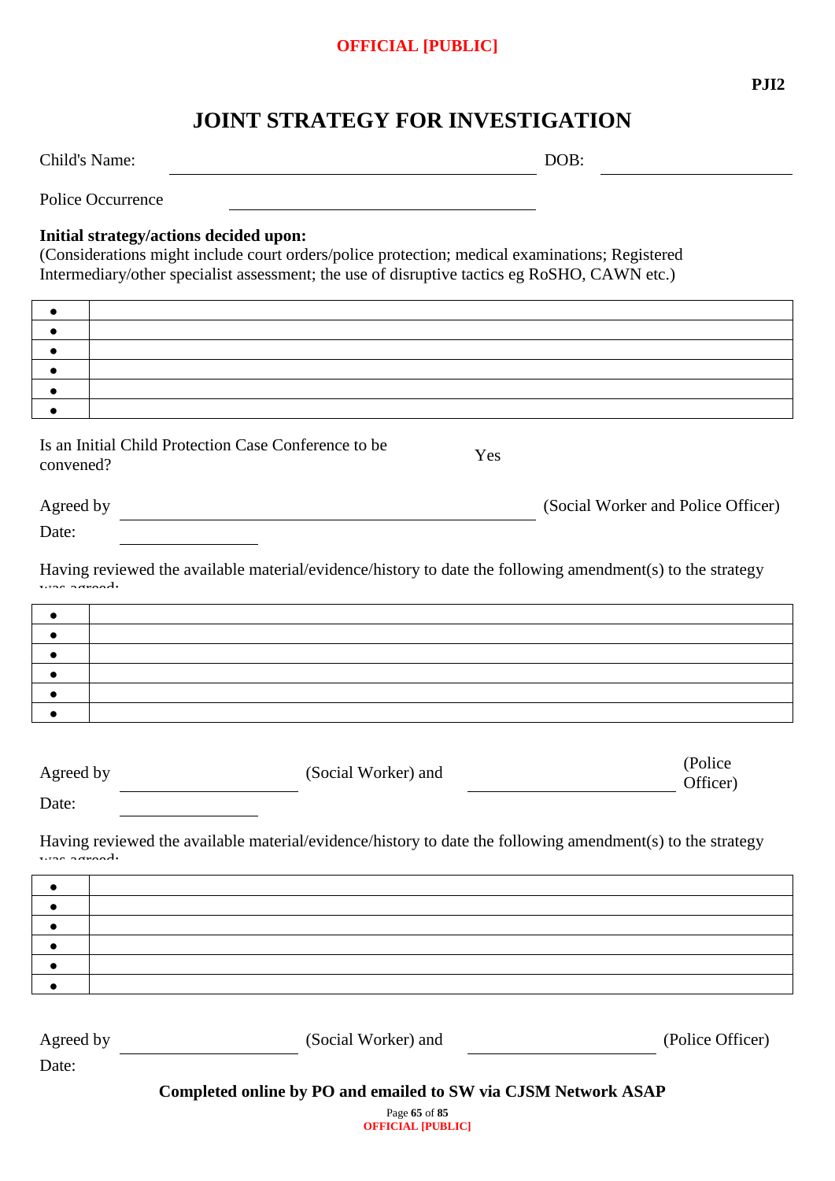**PJI2**

# JOINT STRATEGY FOR INVESTIGATION

Child's Name: ______________________________ DOB: ________________

Police Occurrence ________________________

**Initial strategy/actions decided upon:**
(Considerations might include court orders/police protection; medical examinations; Registered Intermediary/other specialist assessment; the use of disruptive tactics eg RoSHO, CAWN etc.)

| | |
|---|---|
| • | |
| • | |
| • | |
| • | |
| • | |
| • | |

Is an Initial Child Protection Case Conference to be convened? Yes

Agreed by ______________________________ (Social Worker and Police Officer)

Date: ____________

Having reviewed the available material/evidence/history to date the following amendment(s) to the strategy was agreed:

| | |
|---|---|
| • | |
| • | |
| • | |
| • | |
| • | |
| • | |

Agreed by ________________ (Social Worker) and ________________ (Police Officer)

Date: ____________

Having reviewed the available material/evidence/history to date the following amendment(s) to the strategy was agreed:

| | |
|---|---|
| • | |
| • | |
| • | |
| • | |
| • | |
| • | |

Agreed by ________________ (Social Worker) and ________________ (Police Officer)

Date:

**Completed online by PO and emailed to SW via CJSM Network ASAP**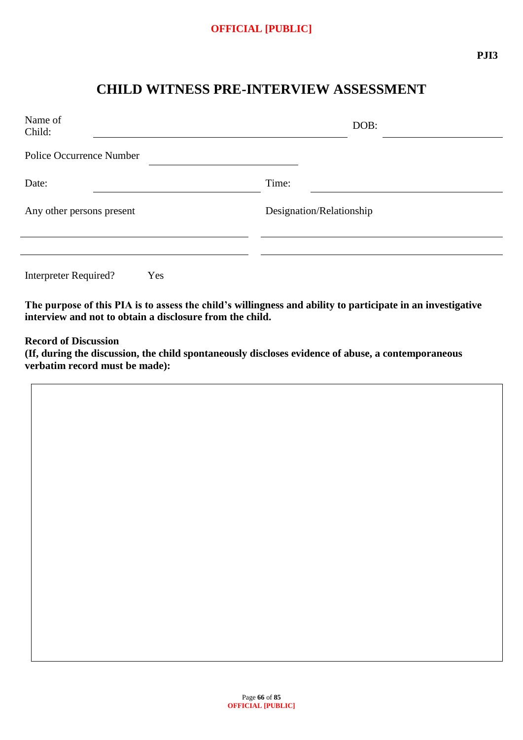**PJI3**

# CHILD WITNESS PRE-INTERVIEW ASSESSMENT

Name of Child: ______________________________ DOB: ______________

Police Occurrence Number ______________________

Date: ______________________ Time: ______________________

Any other persons present | Designation/Relationship

______________________________ ______________________________

______________________________ ______________________________

Interpreter Required? Yes

**The purpose of this PIA is to assess the child's willingness and ability to participate in an investigative interview and not to obtain a disclosure from the child.**

**Record of Discussion**
**(If, during the discussion, the child spontaneously discloses evidence of abuse, a contemporaneous verbatim record must be made):**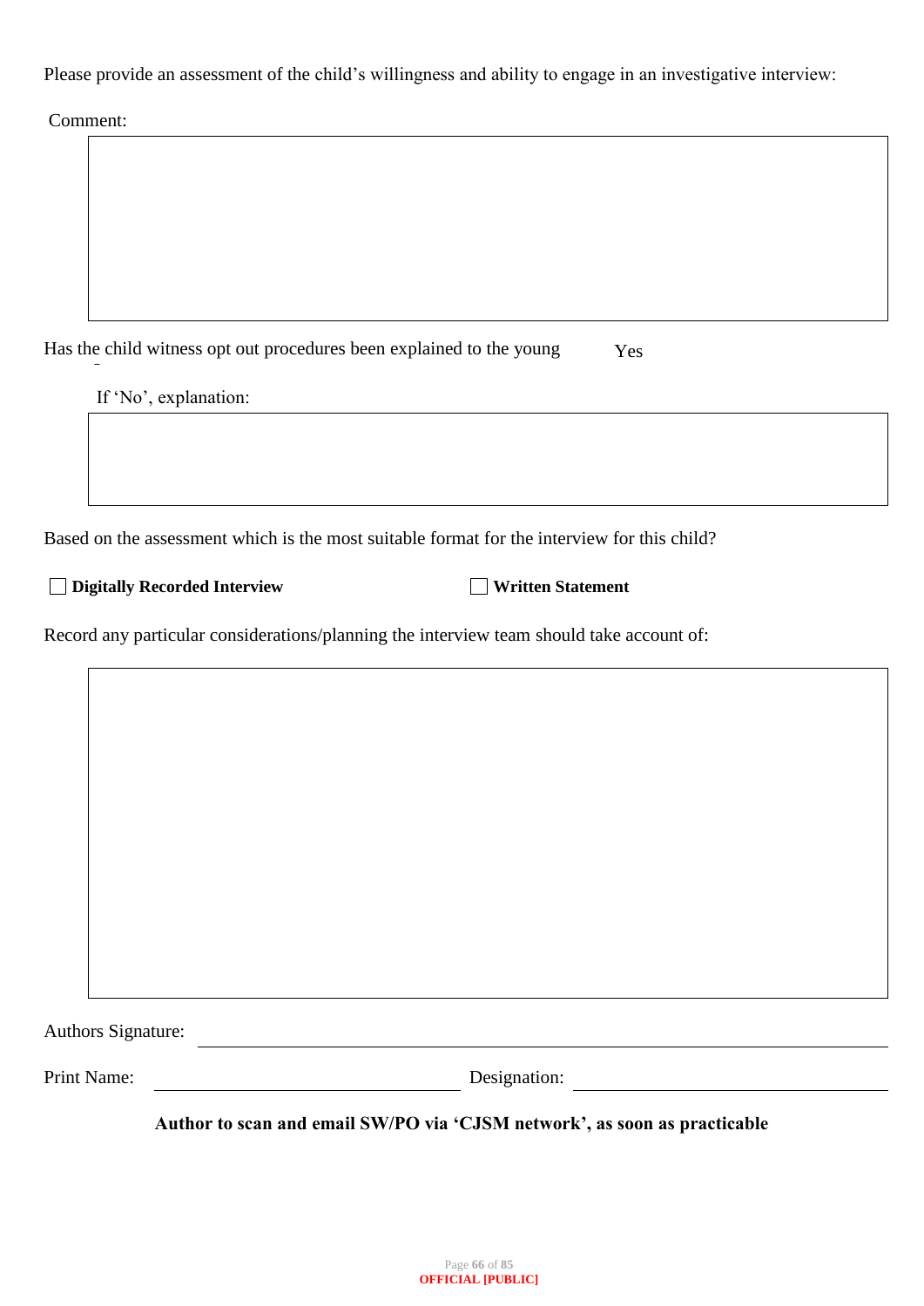Please provide an assessment of the child's willingness and ability to engage in an investigative interview:

Comment:

|  |
|---|
|  |

Has the child witness opt out procedures been explained to the young  Yes

If 'No', explanation:

|  |
|---|
|  |

Based on the assessment which is the most suitable format for the interview for this child?

☐ **Digitally Recorded Interview** ☐ **Written Statement**

Record any particular considerations/planning the interview team should take account of:

|  |
|---|
|  |

Authors Signature: \_\_\_\_\_\_\_\_\_\_\_\_\_\_\_\_\_\_\_\_\_\_\_\_\_\_\_\_\_\_

Print Name: \_\_\_\_\_\_\_\_\_\_\_\_\_\_\_\_\_\_\_\_ Designation: \_\_\_\_\_\_\_\_\_\_\_\_\_\_\_\_\_\_\_\_

**Author to scan and email SW/PO via 'CJSM network', as soon as practicable**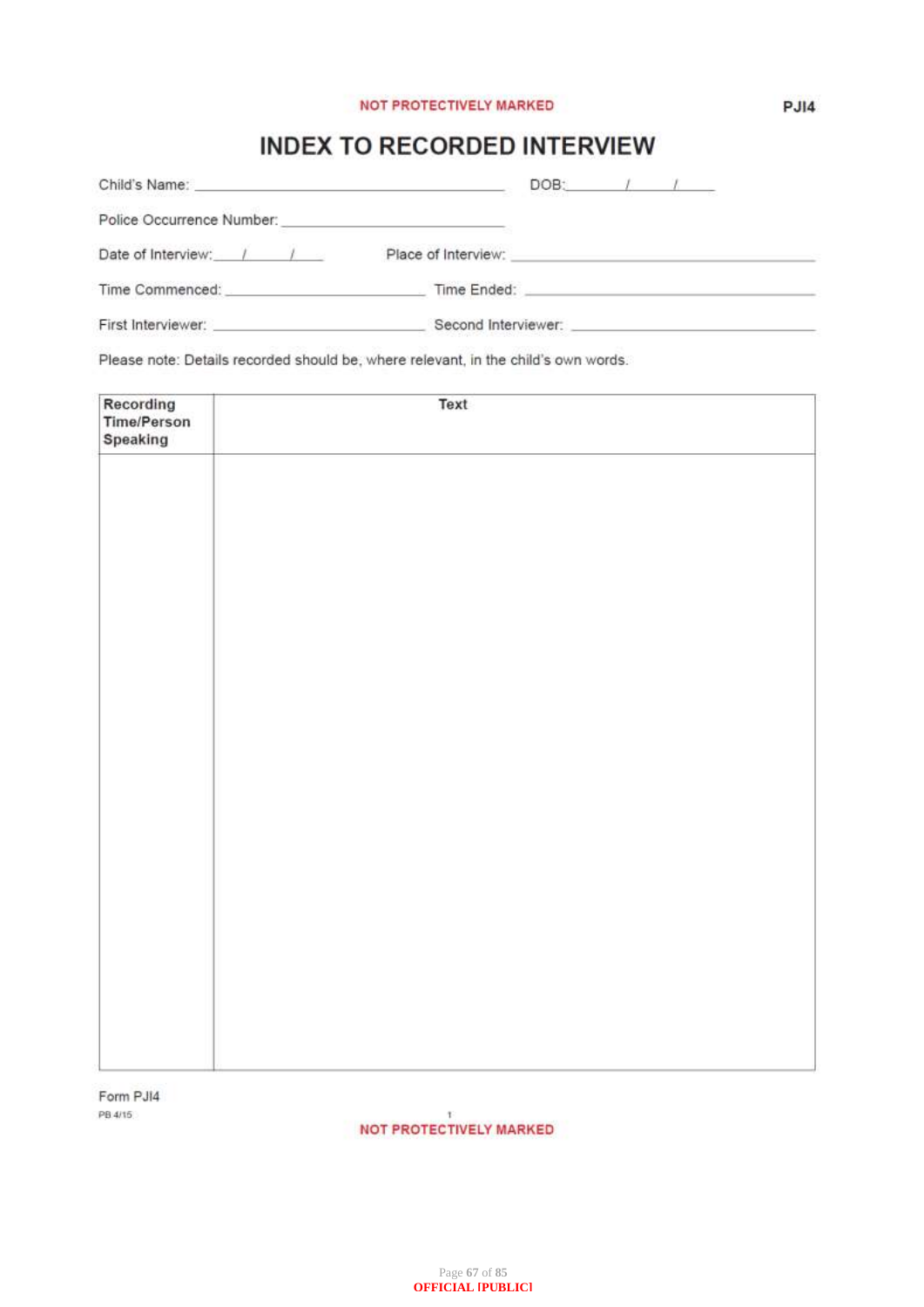NOT PROTECTIVELY MARKED

PJI4

# INDEX TO RECORDED INTERVIEW

Child's Name: ______________________ DOB: ____/____/____

Police Occurrence Number: ______________________

Date of Interview: ____/____/____ Place of Interview: ______________________

Time Commenced: ______________________ Time Ended: ______________________

First Interviewer: ______________________ Second Interviewer: ______________________

Please note: Details recorded should be, where relevant, in the child's own words.

| Recording Time/Person Speaking | Text |
|---|---|
| | |

Form PJI4

PB 4/15

NOT PROTECTIVELY MARKED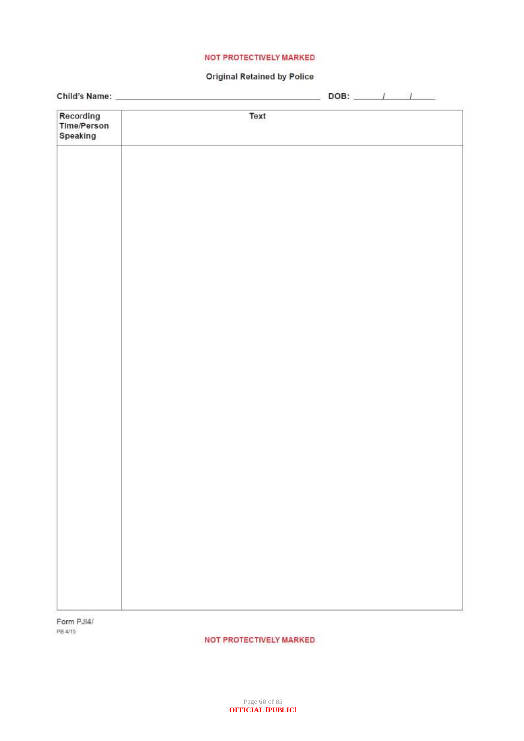NOT PROTECTIVELY MARKED

**Original Retained by Police**

**Child's Name:** ______________________________ **DOB:** ____/____/____

| Recording Time/Person Speaking | Text |
|---|---|
| | |

Form PJI4/
PB 4/15

NOT PROTECTIVELY MARKED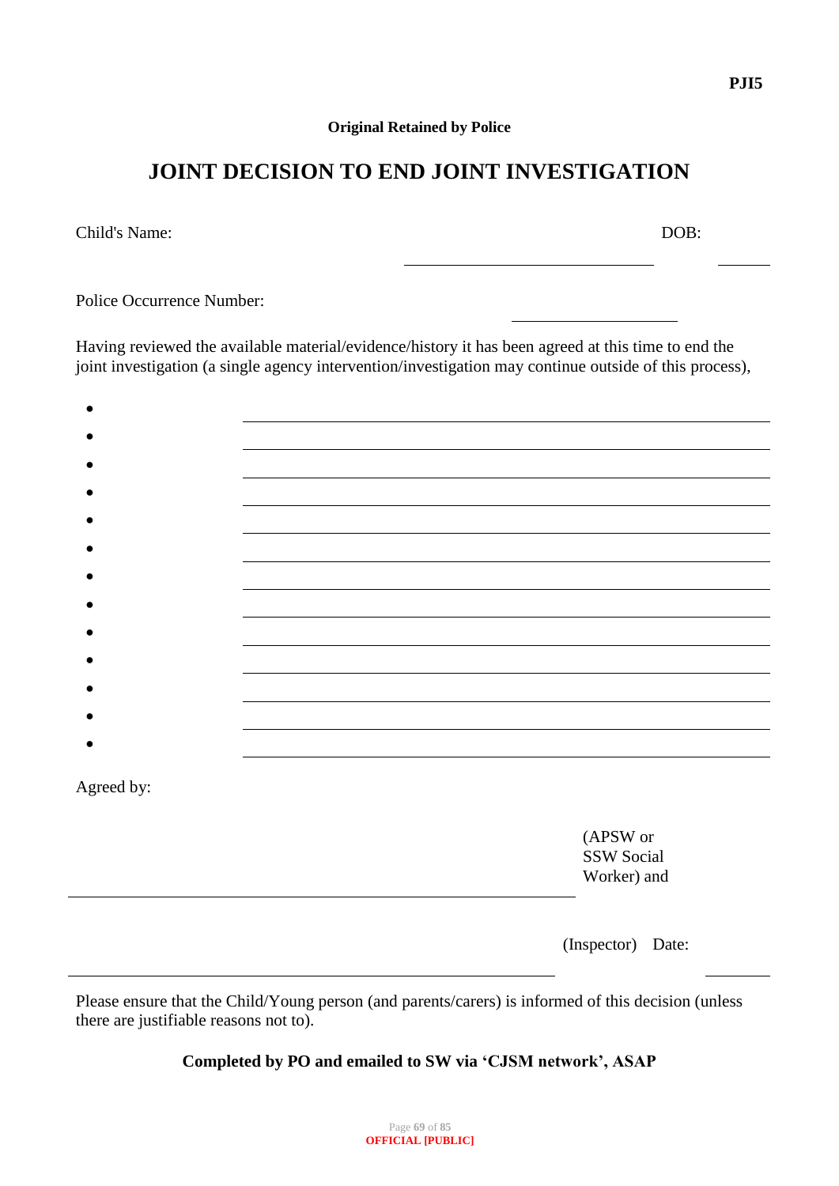**PJI5**

**Original Retained by Police**

# JOINT DECISION TO END JOINT INVESTIGATION

Child's Name: ______________________________ DOB: ________

Police Occurrence Number: ____________________

Having reviewed the available material/evidence/history it has been agreed at this time to end the joint investigation (a single agency intervention/investigation may continue outside of this process),

- ______________________________________________________________
- ______________________________________________________________
- ______________________________________________________________
- ______________________________________________________________
- ______________________________________________________________
- ______________________________________________________________
- ______________________________________________________________
- ______________________________________________________________
- ______________________________________________________________
- ______________________________________________________________
- ______________________________________________________________
- ______________________________________________________________
- ______________________________________________________________

Agreed by:

______________________________________________________________ (APSW or SSW Social Worker) and

______________________________________________________________ (Inspector) Date: ________

Please ensure that the Child/Young person (and parents/carers) is informed of this decision (unless there are justifiable reasons not to).

**Completed by PO and emailed to SW via 'CJSM network', ASAP**

**OFFICIAL [PUBLIC]**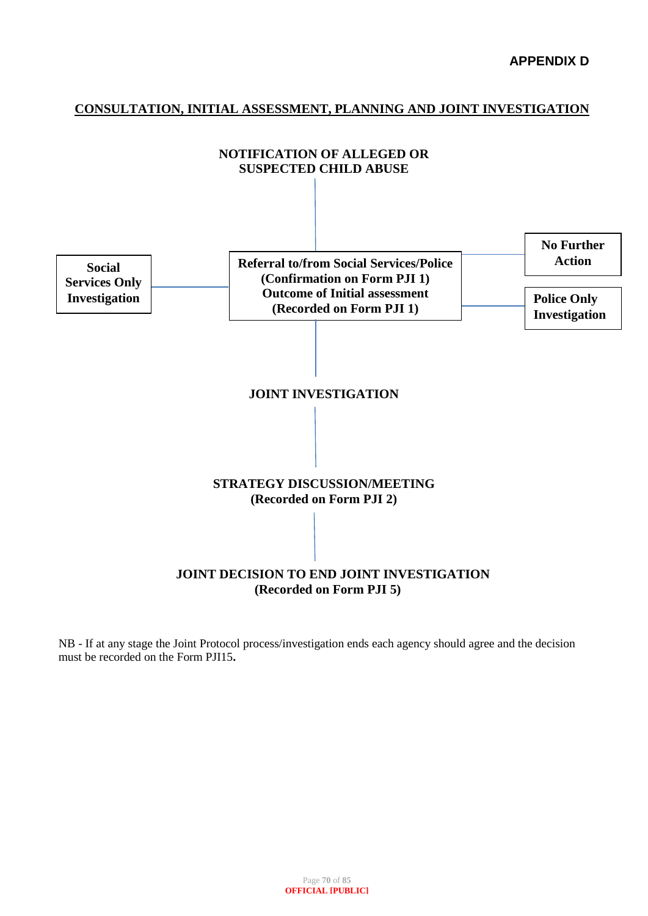**APPENDIX D**

## CONSULTATION, INITIAL ASSESSMENT, PLANNING AND JOINT INVESTIGATION

**NOTIFICATION OF ALLEGED OR SUSPECTED CHILD ABUSE**

**Referral to/from Social Services/Police (Confirmation on Form PJI 1) Outcome of Initial assessment (Recorded on Form PJI 1)**

**Social Services Only Investigation**

**No Further Action**

**Police Only Investigation**

**JOINT INVESTIGATION**

**STRATEGY DISCUSSION/MEETING (Recorded on Form PJI 2)**

**JOINT DECISION TO END JOINT INVESTIGATION (Recorded on Form PJI 5)**

NB - If at any stage the Joint Protocol process/investigation ends each agency should agree and the decision must be recorded on the Form PJI15**.**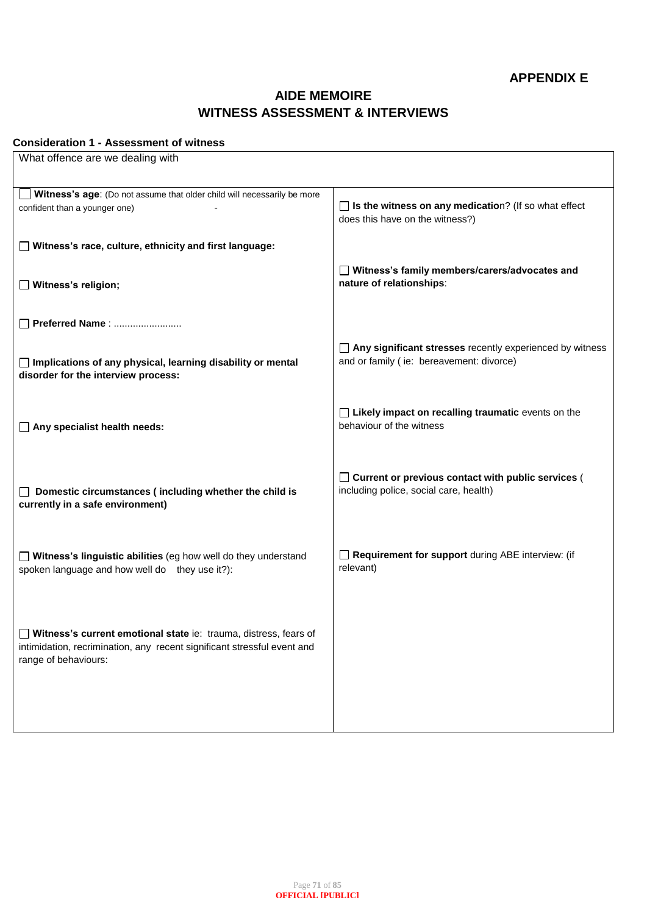**APPENDIX E**

# AIDE MEMOIRE
# WITNESS ASSESSMENT & INTERVIEWS

**Consideration 1 - Assessment of witness**

| What offence are we dealing with | |
|---|---|
| ☐ **Witness's age**: (Do not assume that older child will necessarily be more confident than a younger one) - | ☐ **Is the witness on any medication**? (If so what effect does this have on the witness?) |
| ☐ **Witness's race, culture, ethnicity and first language:** | |
| ☐ **Witness's religion;** | ☐ **Witness's family members/carers/advocates and nature of relationships**: |
| ☐ **Preferred Name** : ........................ | |
| ☐ **Implications of any physical, learning disability or mental disorder for the interview process:** | ☐ **Any significant stresses** recently experienced by witness and or family ( ie: bereavement: divorce) |
| ☐ **Any specialist health needs:** | ☐ **Likely impact on recalling traumatic** events on the behaviour of the witness |
| ☐ **Domestic circumstances ( including whether the child is currently in a safe environment)** | ☐ **Current or previous contact with public services** ( including police, social care, health) |
| ☐ **Witness's linguistic abilities** (eg how well do they understand spoken language and how well do they use it?): | ☐ **Requirement for support** during ABE interview: (if relevant) |
| ☐ **Witness's current emotional state** ie: trauma, distress, fears of intimidation, recrimination, any recent significant stressful event and range of behaviours: | |

OFFICIAL [PUBLIC]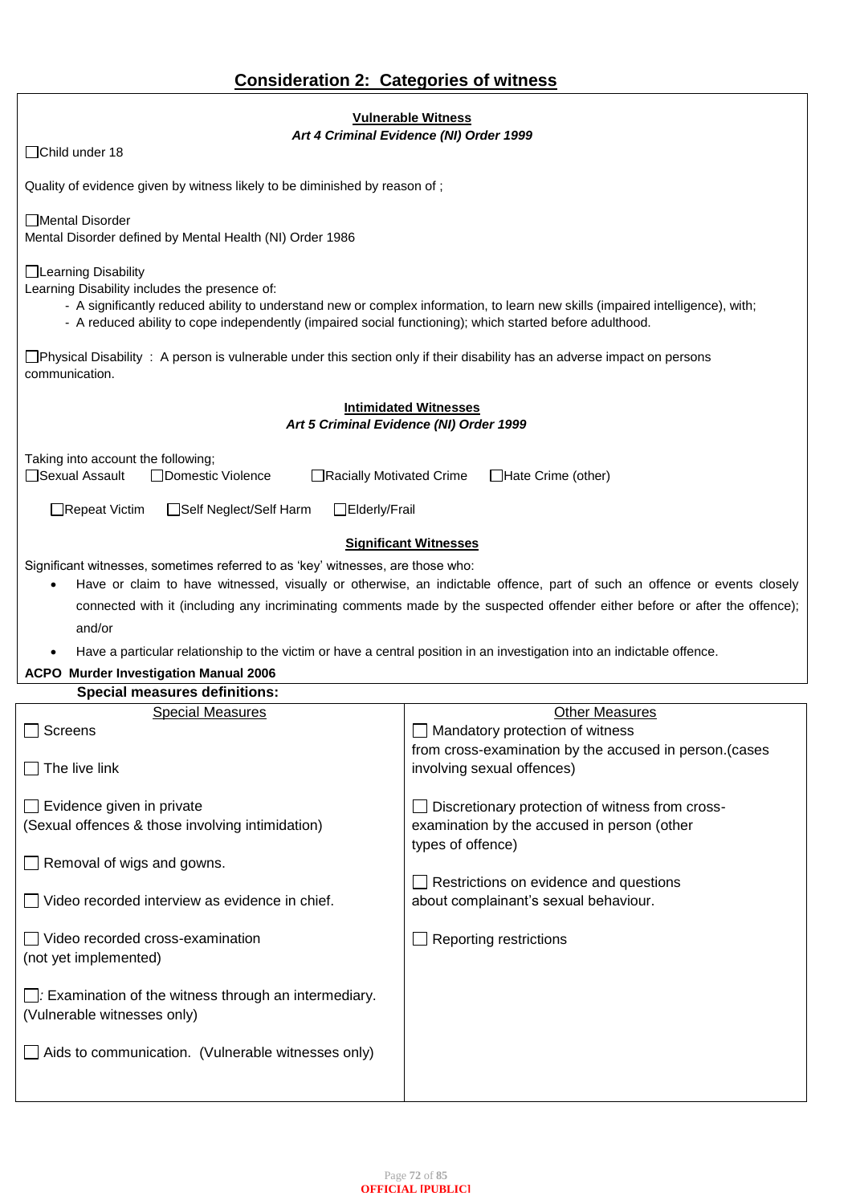## Consideration 2: Categories of witness

**Vulnerable Witness**

***Art 4 Criminal Evidence (NI) Order 1999***

☐Child under 18

Quality of evidence given by witness likely to be diminished by reason of ;

☐Mental Disorder
Mental Disorder defined by Mental Health (NI) Order 1986

☐Learning Disability
Learning Disability includes the presence of:

- A significantly reduced ability to understand new or complex information, to learn new skills (impaired intelligence), with;
- A reduced ability to cope independently (impaired social functioning); which started before adulthood.

☐Physical Disability : A person is vulnerable under this section only if their disability has an adverse impact on persons communication.

**Intimidated Witnesses**

***Art 5 Criminal Evidence (NI) Order 1999***

Taking into account the following;

☐Sexual Assault ☐Domestic Violence ☐Racially Motivated Crime ☐Hate Crime (other)

☐Repeat Victim ☐Self Neglect/Self Harm ☐Elderly/Frail

**Significant Witnesses**

Significant witnesses, sometimes referred to as 'key' witnesses, are those who:

- Have or claim to have witnessed, visually or otherwise, an indictable offence, part of such an offence or events closely connected with it (including any incriminating comments made by the suspected offender either before or after the offence); and/or
- Have a particular relationship to the victim or have a central position in an investigation into an indictable offence.

**ACPO Murder Investigation Manual 2006**

**Special measures definitions:**

| Special Measures | Other Measures |
|---|---|
| ☐ Screens | ☐ Mandatory protection of witness from cross-examination by the accused in person.(cases involving sexual offences) |
| ☐ The live link | ☐ Discretionary protection of witness from cross-examination by the accused in person (other types of offence) |
| ☐ Evidence given in private (Sexual offences & those involving intimidation) | ☐ Restrictions on evidence and questions about complainant's sexual behaviour. |
| ☐ Removal of wigs and gowns. | ☐ Reporting restrictions |
| ☐ Video recorded interview as evidence in chief. | |
| ☐ Video recorded cross-examination (not yet implemented) | |
| ☐: Examination of the witness through an intermediary. (Vulnerable witnesses only) | |
| ☐ Aids to communication. (Vulnerable witnesses only) | |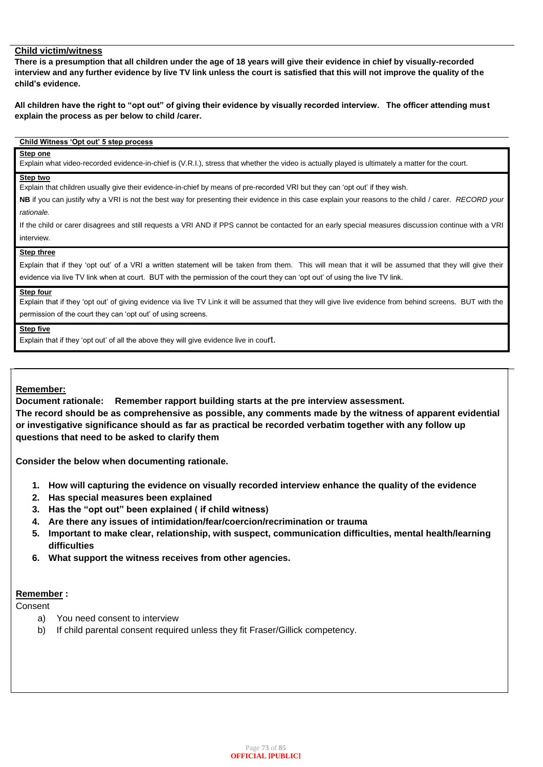**Child victim/witness**

**There is a presumption that all children under the age of 18 years will give their evidence in chief by visually-recorded interview and any further evidence by live TV link unless the court is satisfied that this will not improve the quality of the child's evidence.**

**All children have the right to "opt out" of giving their evidence by visually recorded interview. The officer attending must explain the process as per below to child /carer.**

**Child Witness 'Opt out' 5 step process**

**Step one**

Explain what video-recorded evidence-in-chief is (V.R.I.), stress that whether the video is actually played is ultimately a matter for the court.

**Step two**

Explain that children usually give their evidence-in-chief by means of pre-recorded VRI but they can 'opt out' if they wish.

**NB** if you can justify why a VRI is not the best way for presenting their evidence in this case explain your reasons to the child / carer. *RECORD your rationale.*

If the child or carer disagrees and still requests a VRI AND if PPS cannot be contacted for an early special measures discussion continue with a VRI interview.

**Step three**

Explain that if they 'opt out' of a VRI a written statement will be taken from them. This will mean that it will be assumed that they will give their evidence via live TV link when at court. BUT with the permission of the court they can 'opt out' of using the live TV link.

**Step four**

Explain that if they 'opt out' of giving evidence via live TV Link it will be assumed that they will give live evidence from behind screens. BUT with the permission of the court they can 'opt out' of using screens.

**Step five**

Explain that if they 'opt out' of all the above they will give evidence live in court.

**Remember:**

**Document rationale: Remember rapport building starts at the pre interview assessment.**

**The record should be as comprehensive as possible, any comments made by the witness of apparent evidential or investigative significance should as far as practical be recorded verbatim together with any follow up questions that need to be asked to clarify them**

**Consider the below when documenting rationale.**

1. **How will capturing the evidence on visually recorded interview enhance the quality of the evidence**
2. **Has special measures been explained**
3. **Has the "opt out" been explained ( if child witness)**
4. **Are there any issues of intimidation/fear/coercion/recrimination or trauma**
5. **Important to make clear, relationship, with suspect, communication difficulties, mental health/learning difficulties**
6. **What support the witness receives from other agencies.**

**Remember :**

Consent

a) You need consent to interview
b) If child parental consent required unless they fit Fraser/Gillick competency.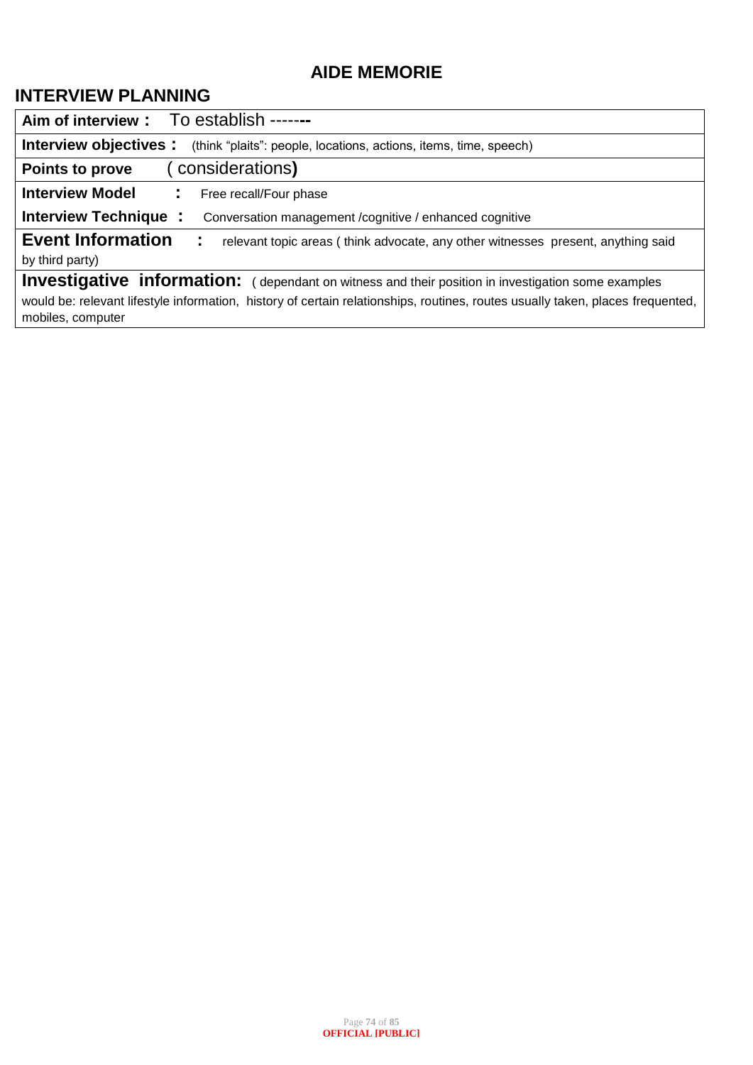## AIDE MEMORIE

## INTERVIEW PLANNING

**Aim of interview :** To establish -------

**Interview objectives :** (think "plaits": people, locations, actions, items, time, speech)

**Points to prove** ( considerations**)**

**Interview Model :** Free recall/Four phase

**Interview Technique :** Conversation management /cognitive / enhanced cognitive

**Event Information :** relevant topic areas ( think advocate, any other witnesses present, anything said by third party)

**Investigative information:** ( dependant on witness and their position in investigation some examples would be: relevant lifestyle information, history of certain relationships, routines, routes usually taken, places frequented, mobiles, computer

OFFICIAL [PUBLIC]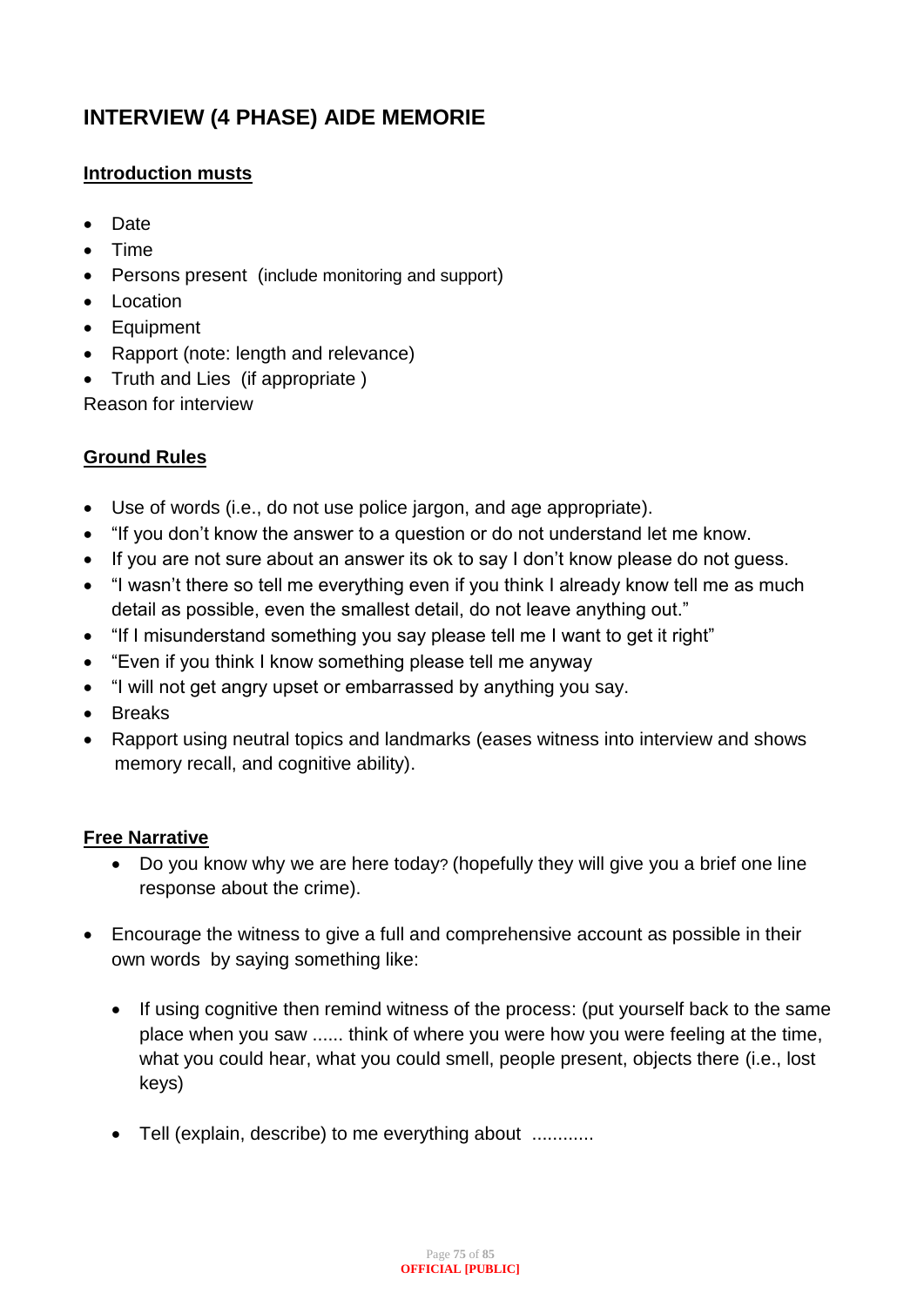# INTERVIEW (4 PHASE) AIDE MEMORIE

**Introduction musts**

- Date
- Time
- Persons present (include monitoring and support)
- Location
- Equipment
- Rapport (note: length and relevance)
- Truth and Lies (if appropriate )

Reason for interview

**Ground Rules**

- Use of words (i.e., do not use police jargon, and age appropriate).
- "If you don't know the answer to a question or do not understand let me know.
- If you are not sure about an answer its ok to say I don't know please do not guess.
- "I wasn't there so tell me everything even if you think I already know tell me as much detail as possible, even the smallest detail, do not leave anything out."
- "If I misunderstand something you say please tell me I want to get it right"
- "Even if you think I know something please tell me anyway
- "I will not get angry upset or embarrassed by anything you say.
- Breaks
- Rapport using neutral topics and landmarks (eases witness into interview and shows memory recall, and cognitive ability).

**Free Narrative**

- Do you know why we are here today? (hopefully they will give you a brief one line response about the crime).

- Encourage the witness to give a full and comprehensive account as possible in their own words by saying something like:

    - If using cognitive then remind witness of the process: (put yourself back to the same place when you saw ...... think of where you were how you were feeling at the time, what you could hear, what you could smell, people present, objects there (i.e., lost keys)

    - Tell (explain, describe) to me everything about ............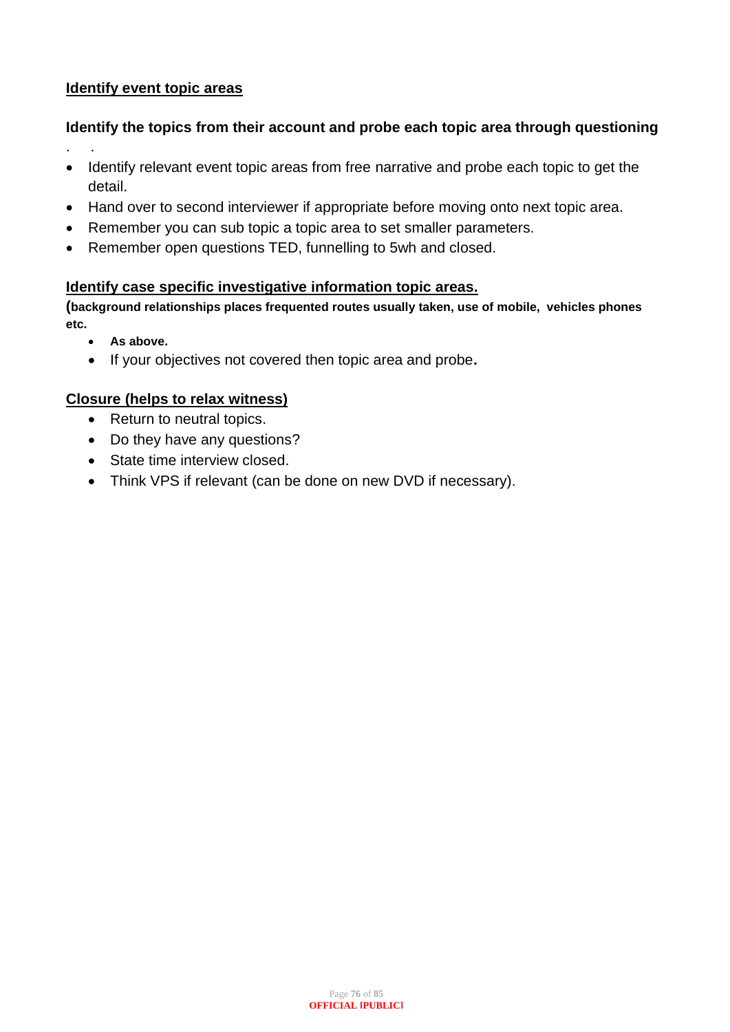**<u>Identify event topic areas</u>**

**Identify the topics from their account and probe each topic area through questioning**

. .

- Identify relevant event topic areas from free narrative and probe each topic to get the detail.
- Hand over to second interviewer if appropriate before moving onto next topic area.
- Remember you can sub topic a topic area to set smaller parameters.
- Remember open questions TED, funnelling to 5wh and closed.

**<u>Identify case specific investigative information topic areas.</u>**

**(background relationships places frequented routes usually taken, use of mobile, vehicles phones etc.**

- **As above.**
- If your objectives not covered then topic area and probe**.**

**<u>Closure (helps to relax witness)</u>**

- Return to neutral topics.
- Do they have any questions?
- State time interview closed.
- Think VPS if relevant (can be done on new DVD if necessary).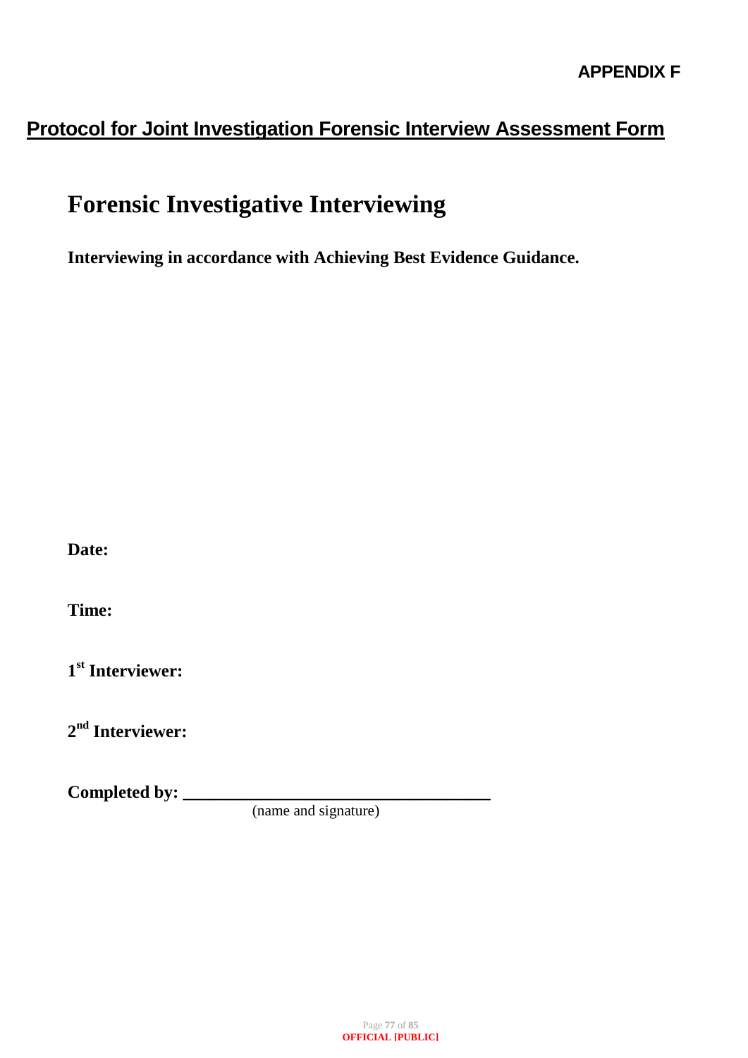**APPENDIX F**

## Protocol for Joint Investigation Forensic Interview Assessment Form

# Forensic Investigative Interviewing

**Interviewing in accordance with Achieving Best Evidence Guidance.**

**Date:**

**Time:**

**1st Interviewer:**

**2nd Interviewer:**

**Completed by: ___________________________________**
(name and signature)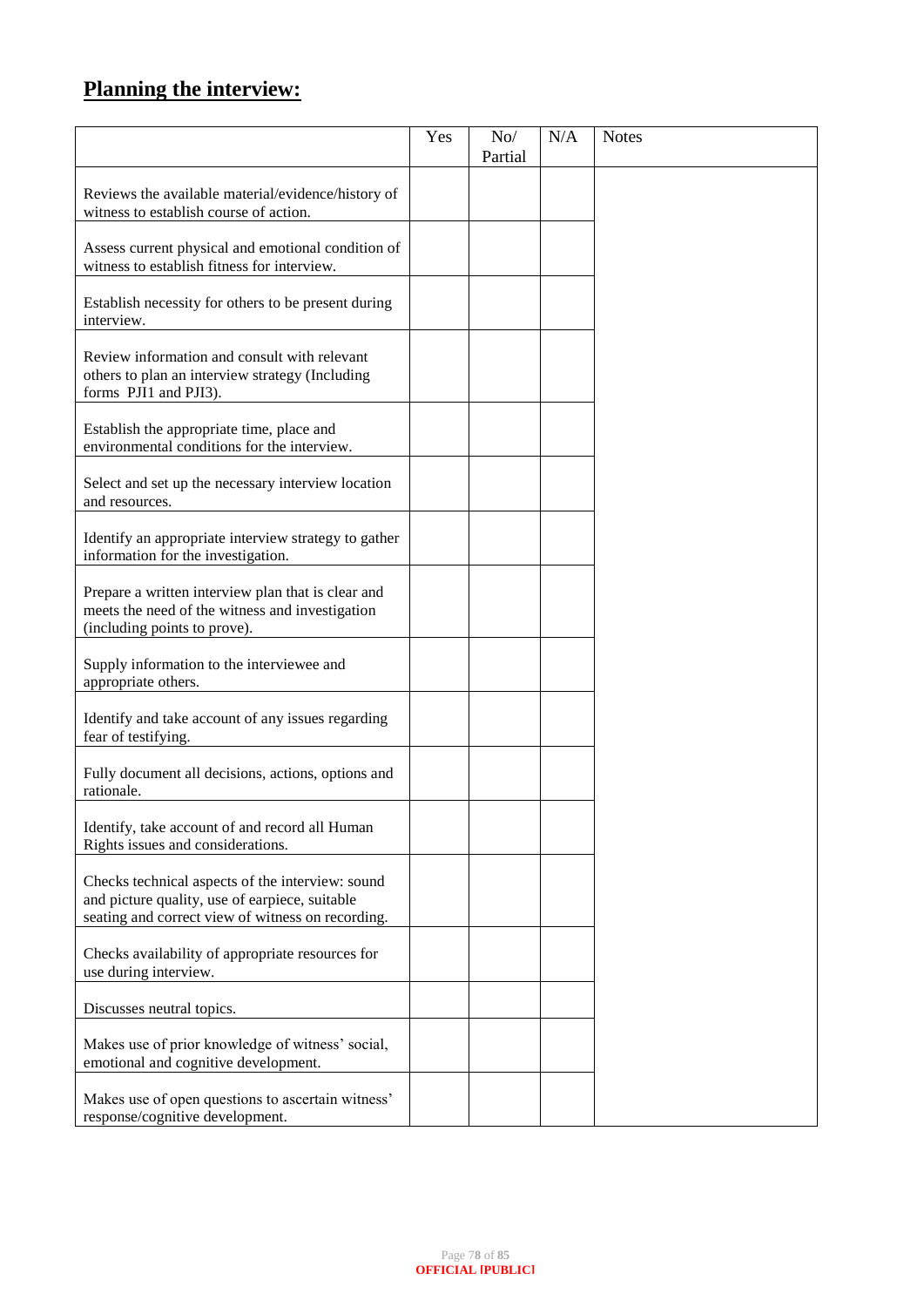# **Planning the interview:**

| | Yes | No/ Partial | N/A | Notes |
|---|---|---|---|---|
| Reviews the available material/evidence/history of witness to establish course of action. | | | | |
| Assess current physical and emotional condition of witness to establish fitness for interview. | | | | |
| Establish necessity for others to be present during interview. | | | | |
| Review information and consult with relevant others to plan an interview strategy (Including forms PJI1 and PJI3). | | | | |
| Establish the appropriate time, place and environmental conditions for the interview. | | | | |
| Select and set up the necessary interview location and resources. | | | | |
| Identify an appropriate interview strategy to gather information for the investigation. | | | | |
| Prepare a written interview plan that is clear and meets the need of the witness and investigation (including points to prove). | | | | |
| Supply information to the interviewee and appropriate others. | | | | |
| Identify and take account of any issues regarding fear of testifying. | | | | |
| Fully document all decisions, actions, options and rationale. | | | | |
| Identify, take account of and record all Human Rights issues and considerations. | | | | |
| Checks technical aspects of the interview: sound and picture quality, use of earpiece, suitable seating and correct view of witness on recording. | | | | |
| Checks availability of appropriate resources for use during interview. | | | | |
| Discusses neutral topics. | | | | |
| Makes use of prior knowledge of witness' social, emotional and cognitive development. | | | | |
| Makes use of open questions to ascertain witness' response/cognitive development. | | | | |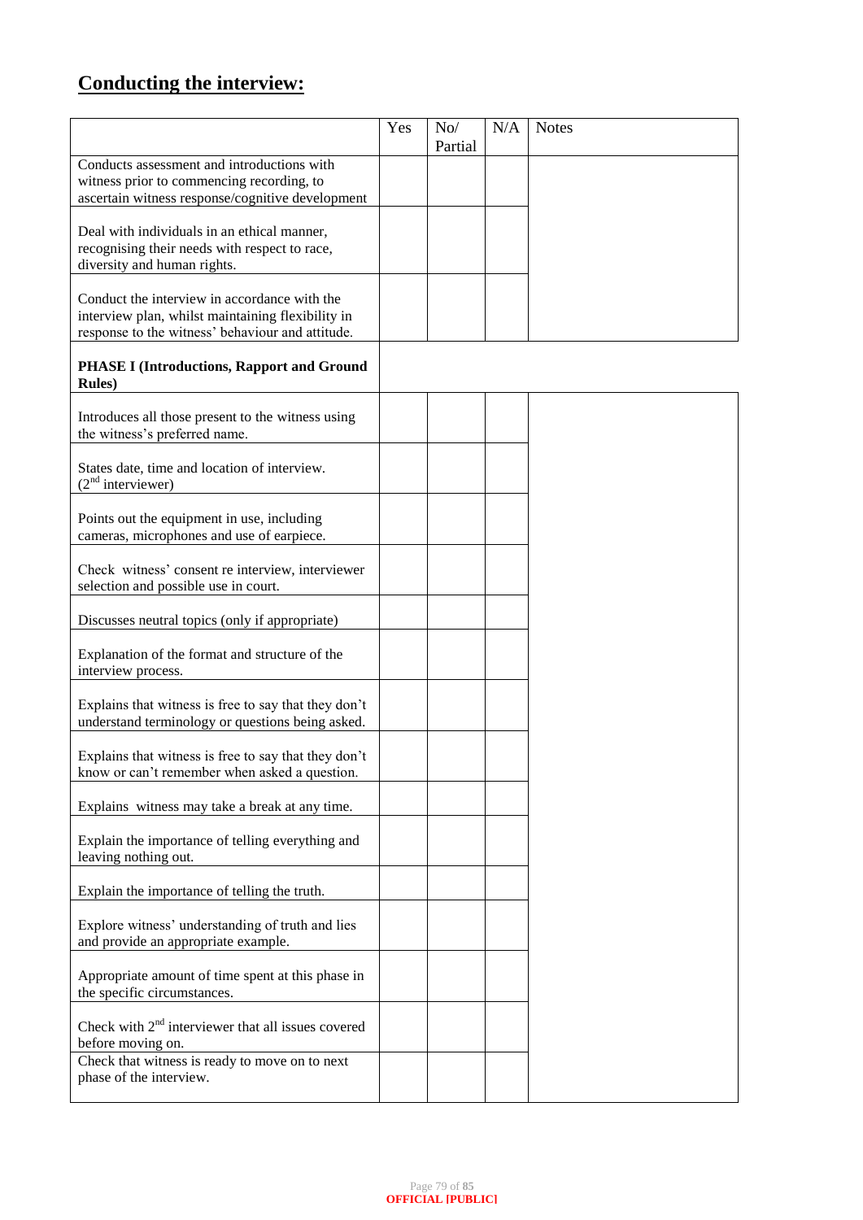# Conducting the interview:

| | Yes | No/ Partial | N/A | Notes |
|---|---|---|---|---|
| Conducts assessment and introductions with witness prior to commencing recording, to ascertain witness response/cognitive development | | | | |
| Deal with individuals in an ethical manner, recognising their needs with respect to race, diversity and human rights. | | | | |
| Conduct the interview in accordance with the interview plan, whilst maintaining flexibility in response to the witness' behaviour and attitude. | | | | |
| **PHASE I (Introductions, Rapport and Ground Rules)** | | | | |
| Introduces all those present to the witness using the witness's preferred name. | | | | |
| States date, time and location of interview. (2nd interviewer) | | | | |
| Points out the equipment in use, including cameras, microphones and use of earpiece. | | | | |
| Check witness' consent re interview, interviewer selection and possible use in court. | | | | |
| Discusses neutral topics (only if appropriate) | | | | |
| Explanation of the format and structure of the interview process. | | | | |
| Explains that witness is free to say that they don't understand terminology or questions being asked. | | | | |
| Explains that witness is free to say that they don't know or can't remember when asked a question. | | | | |
| Explains witness may take a break at any time. | | | | |
| Explain the importance of telling everything and leaving nothing out. | | | | |
| Explain the importance of telling the truth. | | | | |
| Explore witness' understanding of truth and lies and provide an appropriate example. | | | | |
| Appropriate amount of time spent at this phase in the specific circumstances. | | | | |
| Check with 2nd interviewer that all issues covered before moving on. | | | | |
| Check that witness is ready to move on to next phase of the interview. | | | | |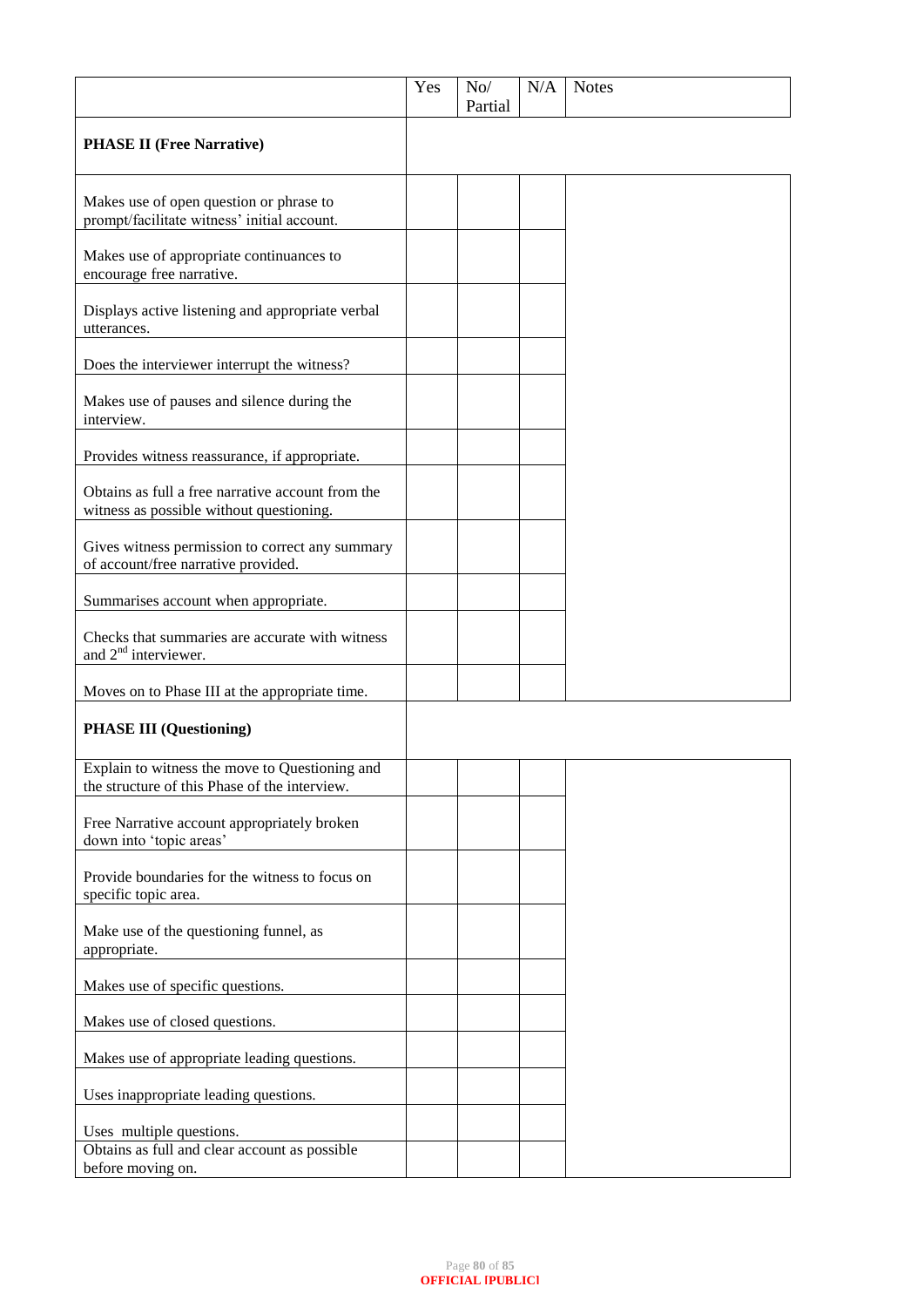| | Yes | No/ Partial | N/A | Notes |
|---|---|---|---|---|
| **PHASE II (Free Narrative)** | | | | |
| Makes use of open question or phrase to prompt/facilitate witness' initial account. | | | | |
| Makes use of appropriate continuances to encourage free narrative. | | | | |
| Displays active listening and appropriate verbal utterances. | | | | |
| Does the interviewer interrupt the witness? | | | | |
| Makes use of pauses and silence during the interview. | | | | |
| Provides witness reassurance, if appropriate. | | | | |
| Obtains as full a free narrative account from the witness as possible without questioning. | | | | |
| Gives witness permission to correct any summary of account/free narrative provided. | | | | |
| Summarises account when appropriate. | | | | |
| Checks that summaries are accurate with witness and 2nd interviewer. | | | | |
| Moves on to Phase III at the appropriate time. | | | | |
| **PHASE III (Questioning)** | | | | |
| Explain to witness the move to Questioning and the structure of this Phase of the interview. | | | | |
| Free Narrative account appropriately broken down into 'topic areas' | | | | |
| Provide boundaries for the witness to focus on specific topic area. | | | | |
| Make use of the questioning funnel, as appropriate. | | | | |
| Makes use of specific questions. | | | | |
| Makes use of closed questions. | | | | |
| Makes use of appropriate leading questions. | | | | |
| Uses inappropriate leading questions. | | | | |
| Uses multiple questions. | | | | |
| Obtains as full and clear account as possible before moving on. | | | | |

OFFICIAL [PUBLIC]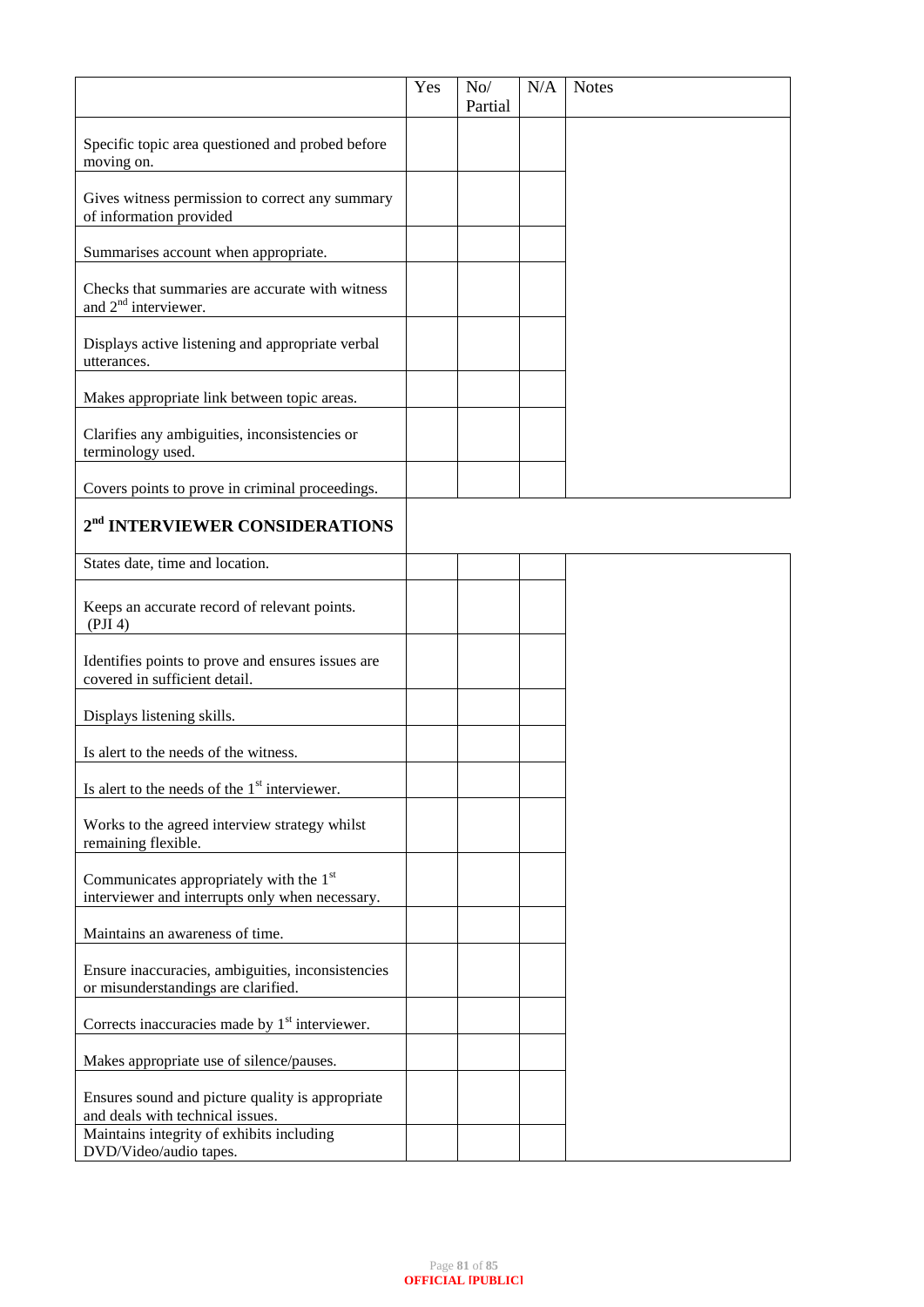| | Yes | No/ Partial | N/A | Notes |
|---|---|---|---|---|
| Specific topic area questioned and probed before moving on. | | | | |
| Gives witness permission to correct any summary of information provided | | | | |
| Summarises account when appropriate. | | | | |
| Checks that summaries are accurate with witness and 2nd interviewer. | | | | |
| Displays active listening and appropriate verbal utterances. | | | | |
| Makes appropriate link between topic areas. | | | | |
| Clarifies any ambiguities, inconsistencies or terminology used. | | | | |
| Covers points to prove in criminal proceedings. | | | | |
| **2nd INTERVIEWER CONSIDERATIONS** | | | | |
| States date, time and location. | | | | |
| Keeps an accurate record of relevant points. (PJI 4) | | | | |
| Identifies points to prove and ensures issues are covered in sufficient detail. | | | | |
| Displays listening skills. | | | | |
| Is alert to the needs of the witness. | | | | |
| Is alert to the needs of the 1st interviewer. | | | | |
| Works to the agreed interview strategy whilst remaining flexible. | | | | |
| Communicates appropriately with the 1st interviewer and interrupts only when necessary. | | | | |
| Maintains an awareness of time. | | | | |
| Ensure inaccuracies, ambiguities, inconsistencies or misunderstandings are clarified. | | | | |
| Corrects inaccuracies made by 1st interviewer. | | | | |
| Makes appropriate use of silence/pauses. | | | | |
| Ensures sound and picture quality is appropriate and deals with technical issues. | | | | |
| Maintains integrity of exhibits including DVD/Video/audio tapes. | | | | |

OFFICIAL [PUBLIC]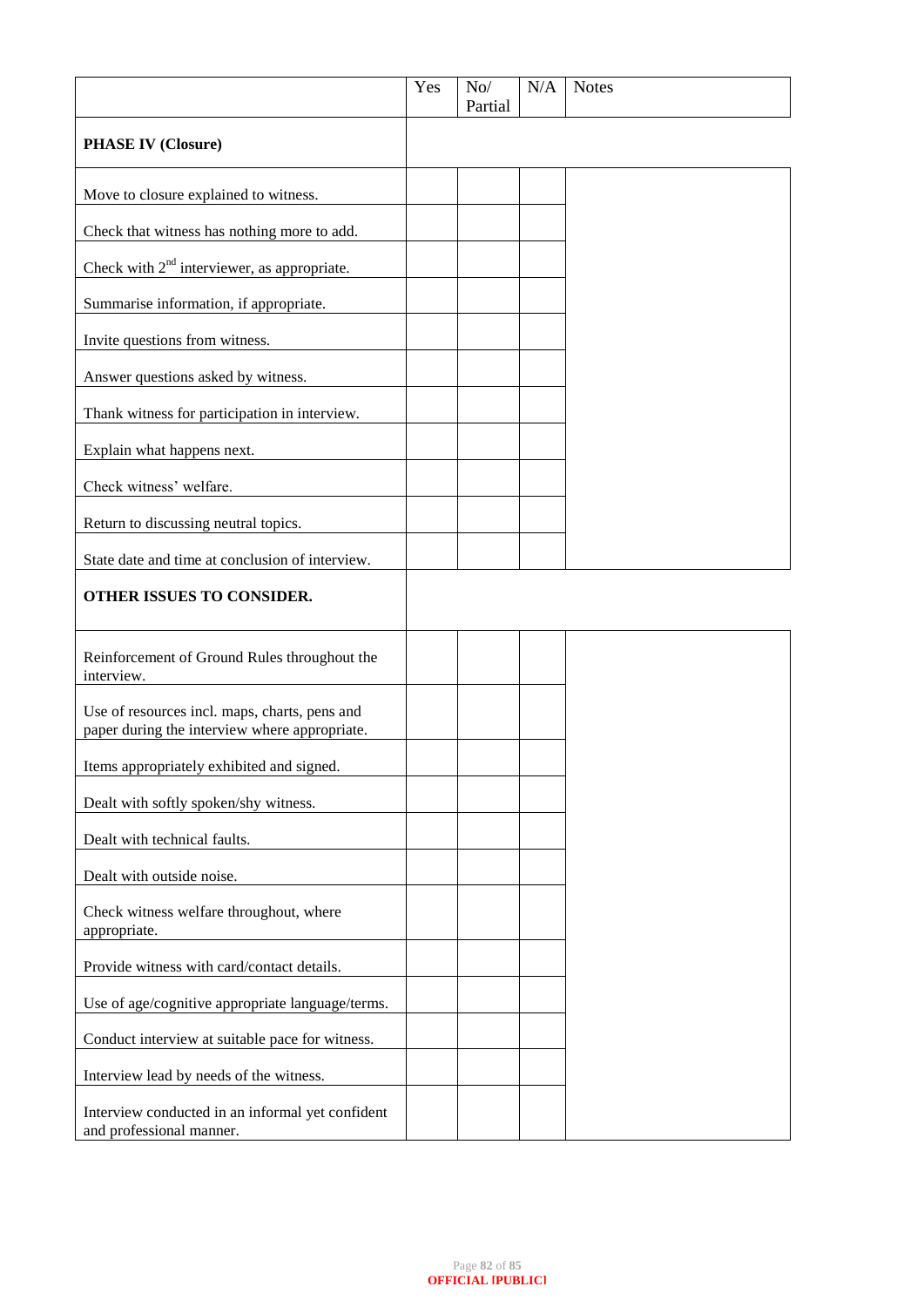| | Yes | No/ Partial | N/A | Notes |
|---|---|---|---|---|
| **PHASE IV (Closure)** | | | | |
| Move to closure explained to witness. | | | | |
| Check that witness has nothing more to add. | | | | |
| Check with 2nd interviewer, as appropriate. | | | | |
| Summarise information, if appropriate. | | | | |
| Invite questions from witness. | | | | |
| Answer questions asked by witness. | | | | |
| Thank witness for participation in interview. | | | | |
| Explain what happens next. | | | | |
| Check witness' welfare. | | | | |
| Return to discussing neutral topics. | | | | |
| State date and time at conclusion of interview. | | | | |
| **OTHER ISSUES TO CONSIDER.** | | | | |
| Reinforcement of Ground Rules throughout the interview. | | | | |
| Use of resources incl. maps, charts, pens and paper during the interview where appropriate. | | | | |
| Items appropriately exhibited and signed. | | | | |
| Dealt with softly spoken/shy witness. | | | | |
| Dealt with technical faults. | | | | |
| Dealt with outside noise. | | | | |
| Check witness welfare throughout, where appropriate. | | | | |
| Provide witness with card/contact details. | | | | |
| Use of age/cognitive appropriate language/terms. | | | | |
| Conduct interview at suitable pace for witness. | | | | |
| Interview lead by needs of the witness. | | | | |
| Interview conducted in an informal yet confident and professional manner. | | | | |

OFFICIAL [PUBLIC]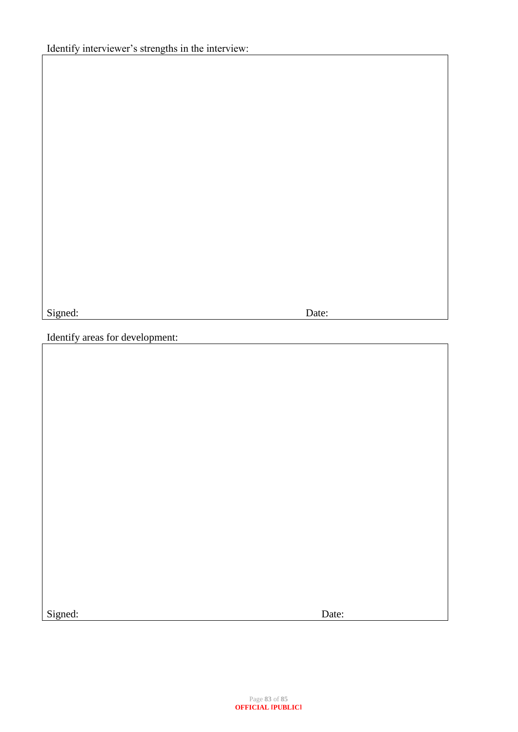Identify interviewer's strengths in the interview:

Signed: Date:

Identify areas for development:

Signed: Date:

OFFICIAL [PUBLIC]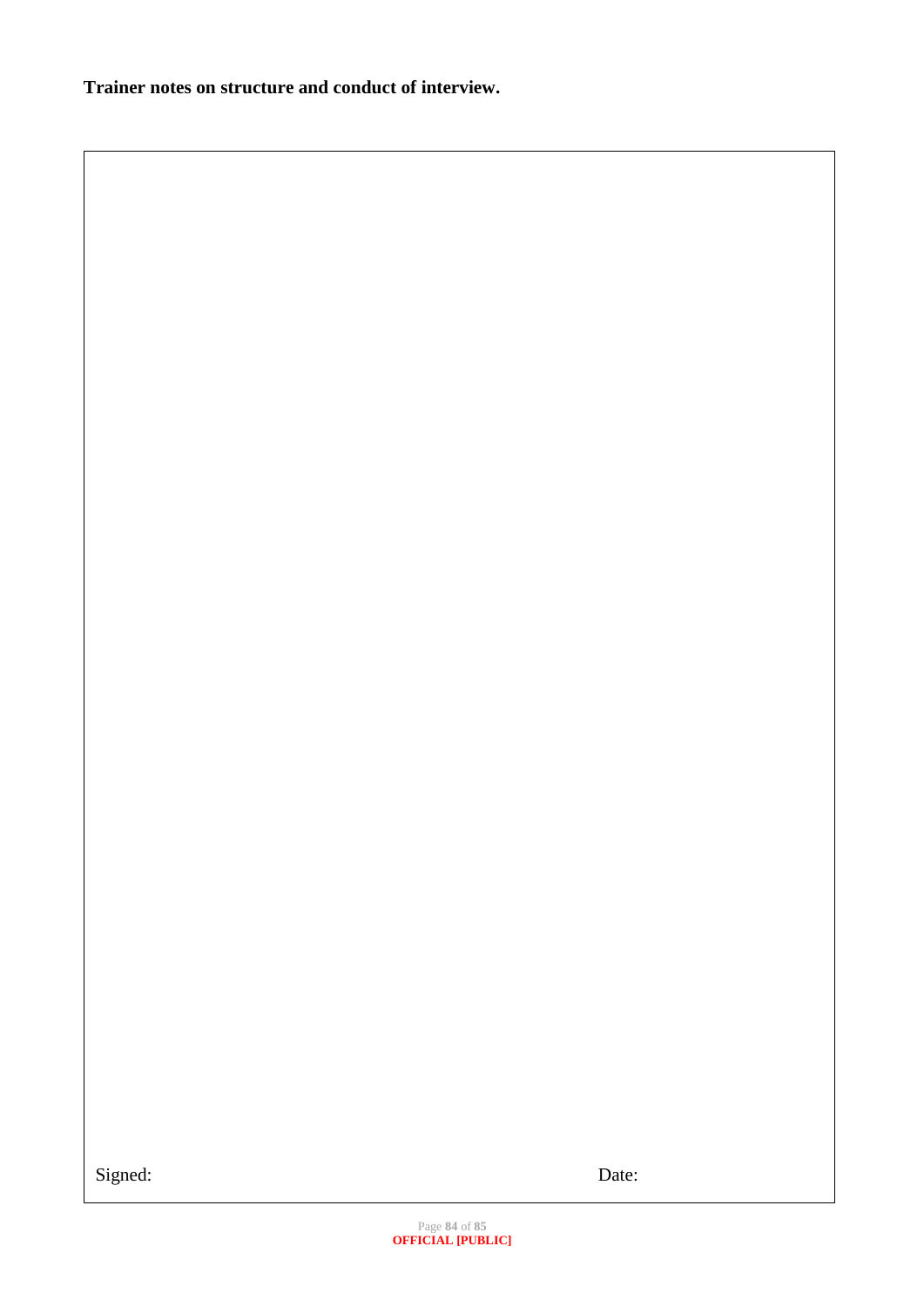**Trainer notes on structure and conduct of interview.**

Signed: Date: